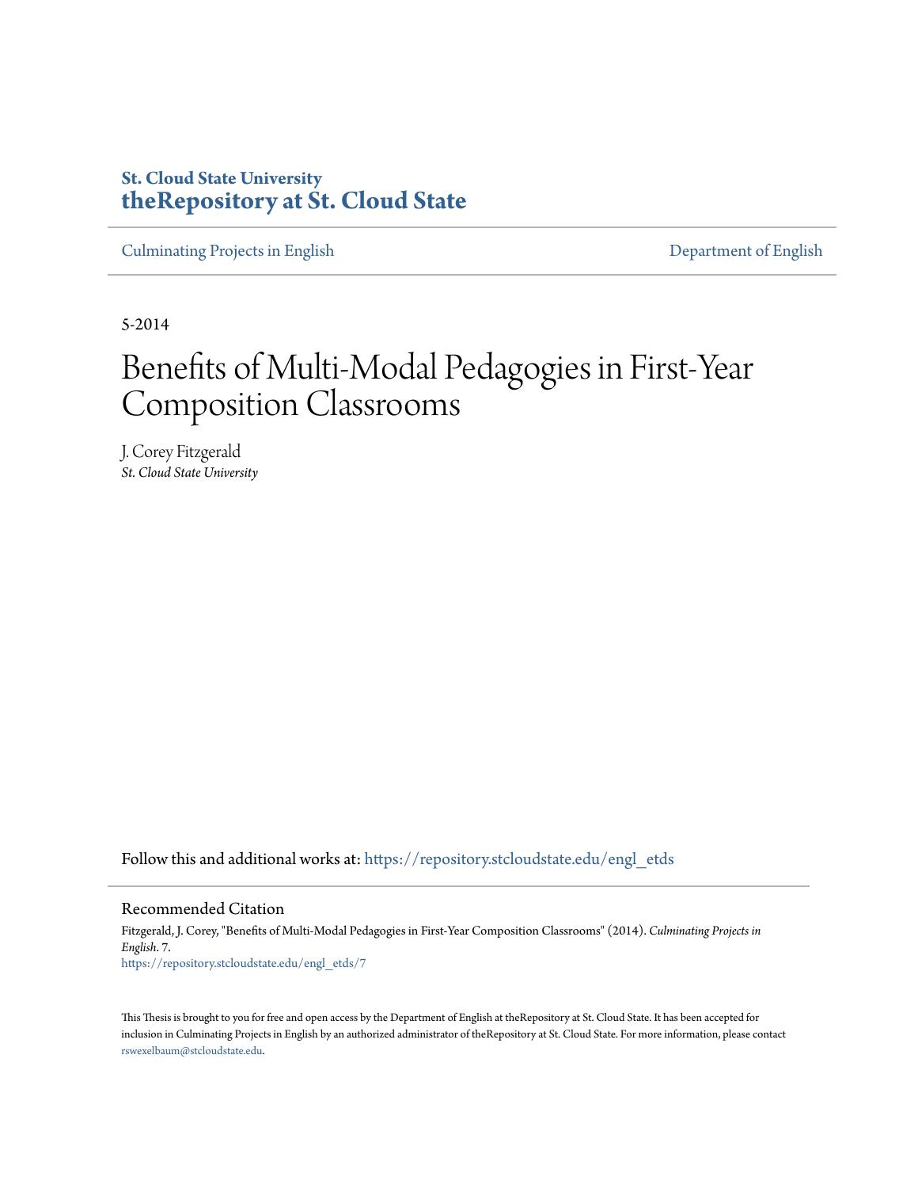**St. Cloud State University**
**theRepository at St. Cloud State**

Culminating Projects in English | Department of English

5-2014

# Benefits of Multi-Modal Pedagogies in First-Year Composition Classrooms

J. Corey Fitzgerald
*St. Cloud State University*

Follow this and additional works at: https://repository.stcloudstate.edu/engl_etds

## Recommended Citation

Fitzgerald, J. Corey, "Benefits of Multi-Modal Pedagogies in First-Year Composition Classrooms" (2014). *Culminating Projects in English*. 7.
https://repository.stcloudstate.edu/engl_etds/7

This Thesis is brought to you for free and open access by the Department of English at theRepository at St. Cloud State. It has been accepted for inclusion in Culminating Projects in English by an authorized administrator of theRepository at St. Cloud State. For more information, please contact rswexelbaum@stcloudstate.edu.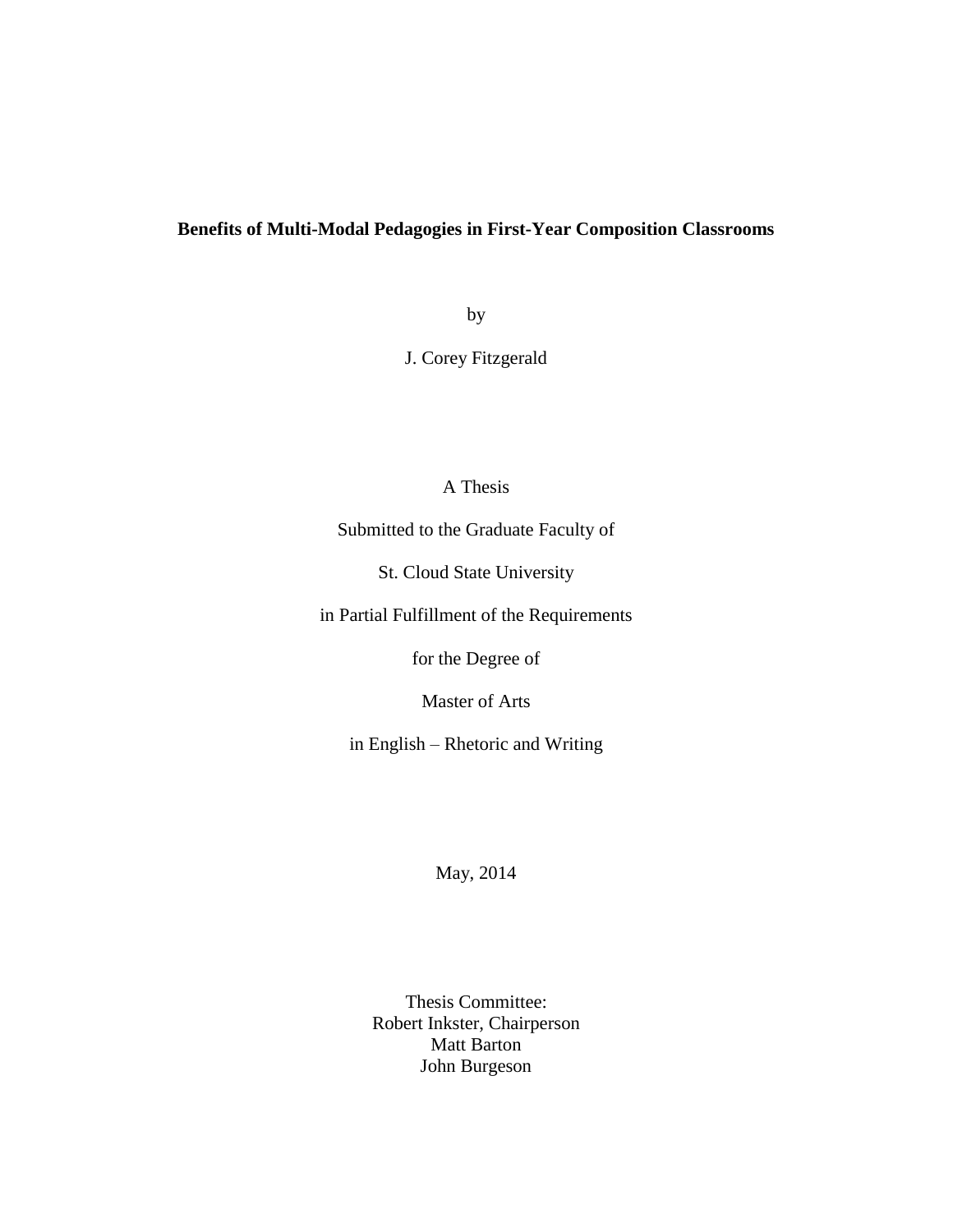**Benefits of Multi-Modal Pedagogies in First-Year Composition Classrooms**

by

J. Corey Fitzgerald

A Thesis

Submitted to the Graduate Faculty of

St. Cloud State University

in Partial Fulfillment of the Requirements

for the Degree of

Master of Arts

in English – Rhetoric and Writing

May, 2014

Thesis Committee:
Robert Inkster, Chairperson
Matt Barton
John Burgeson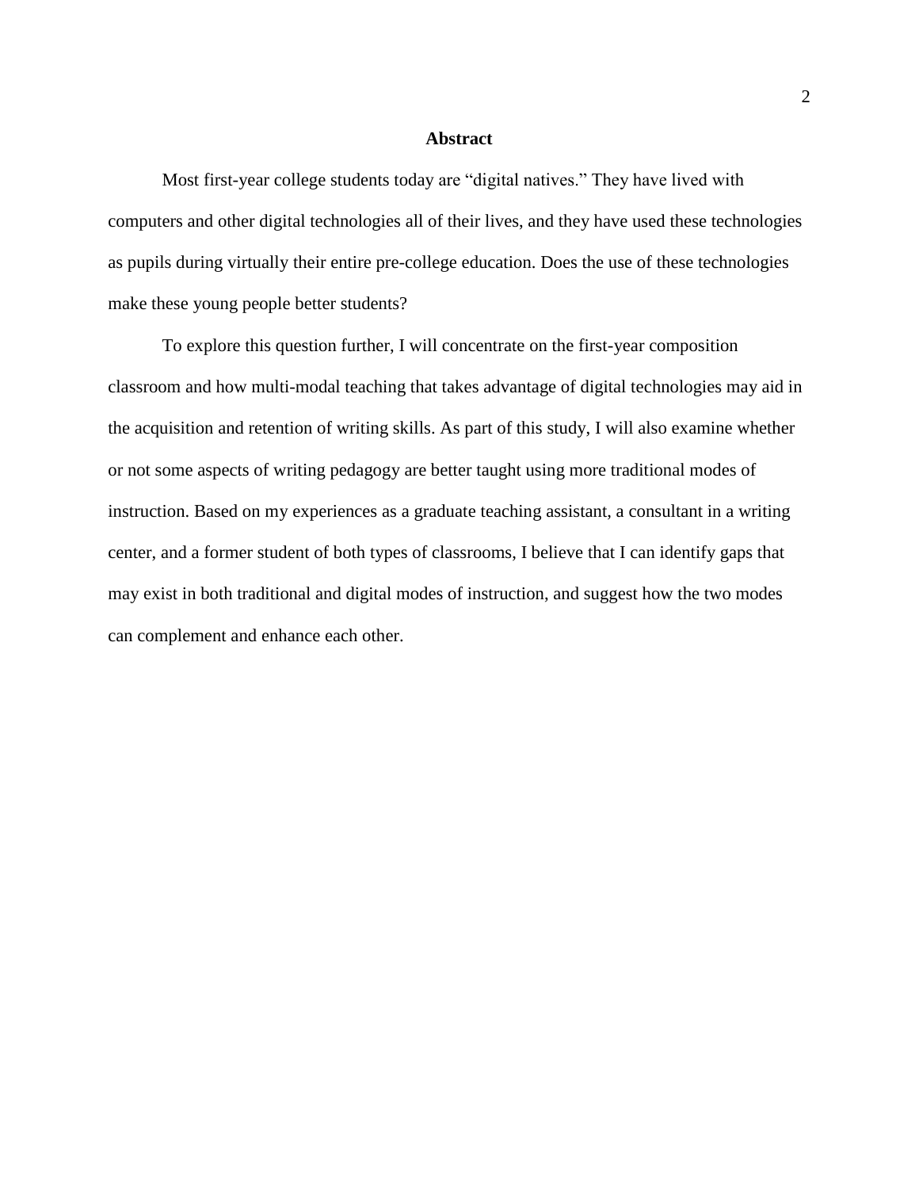# Abstract

Most first-year college students today are "digital natives." They have lived with computers and other digital technologies all of their lives, and they have used these technologies as pupils during virtually their entire pre-college education. Does the use of these technologies make these young people better students?

To explore this question further, I will concentrate on the first-year composition classroom and how multi-modal teaching that takes advantage of digital technologies may aid in the acquisition and retention of writing skills. As part of this study, I will also examine whether or not some aspects of writing pedagogy are better taught using more traditional modes of instruction. Based on my experiences as a graduate teaching assistant, a consultant in a writing center, and a former student of both types of classrooms, I believe that I can identify gaps that may exist in both traditional and digital modes of instruction, and suggest how the two modes can complement and enhance each other.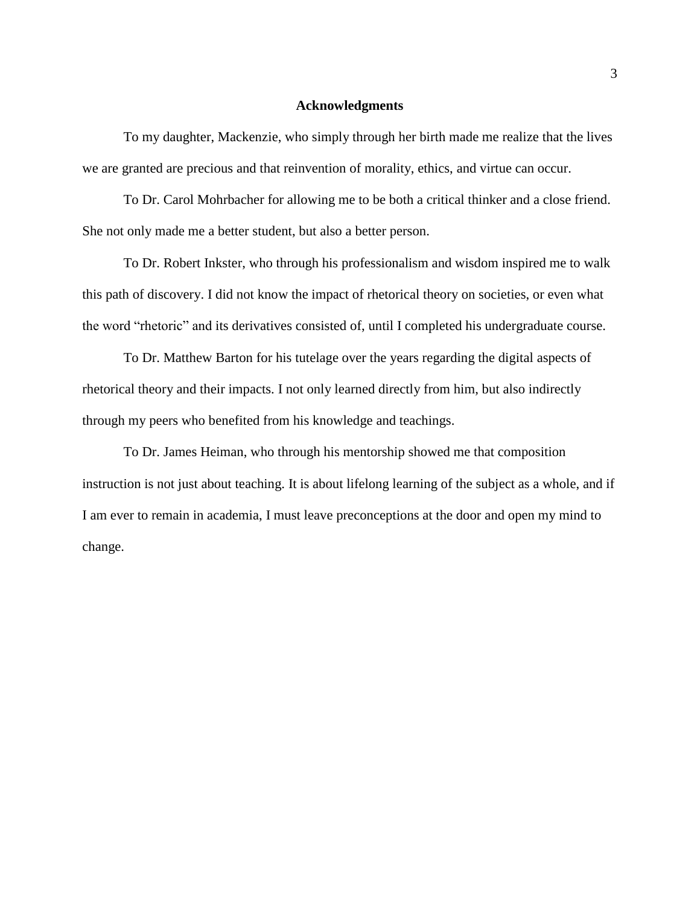# Acknowledgments

To my daughter, Mackenzie, who simply through her birth made me realize that the lives we are granted are precious and that reinvention of morality, ethics, and virtue can occur.

To Dr. Carol Mohrbacher for allowing me to be both a critical thinker and a close friend. She not only made me a better student, but also a better person.

To Dr. Robert Inkster, who through his professionalism and wisdom inspired me to walk this path of discovery. I did not know the impact of rhetorical theory on societies, or even what the word "rhetoric" and its derivatives consisted of, until I completed his undergraduate course.

To Dr. Matthew Barton for his tutelage over the years regarding the digital aspects of rhetorical theory and their impacts. I not only learned directly from him, but also indirectly through my peers who benefited from his knowledge and teachings.

To Dr. James Heiman, who through his mentorship showed me that composition instruction is not just about teaching. It is about lifelong learning of the subject as a whole, and if I am ever to remain in academia, I must leave preconceptions at the door and open my mind to change.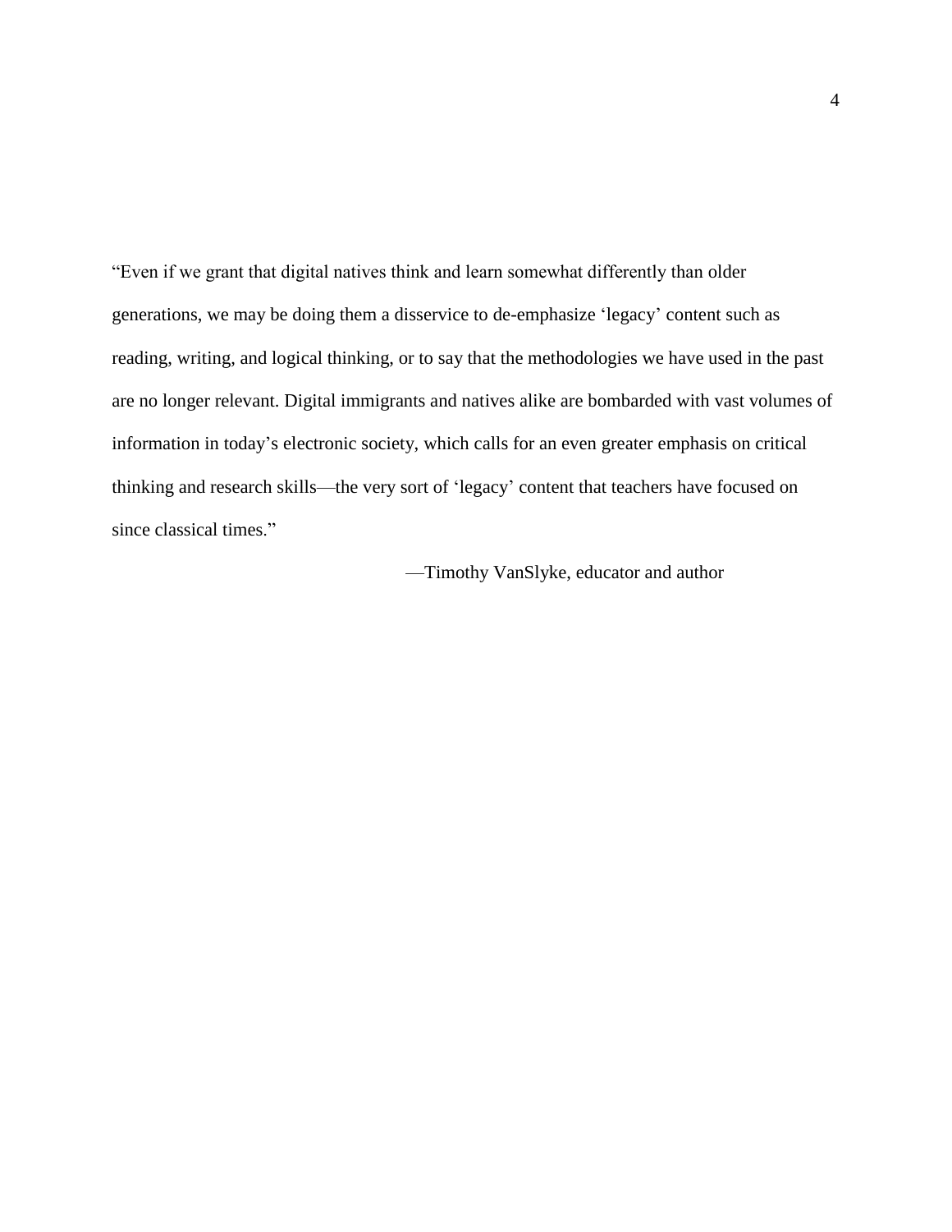"Even if we grant that digital natives think and learn somewhat differently than older generations, we may be doing them a disservice to de-emphasize 'legacy' content such as reading, writing, and logical thinking, or to say that the methodologies we have used in the past are no longer relevant. Digital immigrants and natives alike are bombarded with vast volumes of information in today's electronic society, which calls for an even greater emphasis on critical thinking and research skills—the very sort of 'legacy' content that teachers have focused on since classical times."

—Timothy VanSlyke, educator and author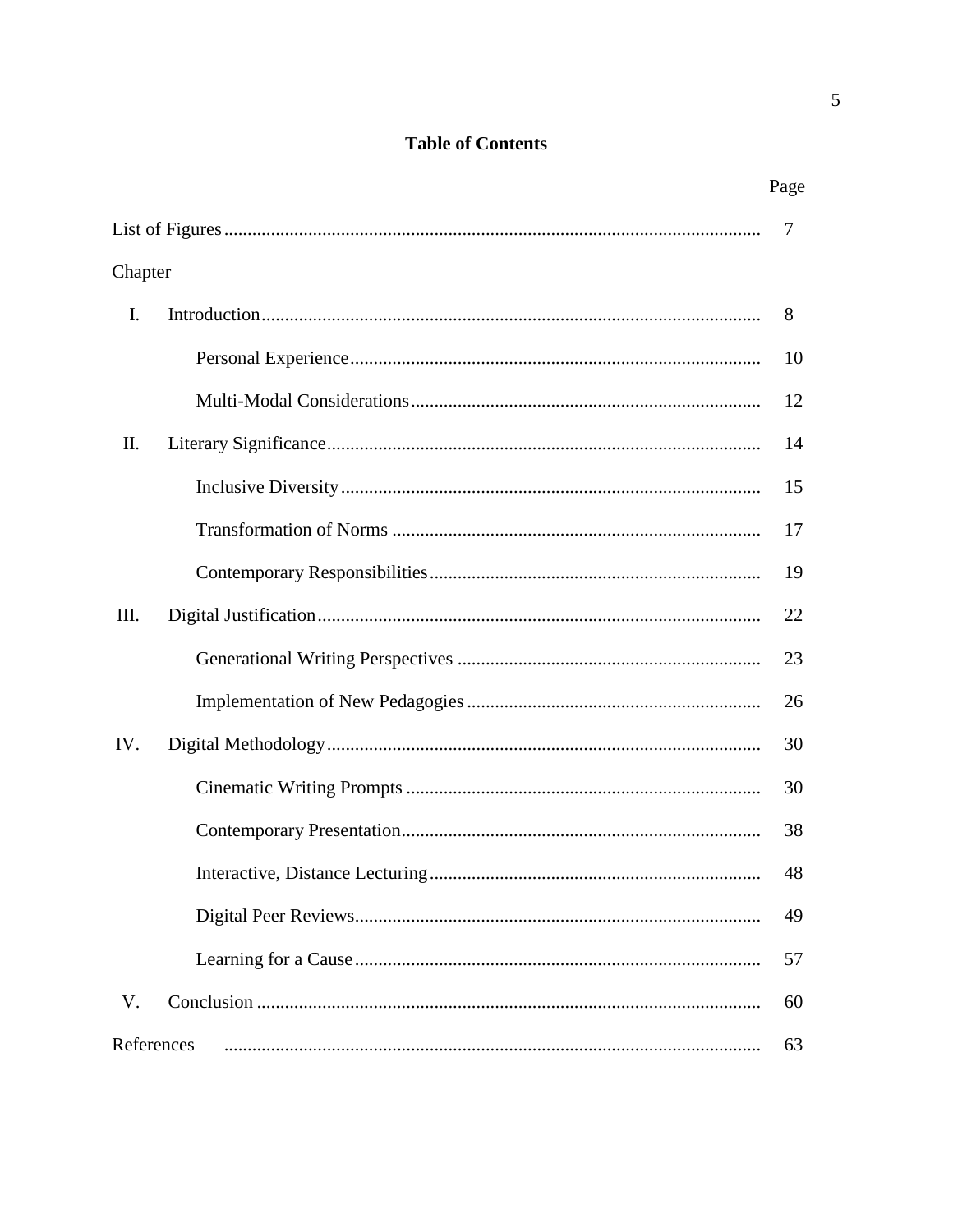## Table of Contents

| | Page |
|---|---|
| List of Figures | 7 |
| Chapter | |
| I. Introduction | 8 |
| Personal Experience | 10 |
| Multi-Modal Considerations | 12 |
| II. Literary Significance | 14 |
| Inclusive Diversity | 15 |
| Transformation of Norms | 17 |
| Contemporary Responsibilities | 19 |
| III. Digital Justification | 22 |
| Generational Writing Perspectives | 23 |
| Implementation of New Pedagogies | 26 |
| IV. Digital Methodology | 30 |
| Cinematic Writing Prompts | 30 |
| Contemporary Presentation | 38 |
| Interactive, Distance Lecturing | 48 |
| Digital Peer Reviews | 49 |
| Learning for a Cause | 57 |
| V. Conclusion | 60 |
| References | 63 |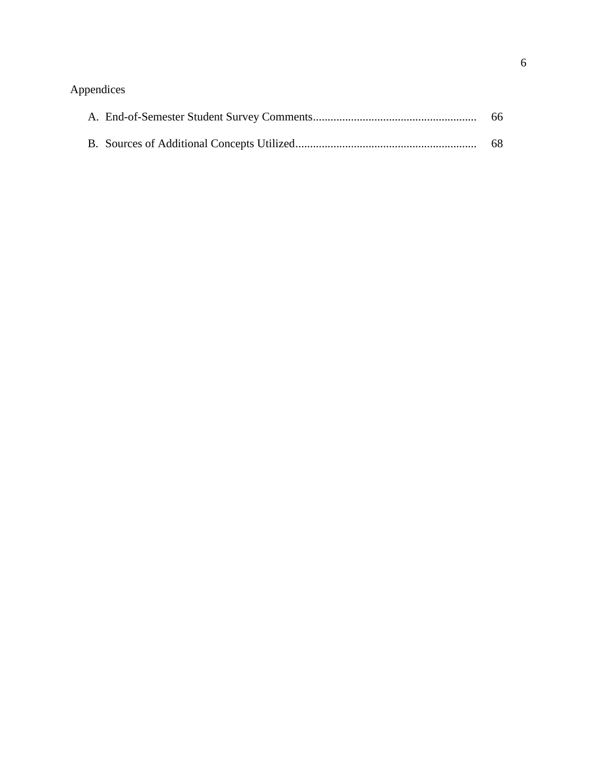Appendices

A. End-of-Semester Student Survey Comments........................................................ 66

B. Sources of Additional Concepts Utilized.............................................................. 68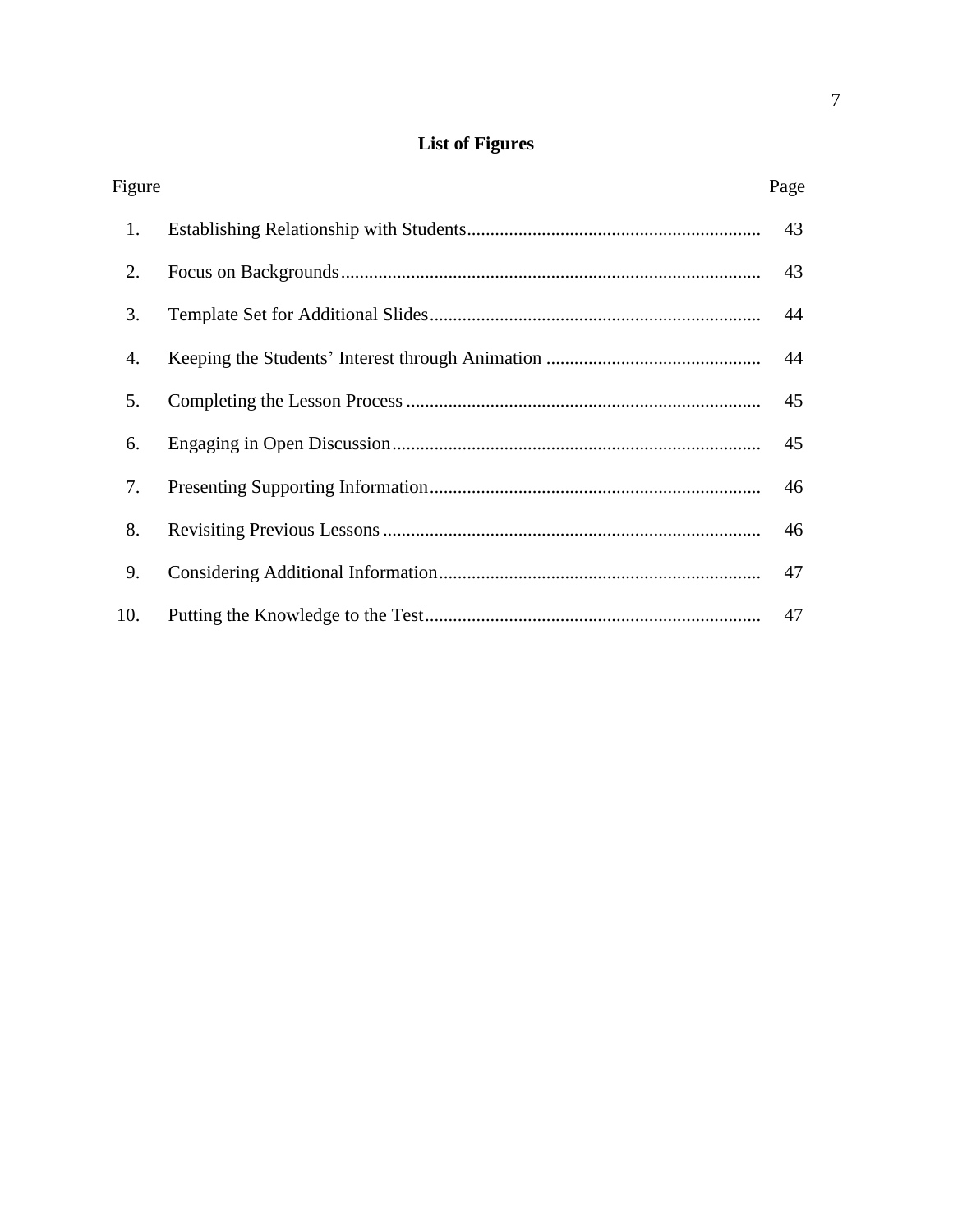## List of Figures

| Figure | | Page |
|---|---|---|
| 1. | Establishing Relationship with Students | 43 |
| 2. | Focus on Backgrounds | 43 |
| 3. | Template Set for Additional Slides | 44 |
| 4. | Keeping the Students' Interest through Animation | 44 |
| 5. | Completing the Lesson Process | 45 |
| 6. | Engaging in Open Discussion | 45 |
| 7. | Presenting Supporting Information | 46 |
| 8. | Revisiting Previous Lessons | 46 |
| 9. | Considering Additional Information | 47 |
| 10. | Putting the Knowledge to the Test | 47 |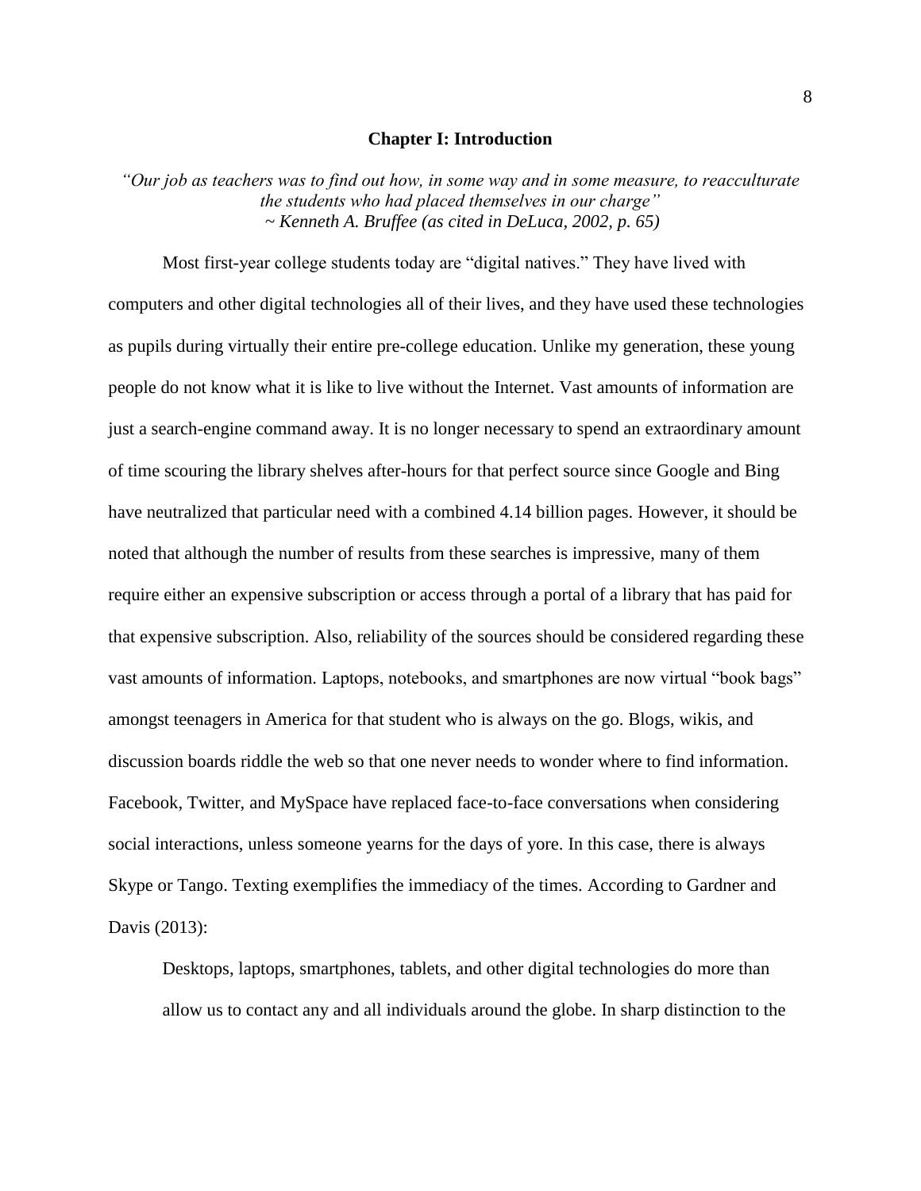# Chapter I: Introduction

*"Our job as teachers was to find out how, in some way and in some measure, to reacculturate the students who had placed themselves in our charge"*
*~ Kenneth A. Bruffee (as cited in DeLuca, 2002, p. 65)*

Most first-year college students today are "digital natives." They have lived with computers and other digital technologies all of their lives, and they have used these technologies as pupils during virtually their entire pre-college education. Unlike my generation, these young people do not know what it is like to live without the Internet. Vast amounts of information are just a search-engine command away. It is no longer necessary to spend an extraordinary amount of time scouring the library shelves after-hours for that perfect source since Google and Bing have neutralized that particular need with a combined 4.14 billion pages. However, it should be noted that although the number of results from these searches is impressive, many of them require either an expensive subscription or access through a portal of a library that has paid for that expensive subscription. Also, reliability of the sources should be considered regarding these vast amounts of information. Laptops, notebooks, and smartphones are now virtual "book bags" amongst teenagers in America for that student who is always on the go. Blogs, wikis, and discussion boards riddle the web so that one never needs to wonder where to find information. Facebook, Twitter, and MySpace have replaced face-to-face conversations when considering social interactions, unless someone yearns for the days of yore. In this case, there is always Skype or Tango. Texting exemplifies the immediacy of the times. According to Gardner and Davis (2013):

> Desktops, laptops, smartphones, tablets, and other digital technologies do more than allow us to contact any and all individuals around the globe. In sharp distinction to the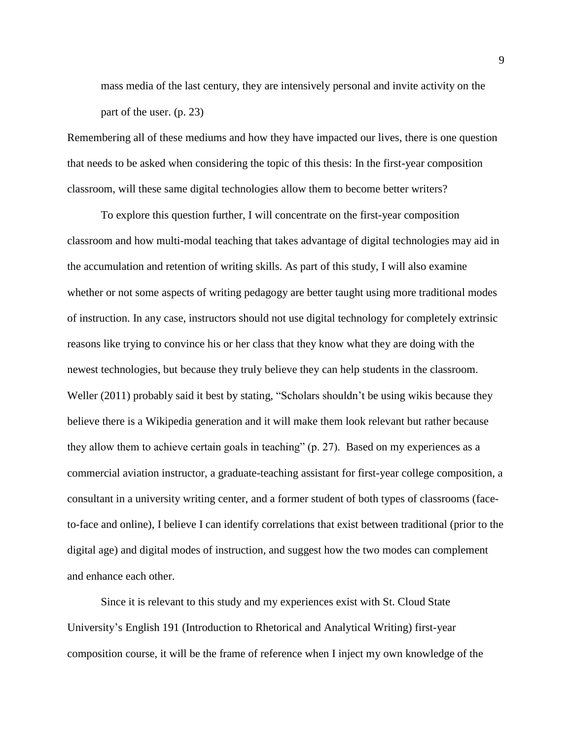mass media of the last century, they are intensively personal and invite activity on the part of the user. (p. 23)

Remembering all of these mediums and how they have impacted our lives, there is one question that needs to be asked when considering the topic of this thesis: In the first-year composition classroom, will these same digital technologies allow them to become better writers?

To explore this question further, I will concentrate on the first-year composition classroom and how multi-modal teaching that takes advantage of digital technologies may aid in the accumulation and retention of writing skills. As part of this study, I will also examine whether or not some aspects of writing pedagogy are better taught using more traditional modes of instruction. In any case, instructors should not use digital technology for completely extrinsic reasons like trying to convince his or her class that they know what they are doing with the newest technologies, but because they truly believe they can help students in the classroom. Weller (2011) probably said it best by stating, "Scholars shouldn't be using wikis because they believe there is a Wikipedia generation and it will make them look relevant but rather because they allow them to achieve certain goals in teaching" (p. 27). Based on my experiences as a commercial aviation instructor, a graduate-teaching assistant for first-year college composition, a consultant in a university writing center, and a former student of both types of classrooms (face-to-face and online), I believe I can identify correlations that exist between traditional (prior to the digital age) and digital modes of instruction, and suggest how the two modes can complement and enhance each other.

Since it is relevant to this study and my experiences exist with St. Cloud State University's English 191 (Introduction to Rhetorical and Analytical Writing) first-year composition course, it will be the frame of reference when I inject my own knowledge of the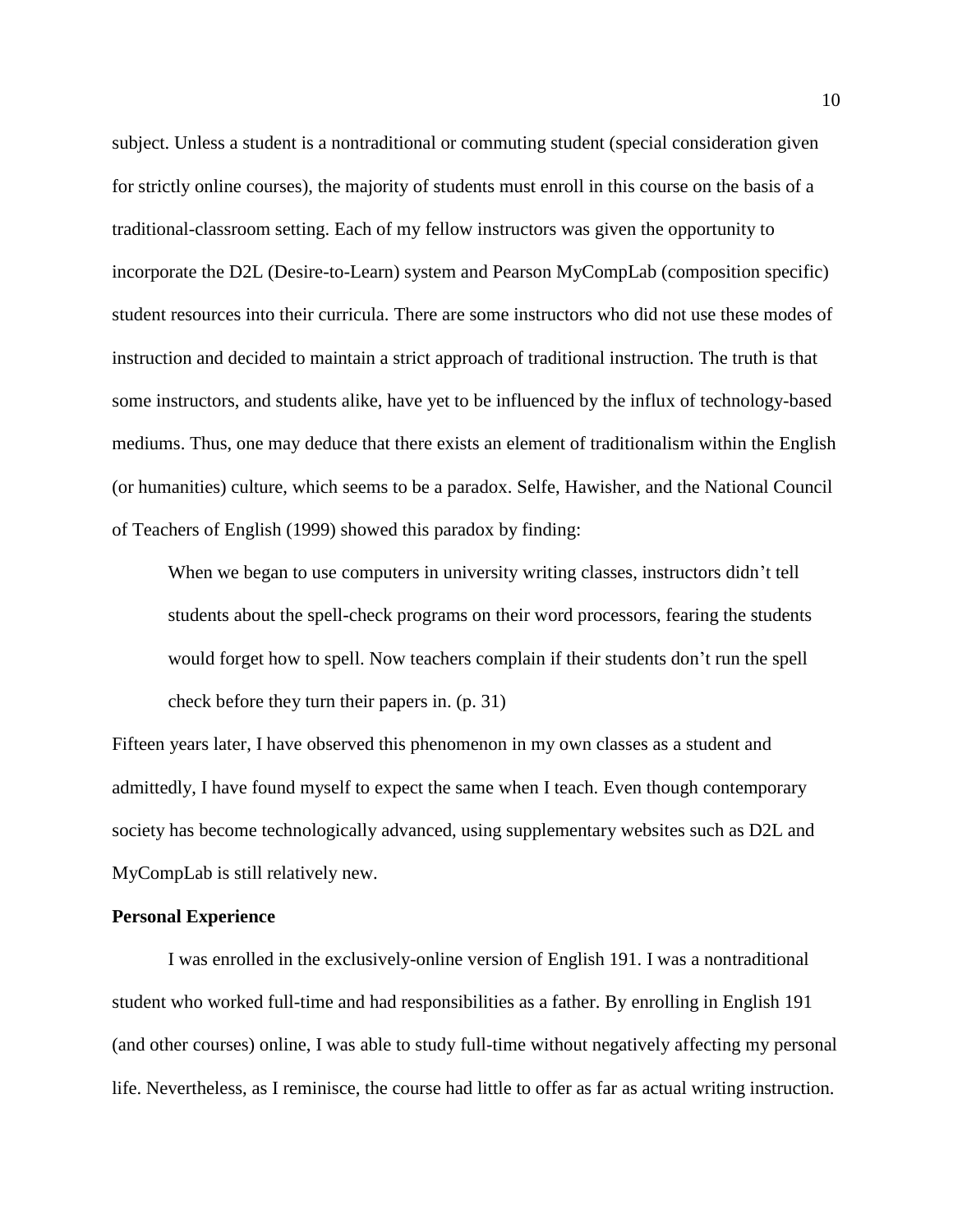subject. Unless a student is a nontraditional or commuting student (special consideration given for strictly online courses), the majority of students must enroll in this course on the basis of a traditional-classroom setting. Each of my fellow instructors was given the opportunity to incorporate the D2L (Desire-to-Learn) system and Pearson MyCompLab (composition specific) student resources into their curricula. There are some instructors who did not use these modes of instruction and decided to maintain a strict approach of traditional instruction. The truth is that some instructors, and students alike, have yet to be influenced by the influx of technology-based mediums. Thus, one may deduce that there exists an element of traditionalism within the English (or humanities) culture, which seems to be a paradox. Selfe, Hawisher, and the National Council of Teachers of English (1999) showed this paradox by finding:

> When we began to use computers in university writing classes, instructors didn't tell students about the spell-check programs on their word processors, fearing the students would forget how to spell. Now teachers complain if their students don't run the spell check before they turn their papers in. (p. 31)

Fifteen years later, I have observed this phenomenon in my own classes as a student and admittedly, I have found myself to expect the same when I teach. Even though contemporary society has become technologically advanced, using supplementary websites such as D2L and MyCompLab is still relatively new.

**Personal Experience**

I was enrolled in the exclusively-online version of English 191. I was a nontraditional student who worked full-time and had responsibilities as a father. By enrolling in English 191 (and other courses) online, I was able to study full-time without negatively affecting my personal life. Nevertheless, as I reminisce, the course had little to offer as far as actual writing instruction.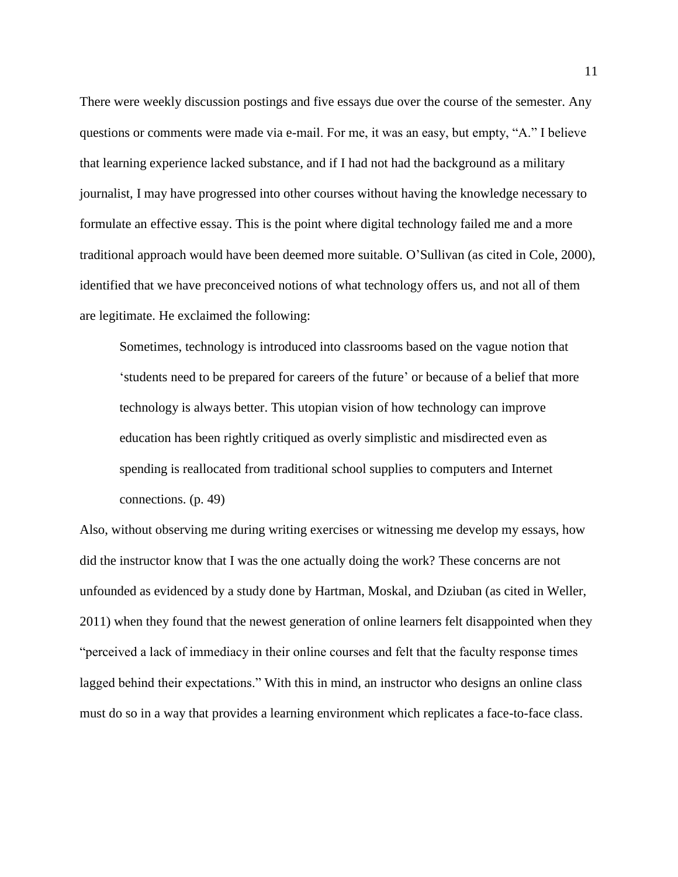There were weekly discussion postings and five essays due over the course of the semester. Any questions or comments were made via e-mail. For me, it was an easy, but empty, "A." I believe that learning experience lacked substance, and if I had not had the background as a military journalist, I may have progressed into other courses without having the knowledge necessary to formulate an effective essay. This is the point where digital technology failed me and a more traditional approach would have been deemed more suitable. O'Sullivan (as cited in Cole, 2000), identified that we have preconceived notions of what technology offers us, and not all of them are legitimate. He exclaimed the following:

> Sometimes, technology is introduced into classrooms based on the vague notion that 'students need to be prepared for careers of the future' or because of a belief that more technology is always better. This utopian vision of how technology can improve education has been rightly critiqued as overly simplistic and misdirected even as spending is reallocated from traditional school supplies to computers and Internet connections. (p. 49)

Also, without observing me during writing exercises or witnessing me develop my essays, how did the instructor know that I was the one actually doing the work? These concerns are not unfounded as evidenced by a study done by Hartman, Moskal, and Dziuban (as cited in Weller, 2011) when they found that the newest generation of online learners felt disappointed when they "perceived a lack of immediacy in their online courses and felt that the faculty response times lagged behind their expectations." With this in mind, an instructor who designs an online class must do so in a way that provides a learning environment which replicates a face-to-face class.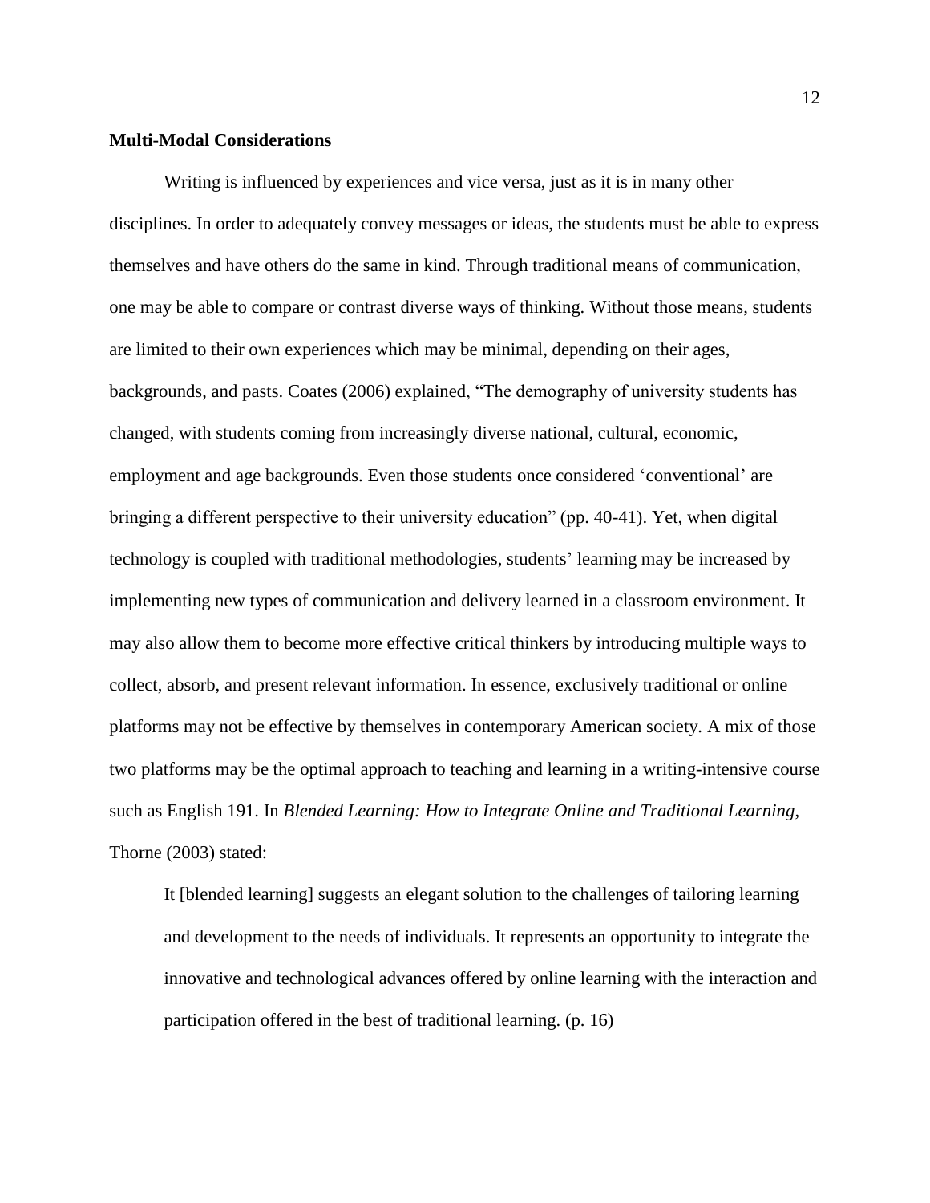## Multi-Modal Considerations

Writing is influenced by experiences and vice versa, just as it is in many other disciplines. In order to adequately convey messages or ideas, the students must be able to express themselves and have others do the same in kind. Through traditional means of communication, one may be able to compare or contrast diverse ways of thinking. Without those means, students are limited to their own experiences which may be minimal, depending on their ages, backgrounds, and pasts. Coates (2006) explained, "The demography of university students has changed, with students coming from increasingly diverse national, cultural, economic, employment and age backgrounds. Even those students once considered 'conventional' are bringing a different perspective to their university education" (pp. 40-41). Yet, when digital technology is coupled with traditional methodologies, students' learning may be increased by implementing new types of communication and delivery learned in a classroom environment. It may also allow them to become more effective critical thinkers by introducing multiple ways to collect, absorb, and present relevant information. In essence, exclusively traditional or online platforms may not be effective by themselves in contemporary American society. A mix of those two platforms may be the optimal approach to teaching and learning in a writing-intensive course such as English 191. In *Blended Learning: How to Integrate Online and Traditional Learning*, Thorne (2003) stated:

> It [blended learning] suggests an elegant solution to the challenges of tailoring learning and development to the needs of individuals. It represents an opportunity to integrate the innovative and technological advances offered by online learning with the interaction and participation offered in the best of traditional learning. (p. 16)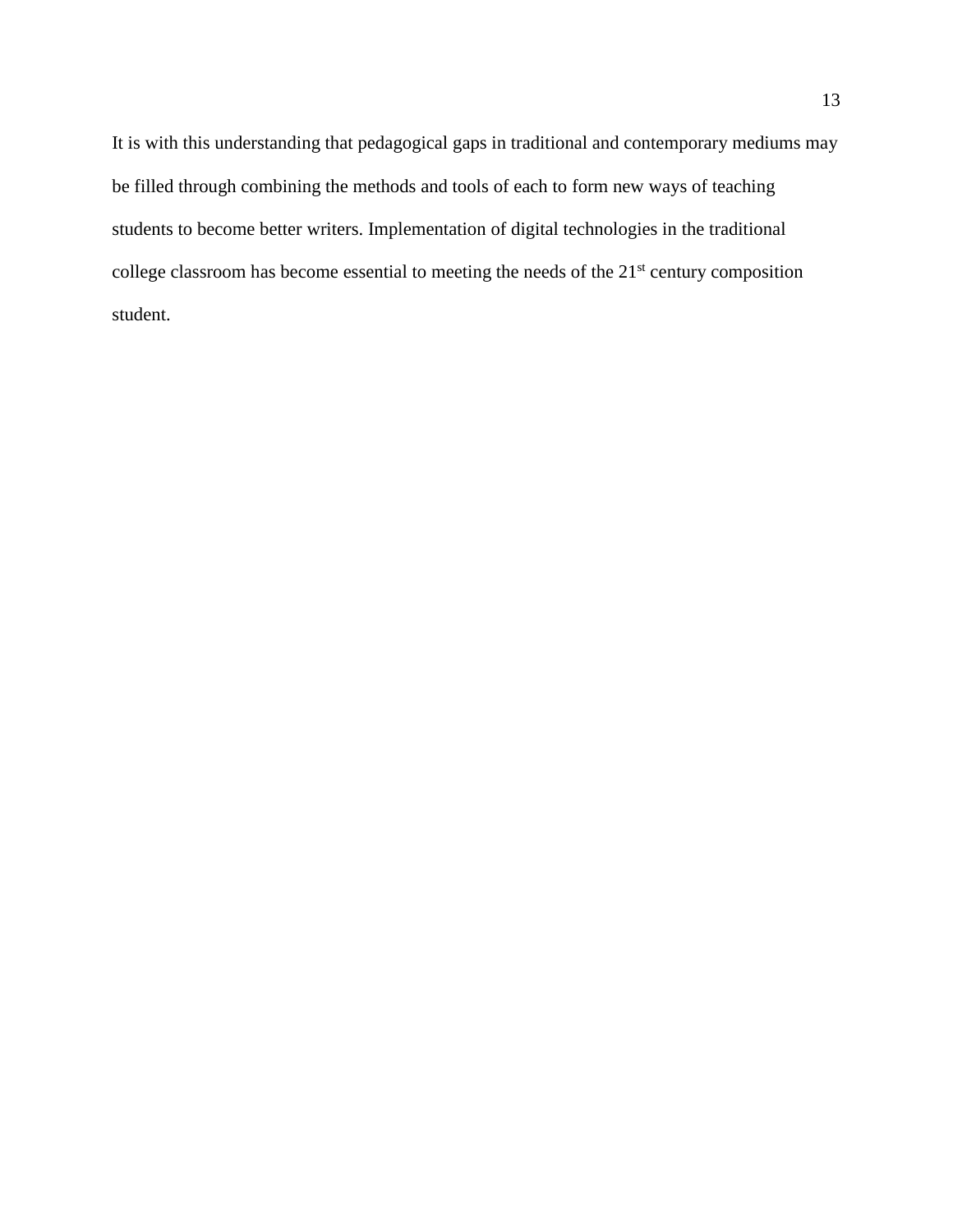It is with this understanding that pedagogical gaps in traditional and contemporary mediums may be filled through combining the methods and tools of each to form new ways of teaching students to become better writers. Implementation of digital technologies in the traditional college classroom has become essential to meeting the needs of the 21st century composition student.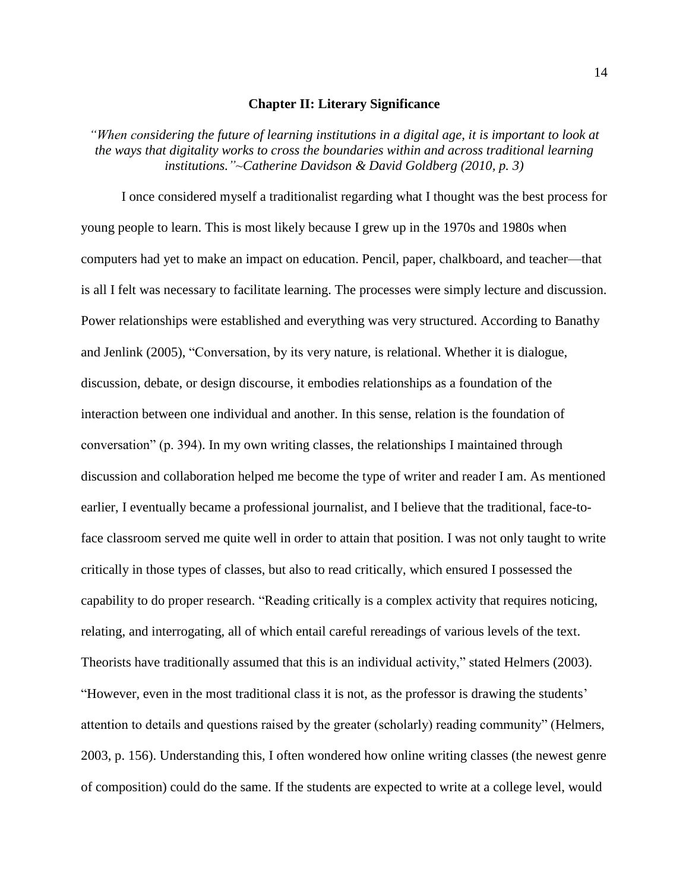## Chapter II: Literary Significance

*"When considering the future of learning institutions in a digital age, it is important to look at the ways that digitality works to cross the boundaries within and across traditional learning institutions."~Catherine Davidson & David Goldberg (2010, p. 3)*

I once considered myself a traditionalist regarding what I thought was the best process for young people to learn. This is most likely because I grew up in the 1970s and 1980s when computers had yet to make an impact on education. Pencil, paper, chalkboard, and teacher—that is all I felt was necessary to facilitate learning. The processes were simply lecture and discussion. Power relationships were established and everything was very structured. According to Banathy and Jenlink (2005), "Conversation, by its very nature, is relational. Whether it is dialogue, discussion, debate, or design discourse, it embodies relationships as a foundation of the interaction between one individual and another. In this sense, relation is the foundation of conversation" (p. 394). In my own writing classes, the relationships I maintained through discussion and collaboration helped me become the type of writer and reader I am. As mentioned earlier, I eventually became a professional journalist, and I believe that the traditional, face-to-face classroom served me quite well in order to attain that position. I was not only taught to write critically in those types of classes, but also to read critically, which ensured I possessed the capability to do proper research. "Reading critically is a complex activity that requires noticing, relating, and interrogating, all of which entail careful rereadings of various levels of the text. Theorists have traditionally assumed that this is an individual activity," stated Helmers (2003). "However, even in the most traditional class it is not, as the professor is drawing the students' attention to details and questions raised by the greater (scholarly) reading community" (Helmers, 2003, p. 156). Understanding this, I often wondered how online writing classes (the newest genre of composition) could do the same. If the students are expected to write at a college level, would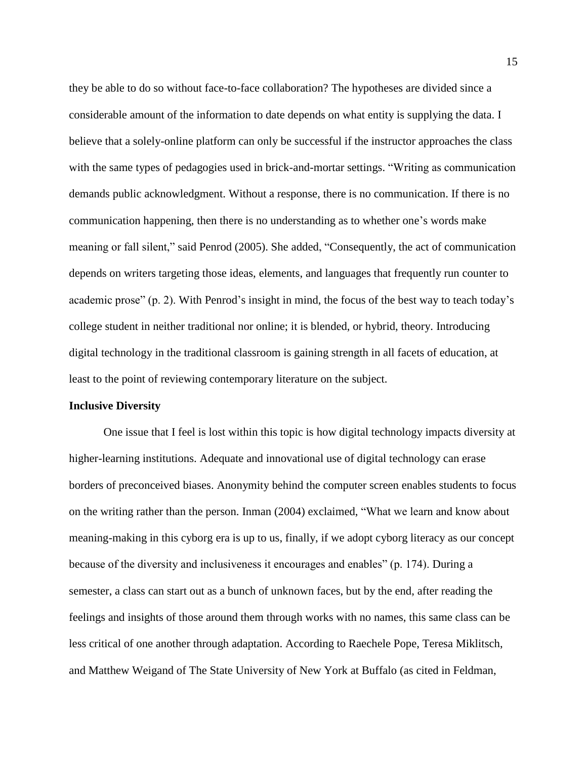they be able to do so without face-to-face collaboration? The hypotheses are divided since a considerable amount of the information to date depends on what entity is supplying the data. I believe that a solely-online platform can only be successful if the instructor approaches the class with the same types of pedagogies used in brick-and-mortar settings. "Writing as communication demands public acknowledgment. Without a response, there is no communication. If there is no communication happening, then there is no understanding as to whether one's words make meaning or fall silent," said Penrod (2005). She added, "Consequently, the act of communication depends on writers targeting those ideas, elements, and languages that frequently run counter to academic prose" (p. 2). With Penrod's insight in mind, the focus of the best way to teach today's college student in neither traditional nor online; it is blended, or hybrid, theory. Introducing digital technology in the traditional classroom is gaining strength in all facets of education, at least to the point of reviewing contemporary literature on the subject.

**Inclusive Diversity**

One issue that I feel is lost within this topic is how digital technology impacts diversity at higher-learning institutions. Adequate and innovational use of digital technology can erase borders of preconceived biases. Anonymity behind the computer screen enables students to focus on the writing rather than the person. Inman (2004) exclaimed, "What we learn and know about meaning-making in this cyborg era is up to us, finally, if we adopt cyborg literacy as our concept because of the diversity and inclusiveness it encourages and enables" (p. 174). During a semester, a class can start out as a bunch of unknown faces, but by the end, after reading the feelings and insights of those around them through works with no names, this same class can be less critical of one another through adaptation. According to Raechele Pope, Teresa Miklitsch, and Matthew Weigand of The State University of New York at Buffalo (as cited in Feldman,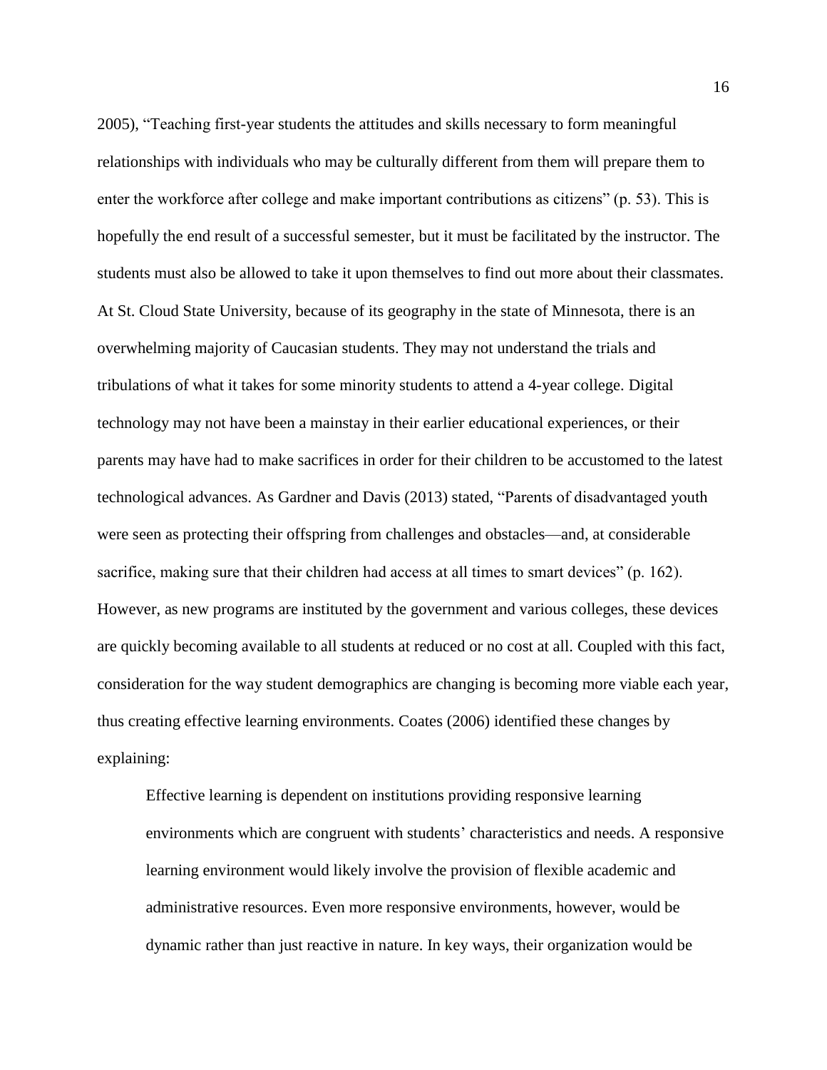2005), “Teaching first-year students the attitudes and skills necessary to form meaningful relationships with individuals who may be culturally different from them will prepare them to enter the workforce after college and make important contributions as citizens” (p. 53). This is hopefully the end result of a successful semester, but it must be facilitated by the instructor. The students must also be allowed to take it upon themselves to find out more about their classmates. At St. Cloud State University, because of its geography in the state of Minnesota, there is an overwhelming majority of Caucasian students. They may not understand the trials and tribulations of what it takes for some minority students to attend a 4-year college. Digital technology may not have been a mainstay in their earlier educational experiences, or their parents may have had to make sacrifices in order for their children to be accustomed to the latest technological advances. As Gardner and Davis (2013) stated, “Parents of disadvantaged youth were seen as protecting their offspring from challenges and obstacles—and, at considerable sacrifice, making sure that their children had access at all times to smart devices” (p. 162). However, as new programs are instituted by the government and various colleges, these devices are quickly becoming available to all students at reduced or no cost at all. Coupled with this fact, consideration for the way student demographics are changing is becoming more viable each year, thus creating effective learning environments. Coates (2006) identified these changes by explaining:

> Effective learning is dependent on institutions providing responsive learning environments which are congruent with students’ characteristics and needs. A responsive learning environment would likely involve the provision of flexible academic and administrative resources. Even more responsive environments, however, would be dynamic rather than just reactive in nature. In key ways, their organization would be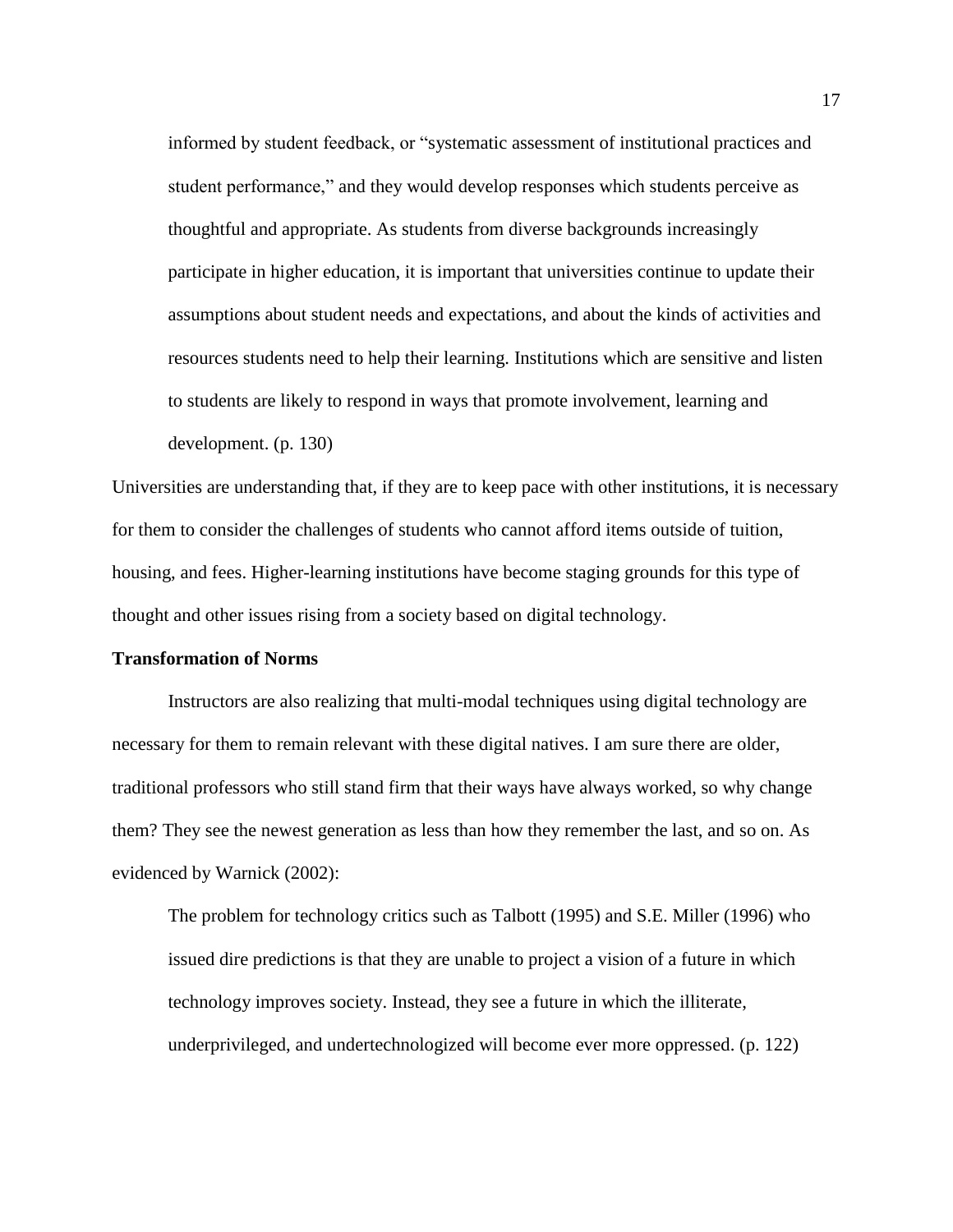> informed by student feedback, or "systematic assessment of institutional practices and student performance," and they would develop responses which students perceive as thoughtful and appropriate. As students from diverse backgrounds increasingly participate in higher education, it is important that universities continue to update their assumptions about student needs and expectations, and about the kinds of activities and resources students need to help their learning. Institutions which are sensitive and listen to students are likely to respond in ways that promote involvement, learning and development. (p. 130)

Universities are understanding that, if they are to keep pace with other institutions, it is necessary for them to consider the challenges of students who cannot afford items outside of tuition, housing, and fees. Higher-learning institutions have become staging grounds for this type of thought and other issues rising from a society based on digital technology.

**Transformation of Norms**

Instructors are also realizing that multi-modal techniques using digital technology are necessary for them to remain relevant with these digital natives. I am sure there are older, traditional professors who still stand firm that their ways have always worked, so why change them? They see the newest generation as less than how they remember the last, and so on. As evidenced by Warnick (2002):

> The problem for technology critics such as Talbott (1995) and S.E. Miller (1996) who issued dire predictions is that they are unable to project a vision of a future in which technology improves society. Instead, they see a future in which the illiterate, underprivileged, and undertechnologized will become ever more oppressed. (p. 122)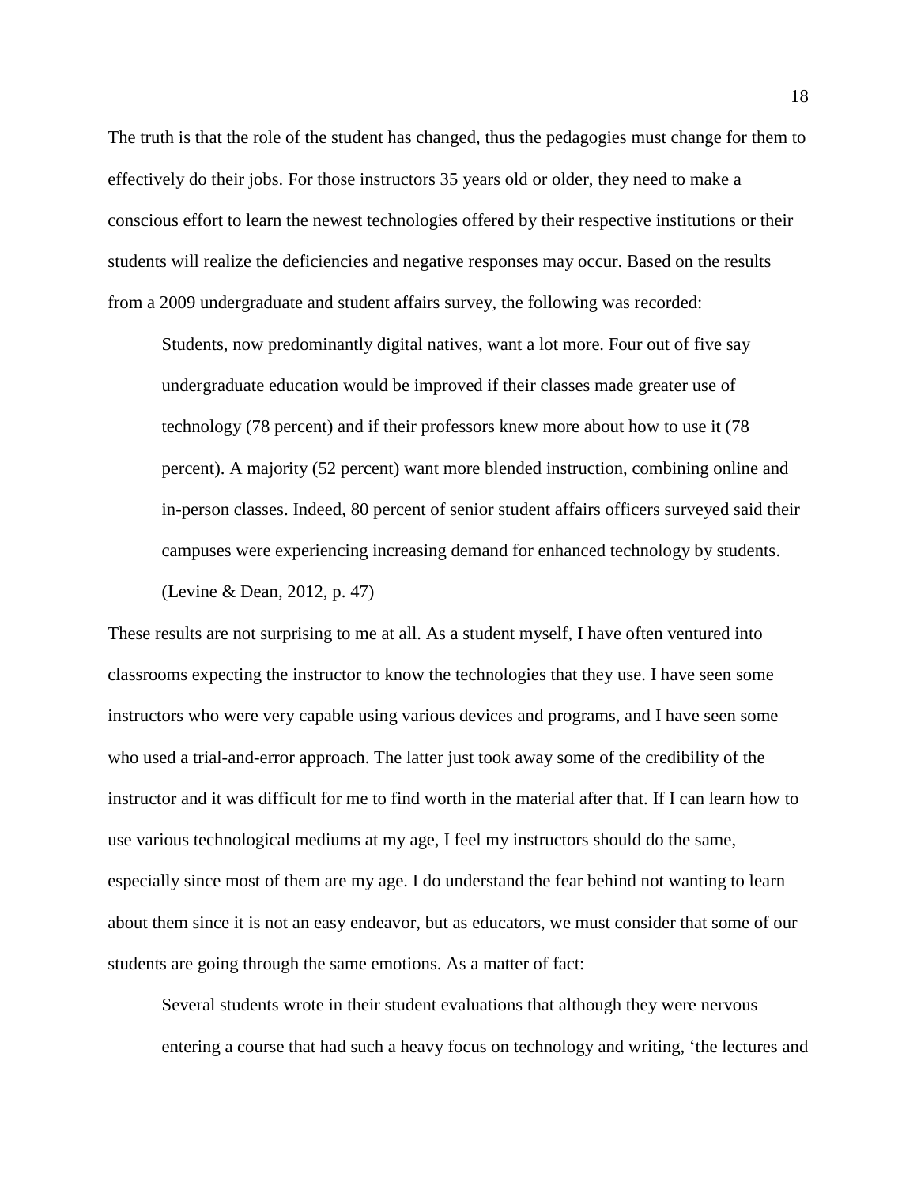The truth is that the role of the student has changed, thus the pedagogies must change for them to effectively do their jobs. For those instructors 35 years old or older, they need to make a conscious effort to learn the newest technologies offered by their respective institutions or their students will realize the deficiencies and negative responses may occur. Based on the results from a 2009 undergraduate and student affairs survey, the following was recorded:

> Students, now predominantly digital natives, want a lot more. Four out of five say undergraduate education would be improved if their classes made greater use of technology (78 percent) and if their professors knew more about how to use it (78 percent). A majority (52 percent) want more blended instruction, combining online and in-person classes. Indeed, 80 percent of senior student affairs officers surveyed said their campuses were experiencing increasing demand for enhanced technology by students. (Levine & Dean, 2012, p. 47)

These results are not surprising to me at all. As a student myself, I have often ventured into classrooms expecting the instructor to know the technologies that they use. I have seen some instructors who were very capable using various devices and programs, and I have seen some who used a trial-and-error approach. The latter just took away some of the credibility of the instructor and it was difficult for me to find worth in the material after that. If I can learn how to use various technological mediums at my age, I feel my instructors should do the same, especially since most of them are my age. I do understand the fear behind not wanting to learn about them since it is not an easy endeavor, but as educators, we must consider that some of our students are going through the same emotions. As a matter of fact:

> Several students wrote in their student evaluations that although they were nervous entering a course that had such a heavy focus on technology and writing, 'the lectures and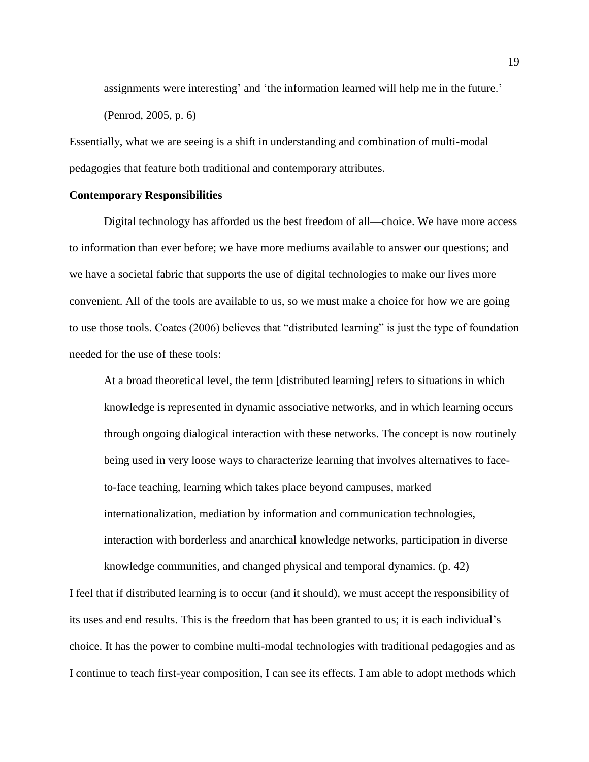> assignments were interesting' and 'the information learned will help me in the future.' (Penrod, 2005, p. 6)

Essentially, what we are seeing is a shift in understanding and combination of multi-modal pedagogies that feature both traditional and contemporary attributes.

**Contemporary Responsibilities**

Digital technology has afforded us the best freedom of all—choice. We have more access to information than ever before; we have more mediums available to answer our questions; and we have a societal fabric that supports the use of digital technologies to make our lives more convenient. All of the tools are available to us, so we must make a choice for how we are going to use those tools. Coates (2006) believes that "distributed learning" is just the type of foundation needed for the use of these tools:

> At a broad theoretical level, the term [distributed learning] refers to situations in which knowledge is represented in dynamic associative networks, and in which learning occurs through ongoing dialogical interaction with these networks. The concept is now routinely being used in very loose ways to characterize learning that involves alternatives to face-to-face teaching, learning which takes place beyond campuses, marked internationalization, mediation by information and communication technologies, interaction with borderless and anarchical knowledge networks, participation in diverse knowledge communities, and changed physical and temporal dynamics. (p. 42)

I feel that if distributed learning is to occur (and it should), we must accept the responsibility of its uses and end results. This is the freedom that has been granted to us; it is each individual's choice. It has the power to combine multi-modal technologies with traditional pedagogies and as I continue to teach first-year composition, I can see its effects. I am able to adopt methods which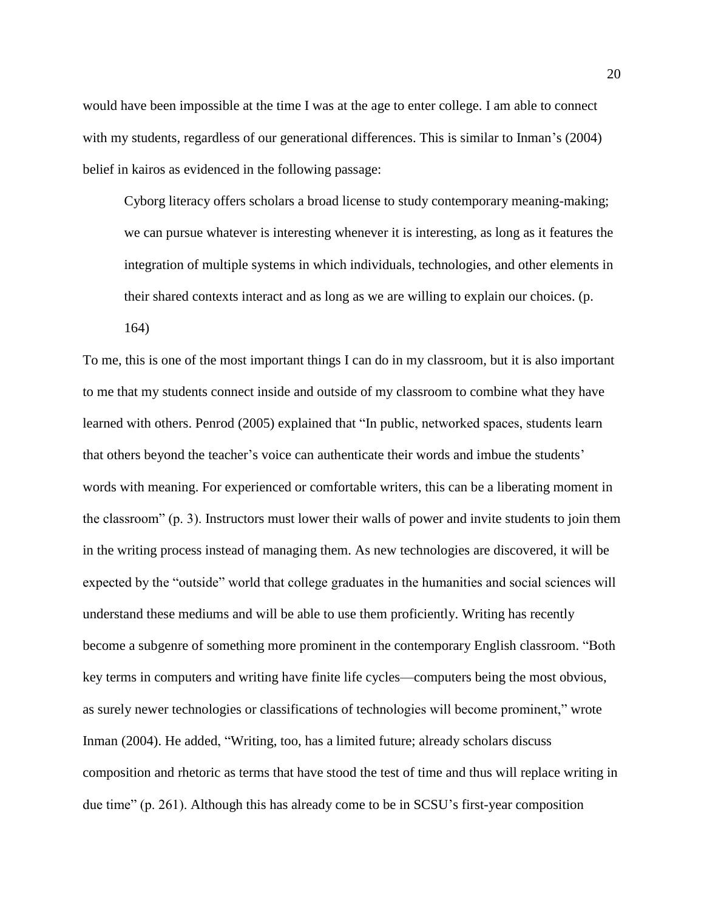would have been impossible at the time I was at the age to enter college. I am able to connect with my students, regardless of our generational differences. This is similar to Inman's (2004) belief in kairos as evidenced in the following passage:

> Cyborg literacy offers scholars a broad license to study contemporary meaning-making; we can pursue whatever is interesting whenever it is interesting, as long as it features the integration of multiple systems in which individuals, technologies, and other elements in their shared contexts interact and as long as we are willing to explain our choices. (p. 164)

To me, this is one of the most important things I can do in my classroom, but it is also important to me that my students connect inside and outside of my classroom to combine what they have learned with others. Penrod (2005) explained that "In public, networked spaces, students learn that others beyond the teacher's voice can authenticate their words and imbue the students' words with meaning. For experienced or comfortable writers, this can be a liberating moment in the classroom" (p. 3). Instructors must lower their walls of power and invite students to join them in the writing process instead of managing them. As new technologies are discovered, it will be expected by the "outside" world that college graduates in the humanities and social sciences will understand these mediums and will be able to use them proficiently. Writing has recently become a subgenre of something more prominent in the contemporary English classroom. "Both key terms in computers and writing have finite life cycles—computers being the most obvious, as surely newer technologies or classifications of technologies will become prominent," wrote Inman (2004). He added, "Writing, too, has a limited future; already scholars discuss composition and rhetoric as terms that have stood the test of time and thus will replace writing in due time" (p. 261). Although this has already come to be in SCSU's first-year composition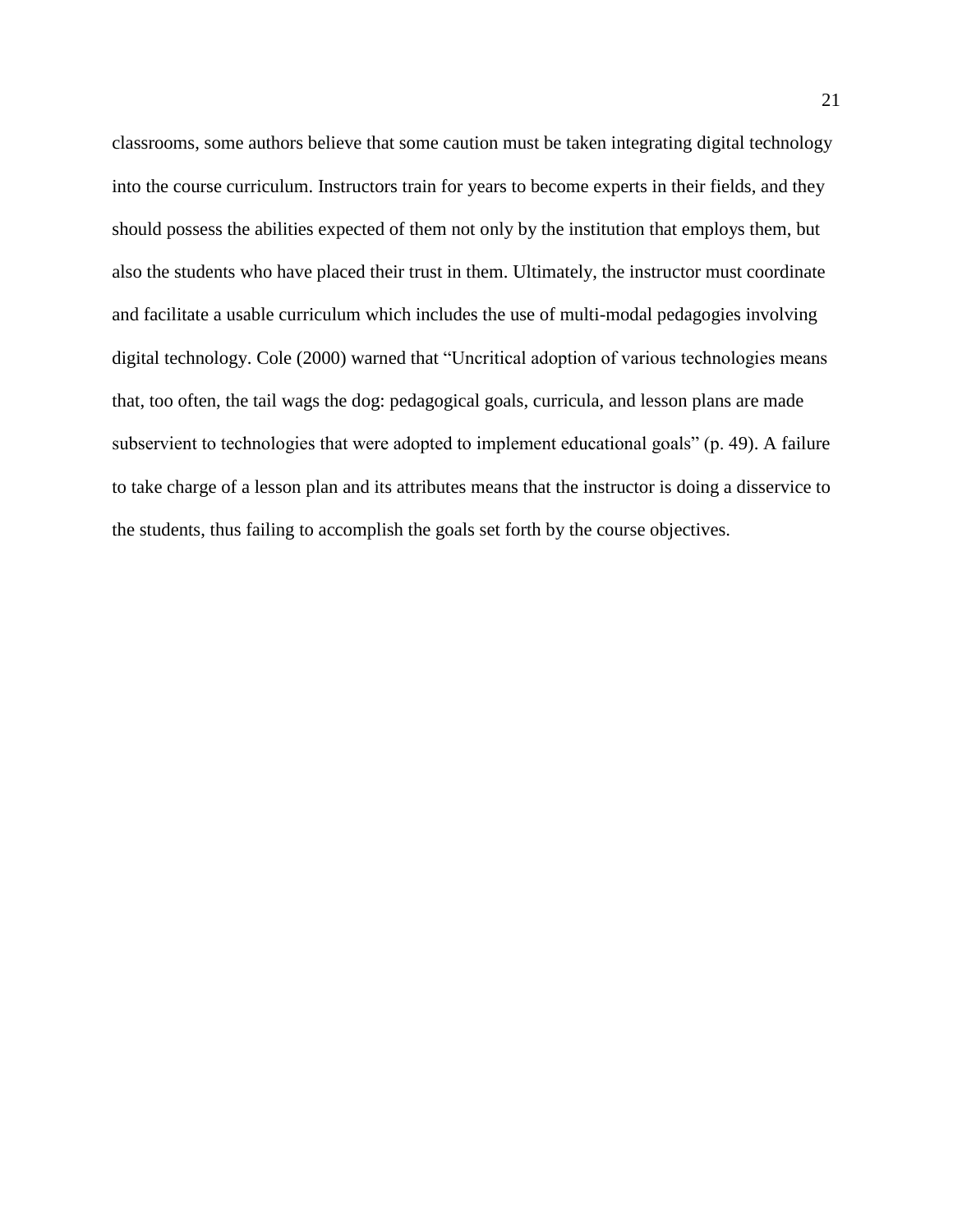classrooms, some authors believe that some caution must be taken integrating digital technology into the course curriculum. Instructors train for years to become experts in their fields, and they should possess the abilities expected of them not only by the institution that employs them, but also the students who have placed their trust in them. Ultimately, the instructor must coordinate and facilitate a usable curriculum which includes the use of multi-modal pedagogies involving digital technology. Cole (2000) warned that "Uncritical adoption of various technologies means that, too often, the tail wags the dog: pedagogical goals, curricula, and lesson plans are made subservient to technologies that were adopted to implement educational goals" (p. 49). A failure to take charge of a lesson plan and its attributes means that the instructor is doing a disservice to the students, thus failing to accomplish the goals set forth by the course objectives.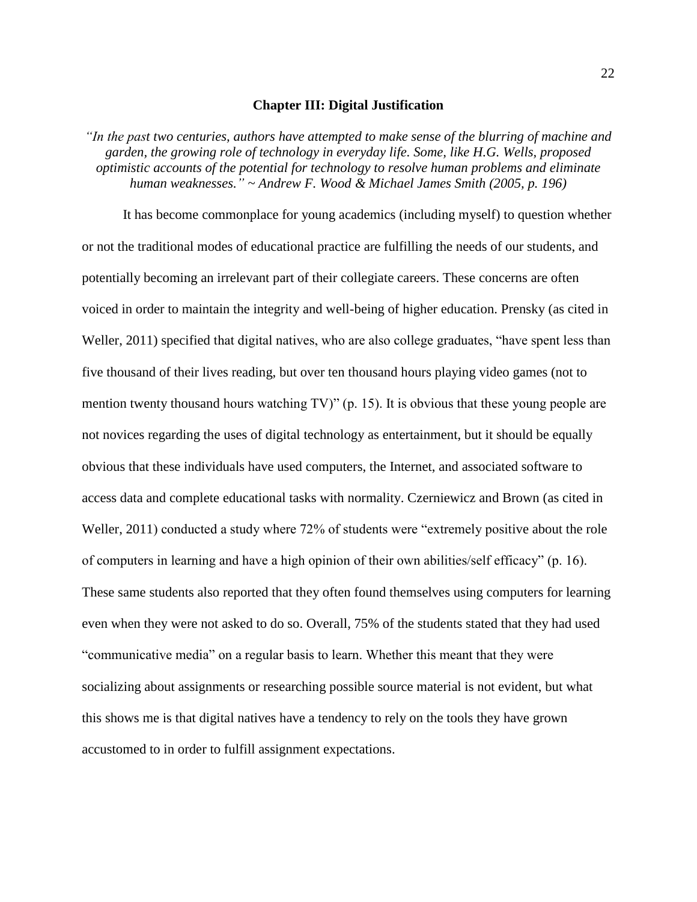## Chapter III: Digital Justification

*"In the past two centuries, authors have attempted to make sense of the blurring of machine and garden, the growing role of technology in everyday life. Some, like H.G. Wells, proposed optimistic accounts of the potential for technology to resolve human problems and eliminate human weaknesses." ~ Andrew F. Wood & Michael James Smith (2005, p. 196)*

It has become commonplace for young academics (including myself) to question whether or not the traditional modes of educational practice are fulfilling the needs of our students, and potentially becoming an irrelevant part of their collegiate careers. These concerns are often voiced in order to maintain the integrity and well-being of higher education. Prensky (as cited in Weller, 2011) specified that digital natives, who are also college graduates, "have spent less than five thousand of their lives reading, but over ten thousand hours playing video games (not to mention twenty thousand hours watching TV)" (p. 15). It is obvious that these young people are not novices regarding the uses of digital technology as entertainment, but it should be equally obvious that these individuals have used computers, the Internet, and associated software to access data and complete educational tasks with normality. Czerniewicz and Brown (as cited in Weller, 2011) conducted a study where 72% of students were "extremely positive about the role of computers in learning and have a high opinion of their own abilities/self efficacy" (p. 16). These same students also reported that they often found themselves using computers for learning even when they were not asked to do so. Overall, 75% of the students stated that they had used "communicative media" on a regular basis to learn. Whether this meant that they were socializing about assignments or researching possible source material is not evident, but what this shows me is that digital natives have a tendency to rely on the tools they have grown accustomed to in order to fulfill assignment expectations.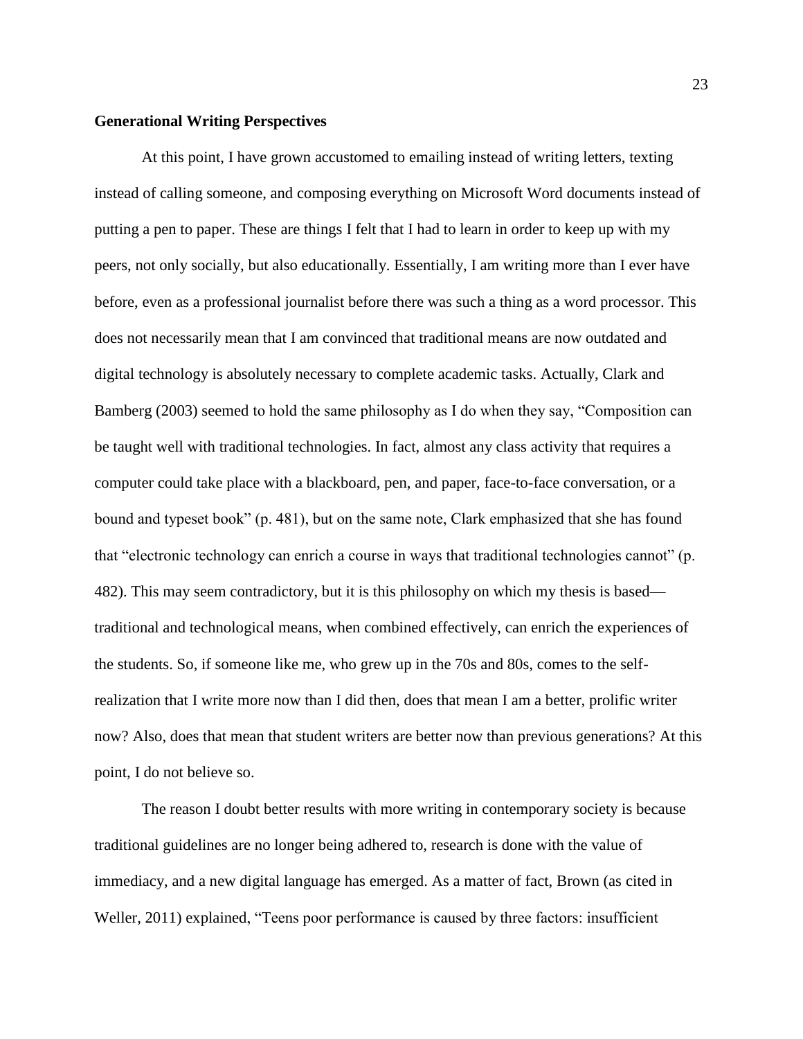**Generational Writing Perspectives**

At this point, I have grown accustomed to emailing instead of writing letters, texting instead of calling someone, and composing everything on Microsoft Word documents instead of putting a pen to paper. These are things I felt that I had to learn in order to keep up with my peers, not only socially, but also educationally. Essentially, I am writing more than I ever have before, even as a professional journalist before there was such a thing as a word processor. This does not necessarily mean that I am convinced that traditional means are now outdated and digital technology is absolutely necessary to complete academic tasks. Actually, Clark and Bamberg (2003) seemed to hold the same philosophy as I do when they say, "Composition can be taught well with traditional technologies. In fact, almost any class activity that requires a computer could take place with a blackboard, pen, and paper, face-to-face conversation, or a bound and typeset book" (p. 481), but on the same note, Clark emphasized that she has found that "electronic technology can enrich a course in ways that traditional technologies cannot" (p. 482). This may seem contradictory, but it is this philosophy on which my thesis is based—traditional and technological means, when combined effectively, can enrich the experiences of the students. So, if someone like me, who grew up in the 70s and 80s, comes to the self-realization that I write more now than I did then, does that mean I am a better, prolific writer now? Also, does that mean that student writers are better now than previous generations? At this point, I do not believe so.

The reason I doubt better results with more writing in contemporary society is because traditional guidelines are no longer being adhered to, research is done with the value of immediacy, and a new digital language has emerged. As a matter of fact, Brown (as cited in Weller, 2011) explained, "Teens poor performance is caused by three factors: insufficient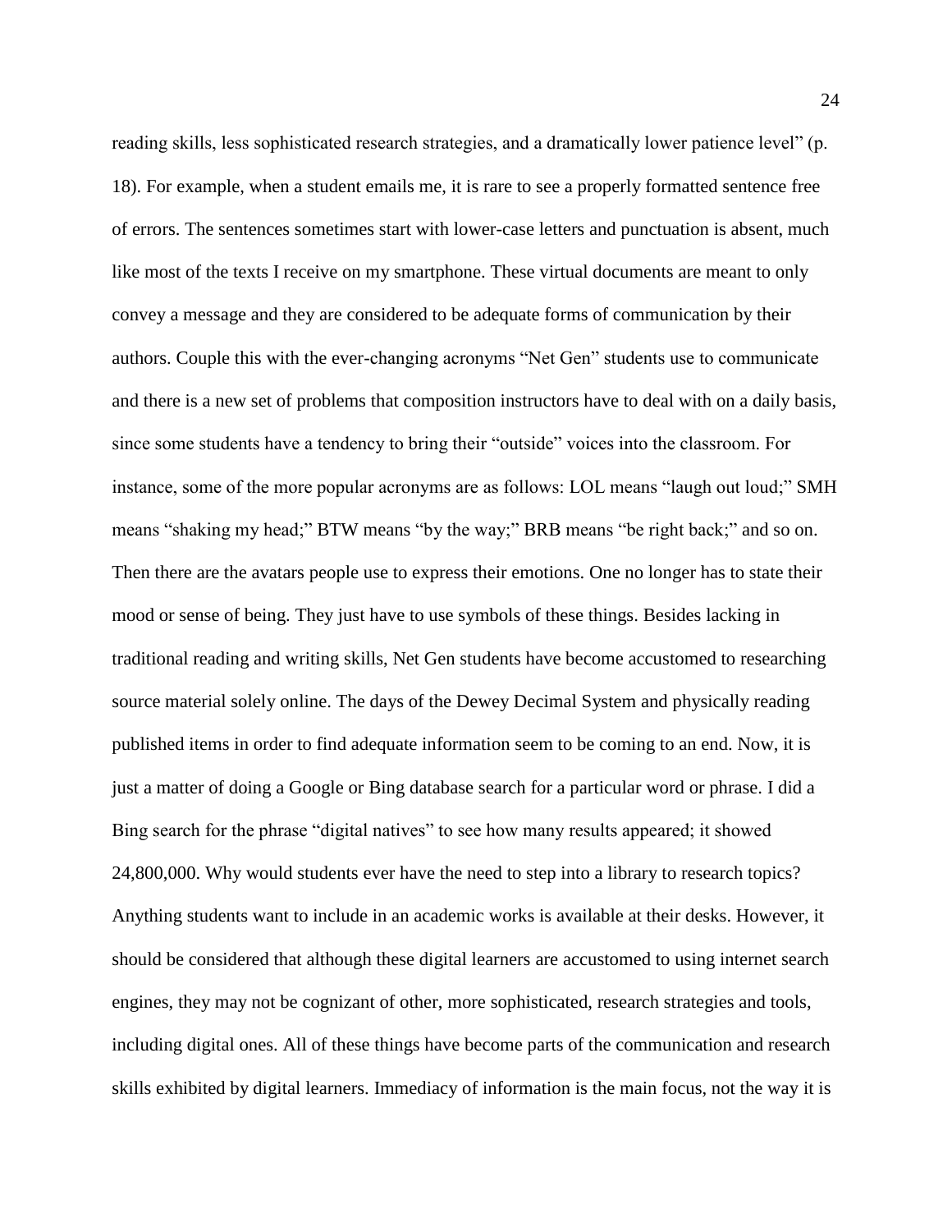reading skills, less sophisticated research strategies, and a dramatically lower patience level" (p. 18). For example, when a student emails me, it is rare to see a properly formatted sentence free of errors. The sentences sometimes start with lower-case letters and punctuation is absent, much like most of the texts I receive on my smartphone. These virtual documents are meant to only convey a message and they are considered to be adequate forms of communication by their authors. Couple this with the ever-changing acronyms "Net Gen" students use to communicate and there is a new set of problems that composition instructors have to deal with on a daily basis, since some students have a tendency to bring their "outside" voices into the classroom. For instance, some of the more popular acronyms are as follows: LOL means "laugh out loud;" SMH means "shaking my head;" BTW means "by the way;" BRB means "be right back;" and so on. Then there are the avatars people use to express their emotions. One no longer has to state their mood or sense of being. They just have to use symbols of these things. Besides lacking in traditional reading and writing skills, Net Gen students have become accustomed to researching source material solely online. The days of the Dewey Decimal System and physically reading published items in order to find adequate information seem to be coming to an end. Now, it is just a matter of doing a Google or Bing database search for a particular word or phrase. I did a Bing search for the phrase "digital natives" to see how many results appeared; it showed 24,800,000. Why would students ever have the need to step into a library to research topics? Anything students want to include in an academic works is available at their desks. However, it should be considered that although these digital learners are accustomed to using internet search engines, they may not be cognizant of other, more sophisticated, research strategies and tools, including digital ones. All of these things have become parts of the communication and research skills exhibited by digital learners. Immediacy of information is the main focus, not the way it is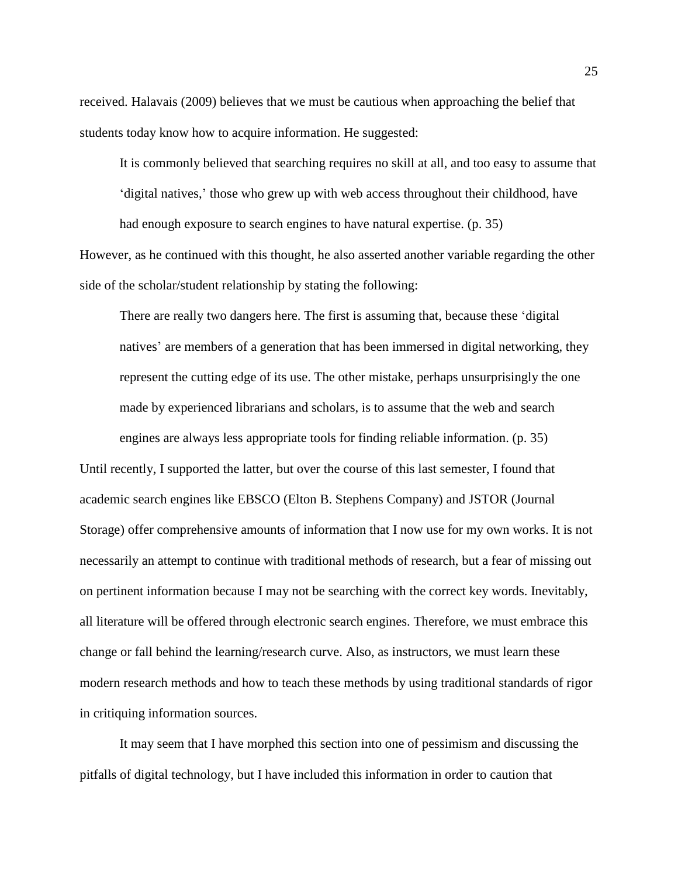received. Halavais (2009) believes that we must be cautious when approaching the belief that students today know how to acquire information. He suggested:

> It is commonly believed that searching requires no skill at all, and too easy to assume that 'digital natives,' those who grew up with web access throughout their childhood, have had enough exposure to search engines to have natural expertise. (p. 35)

However, as he continued with this thought, he also asserted another variable regarding the other side of the scholar/student relationship by stating the following:

> There are really two dangers here. The first is assuming that, because these 'digital natives' are members of a generation that has been immersed in digital networking, they represent the cutting edge of its use. The other mistake, perhaps unsurprisingly the one made by experienced librarians and scholars, is to assume that the web and search engines are always less appropriate tools for finding reliable information. (p. 35)

Until recently, I supported the latter, but over the course of this last semester, I found that academic search engines like EBSCO (Elton B. Stephens Company) and JSTOR (Journal Storage) offer comprehensive amounts of information that I now use for my own works. It is not necessarily an attempt to continue with traditional methods of research, but a fear of missing out on pertinent information because I may not be searching with the correct key words. Inevitably, all literature will be offered through electronic search engines. Therefore, we must embrace this change or fall behind the learning/research curve. Also, as instructors, we must learn these modern research methods and how to teach these methods by using traditional standards of rigor in critiquing information sources.

It may seem that I have morphed this section into one of pessimism and discussing the pitfalls of digital technology, but I have included this information in order to caution that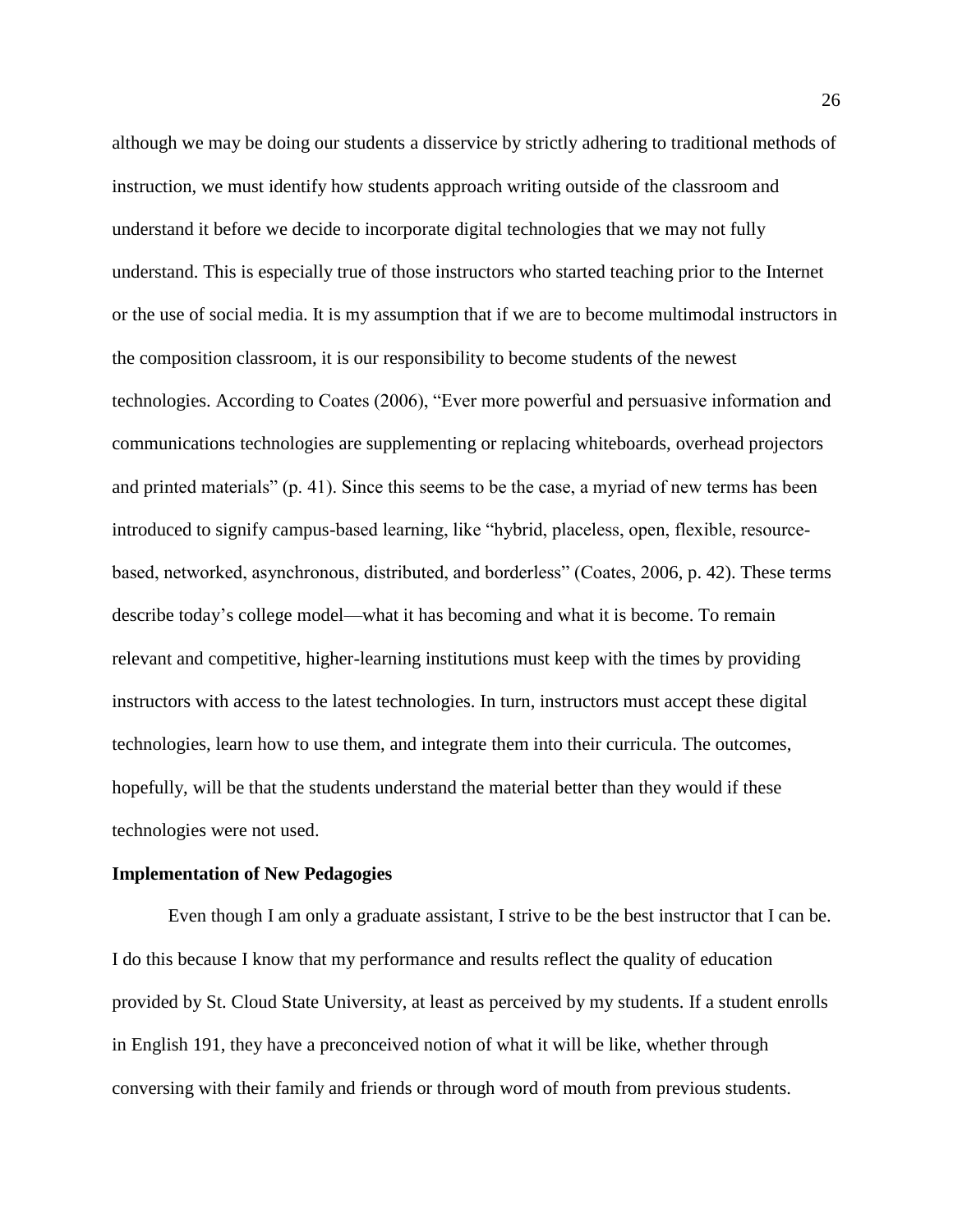although we may be doing our students a disservice by strictly adhering to traditional methods of instruction, we must identify how students approach writing outside of the classroom and understand it before we decide to incorporate digital technologies that we may not fully understand. This is especially true of those instructors who started teaching prior to the Internet or the use of social media. It is my assumption that if we are to become multimodal instructors in the composition classroom, it is our responsibility to become students of the newest technologies. According to Coates (2006), "Ever more powerful and persuasive information and communications technologies are supplementing or replacing whiteboards, overhead projectors and printed materials" (p. 41). Since this seems to be the case, a myriad of new terms has been introduced to signify campus-based learning, like "hybrid, placeless, open, flexible, resource-based, networked, asynchronous, distributed, and borderless" (Coates, 2006, p. 42). These terms describe today's college model—what it has becoming and what it is become. To remain relevant and competitive, higher-learning institutions must keep with the times by providing instructors with access to the latest technologies. In turn, instructors must accept these digital technologies, learn how to use them, and integrate them into their curricula. The outcomes, hopefully, will be that the students understand the material better than they would if these technologies were not used.

**Implementation of New Pedagogies**

Even though I am only a graduate assistant, I strive to be the best instructor that I can be. I do this because I know that my performance and results reflect the quality of education provided by St. Cloud State University, at least as perceived by my students. If a student enrolls in English 191, they have a preconceived notion of what it will be like, whether through conversing with their family and friends or through word of mouth from previous students.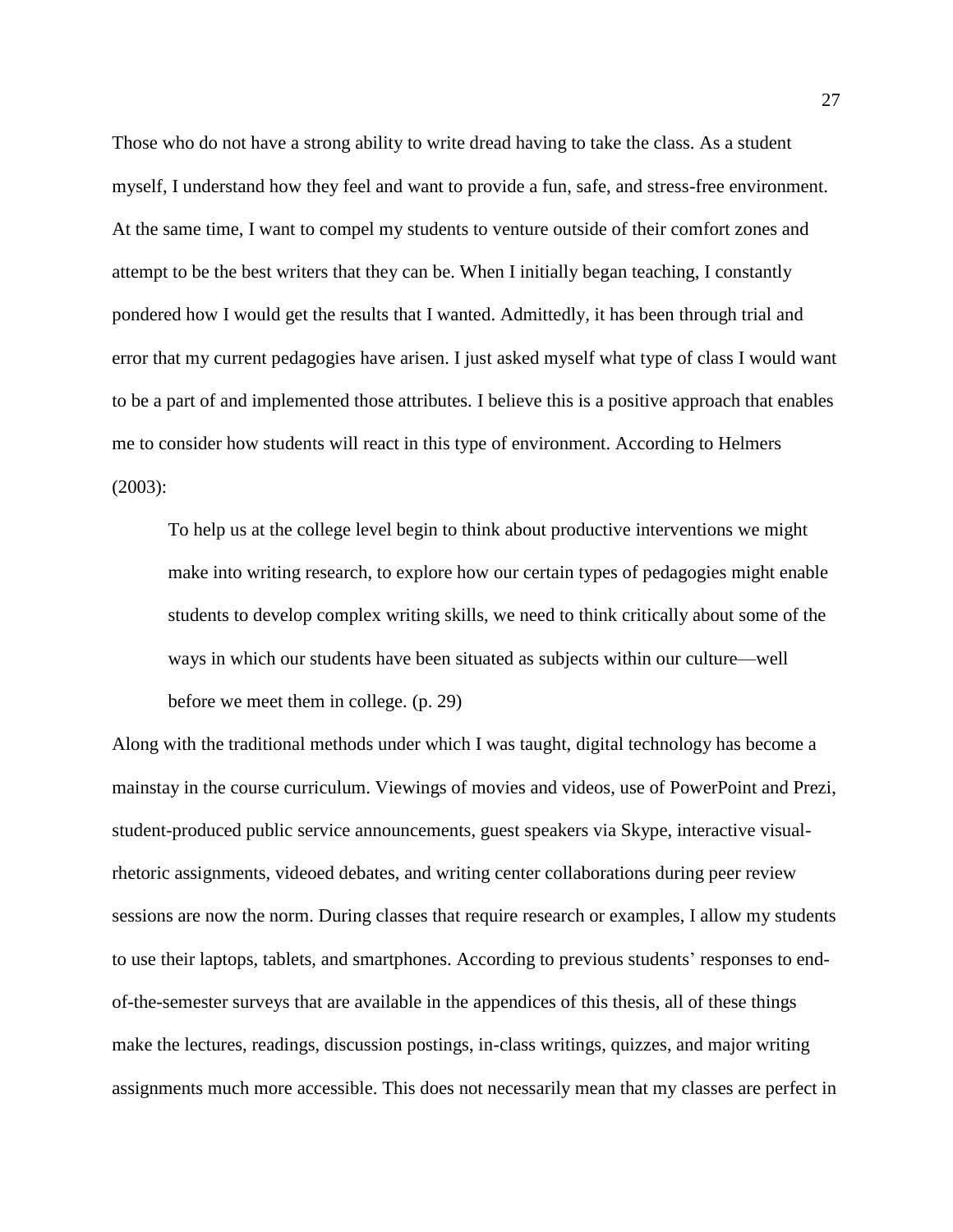Those who do not have a strong ability to write dread having to take the class. As a student myself, I understand how they feel and want to provide a fun, safe, and stress-free environment. At the same time, I want to compel my students to venture outside of their comfort zones and attempt to be the best writers that they can be. When I initially began teaching, I constantly pondered how I would get the results that I wanted. Admittedly, it has been through trial and error that my current pedagogies have arisen. I just asked myself what type of class I would want to be a part of and implemented those attributes. I believe this is a positive approach that enables me to consider how students will react in this type of environment. According to Helmers (2003):

> To help us at the college level begin to think about productive interventions we might make into writing research, to explore how our certain types of pedagogies might enable students to develop complex writing skills, we need to think critically about some of the ways in which our students have been situated as subjects within our culture—well before we meet them in college. (p. 29)

Along with the traditional methods under which I was taught, digital technology has become a mainstay in the course curriculum. Viewings of movies and videos, use of PowerPoint and Prezi, student-produced public service announcements, guest speakers via Skype, interactive visual-rhetoric assignments, videoed debates, and writing center collaborations during peer review sessions are now the norm. During classes that require research or examples, I allow my students to use their laptops, tablets, and smartphones. According to previous students' responses to end-of-the-semester surveys that are available in the appendices of this thesis, all of these things make the lectures, readings, discussion postings, in-class writings, quizzes, and major writing assignments much more accessible. This does not necessarily mean that my classes are perfect in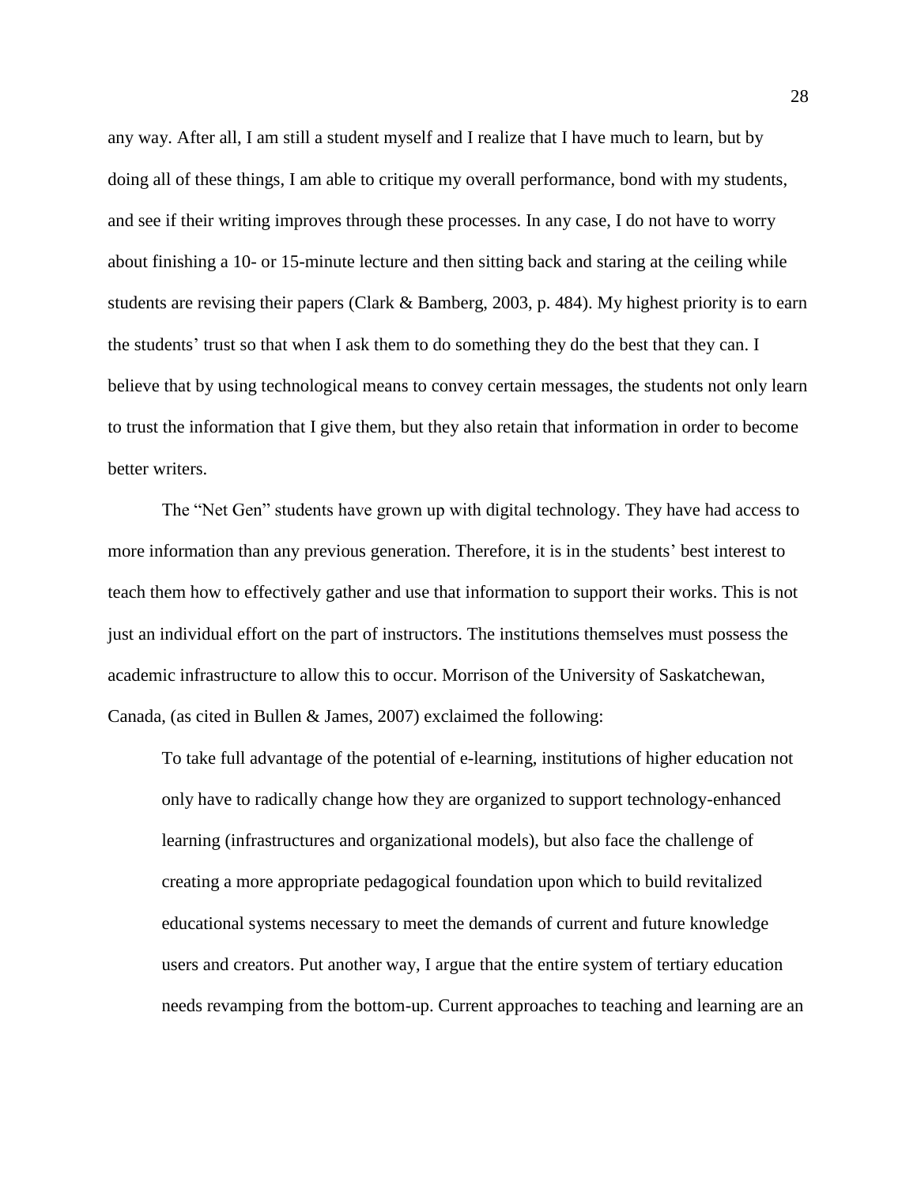any way. After all, I am still a student myself and I realize that I have much to learn, but by doing all of these things, I am able to critique my overall performance, bond with my students, and see if their writing improves through these processes. In any case, I do not have to worry about finishing a 10- or 15-minute lecture and then sitting back and staring at the ceiling while students are revising their papers (Clark & Bamberg, 2003, p. 484). My highest priority is to earn the students' trust so that when I ask them to do something they do the best that they can. I believe that by using technological means to convey certain messages, the students not only learn to trust the information that I give them, but they also retain that information in order to become better writers.

The "Net Gen" students have grown up with digital technology. They have had access to more information than any previous generation. Therefore, it is in the students' best interest to teach them how to effectively gather and use that information to support their works. This is not just an individual effort on the part of instructors. The institutions themselves must possess the academic infrastructure to allow this to occur. Morrison of the University of Saskatchewan, Canada, (as cited in Bullen & James, 2007) exclaimed the following:

> To take full advantage of the potential of e-learning, institutions of higher education not only have to radically change how they are organized to support technology-enhanced learning (infrastructures and organizational models), but also face the challenge of creating a more appropriate pedagogical foundation upon which to build revitalized educational systems necessary to meet the demands of current and future knowledge users and creators. Put another way, I argue that the entire system of tertiary education needs revamping from the bottom-up. Current approaches to teaching and learning are an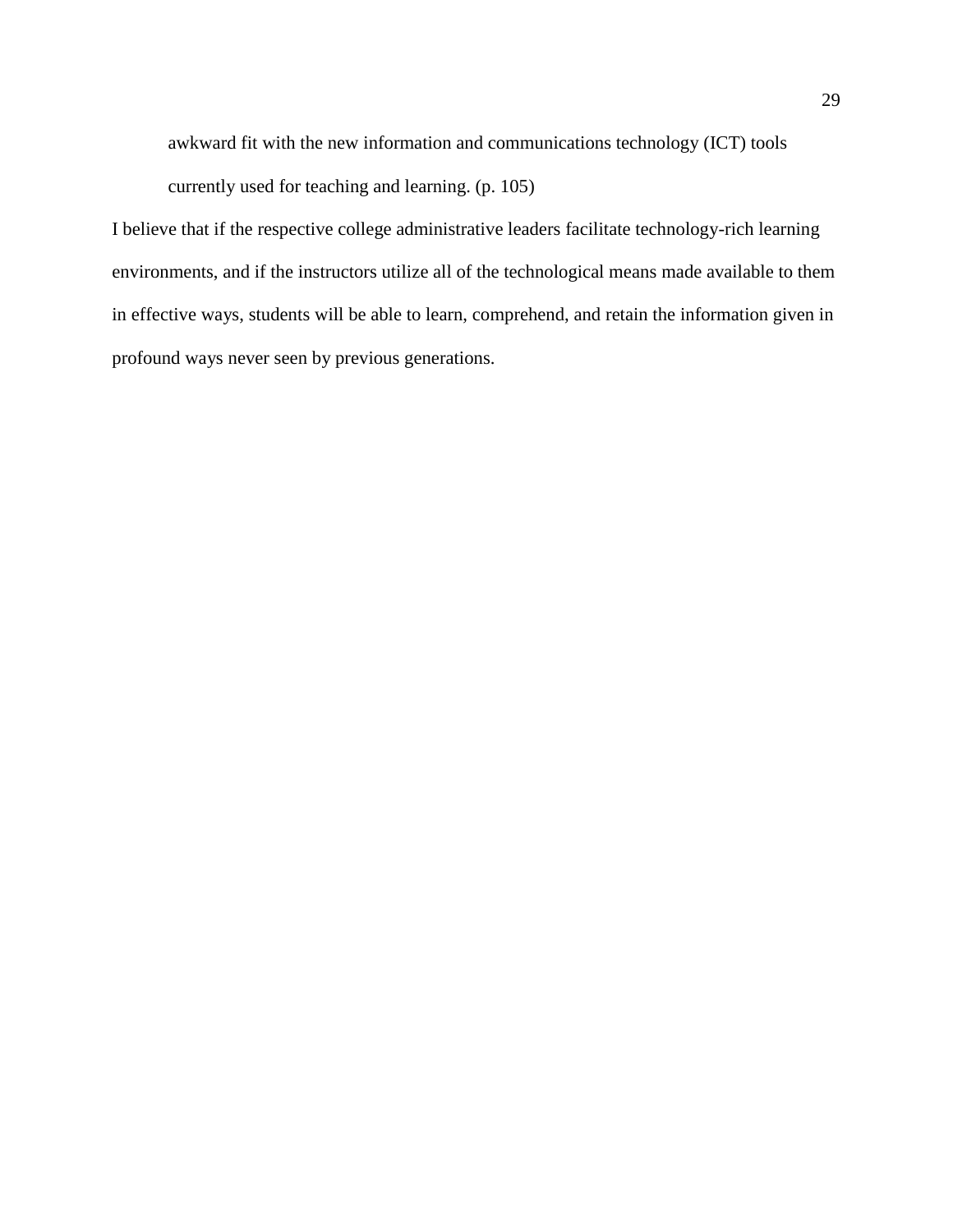> awkward fit with the new information and communications technology (ICT) tools currently used for teaching and learning. (p. 105)

I believe that if the respective college administrative leaders facilitate technology-rich learning environments, and if the instructors utilize all of the technological means made available to them in effective ways, students will be able to learn, comprehend, and retain the information given in profound ways never seen by previous generations.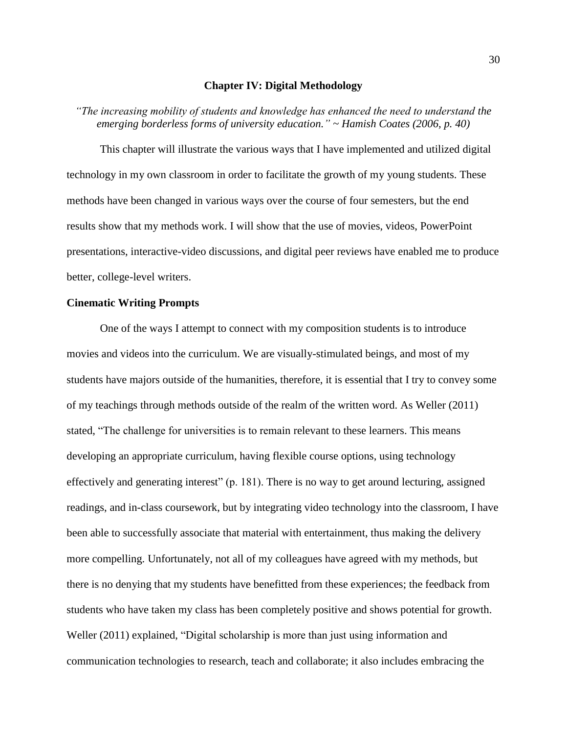## Chapter IV: Digital Methodology

*"The increasing mobility of students and knowledge has enhanced the need to understand the emerging borderless forms of university education." ~ Hamish Coates (2006, p. 40)*

This chapter will illustrate the various ways that I have implemented and utilized digital technology in my own classroom in order to facilitate the growth of my young students. These methods have been changed in various ways over the course of four semesters, but the end results show that my methods work. I will show that the use of movies, videos, PowerPoint presentations, interactive-video discussions, and digital peer reviews have enabled me to produce better, college-level writers.

### Cinematic Writing Prompts

One of the ways I attempt to connect with my composition students is to introduce movies and videos into the curriculum. We are visually-stimulated beings, and most of my students have majors outside of the humanities, therefore, it is essential that I try to convey some of my teachings through methods outside of the realm of the written word. As Weller (2011) stated, "The challenge for universities is to remain relevant to these learners. This means developing an appropriate curriculum, having flexible course options, using technology effectively and generating interest" (p. 181). There is no way to get around lecturing, assigned readings, and in-class coursework, but by integrating video technology into the classroom, I have been able to successfully associate that material with entertainment, thus making the delivery more compelling. Unfortunately, not all of my colleagues have agreed with my methods, but there is no denying that my students have benefitted from these experiences; the feedback from students who have taken my class has been completely positive and shows potential for growth. Weller (2011) explained, "Digital scholarship is more than just using information and communication technologies to research, teach and collaborate; it also includes embracing the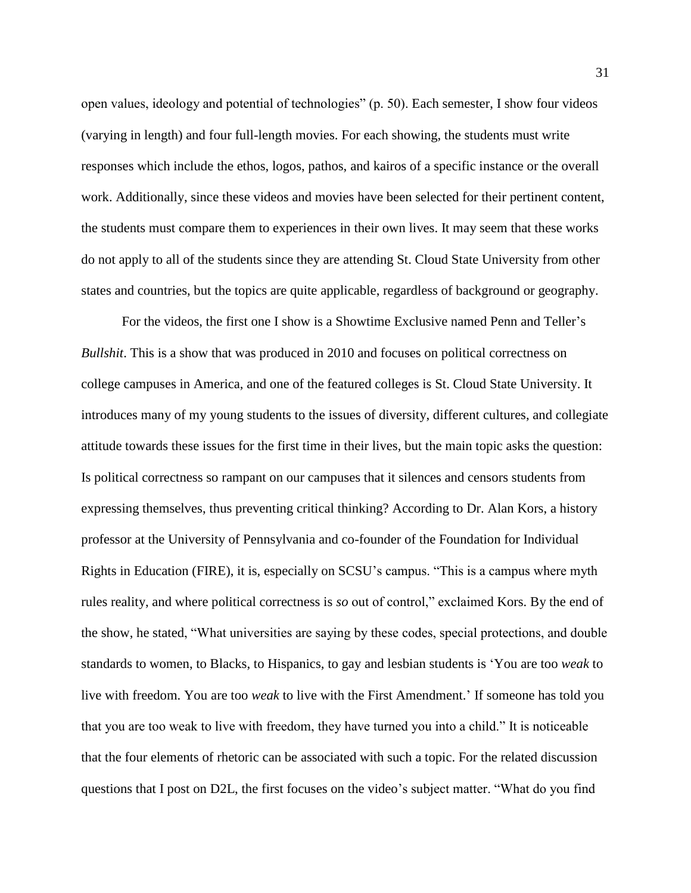open values, ideology and potential of technologies" (p. 50). Each semester, I show four videos (varying in length) and four full-length movies. For each showing, the students must write responses which include the ethos, logos, pathos, and kairos of a specific instance or the overall work. Additionally, since these videos and movies have been selected for their pertinent content, the students must compare them to experiences in their own lives. It may seem that these works do not apply to all of the students since they are attending St. Cloud State University from other states and countries, but the topics are quite applicable, regardless of background or geography.

For the videos, the first one I show is a Showtime Exclusive named Penn and Teller's *Bullshit*. This is a show that was produced in 2010 and focuses on political correctness on college campuses in America, and one of the featured colleges is St. Cloud State University. It introduces many of my young students to the issues of diversity, different cultures, and collegiate attitude towards these issues for the first time in their lives, but the main topic asks the question: Is political correctness so rampant on our campuses that it silences and censors students from expressing themselves, thus preventing critical thinking? According to Dr. Alan Kors, a history professor at the University of Pennsylvania and co-founder of the Foundation for Individual Rights in Education (FIRE), it is, especially on SCSU's campus. "This is a campus where myth rules reality, and where political correctness is *so* out of control," exclaimed Kors. By the end of the show, he stated, "What universities are saying by these codes, special protections, and double standards to women, to Blacks, to Hispanics, to gay and lesbian students is 'You are too *weak* to live with freedom. You are too *weak* to live with the First Amendment.' If someone has told you that you are too weak to live with freedom, they have turned you into a child." It is noticeable that the four elements of rhetoric can be associated with such a topic. For the related discussion questions that I post on D2L, the first focuses on the video's subject matter. "What do you find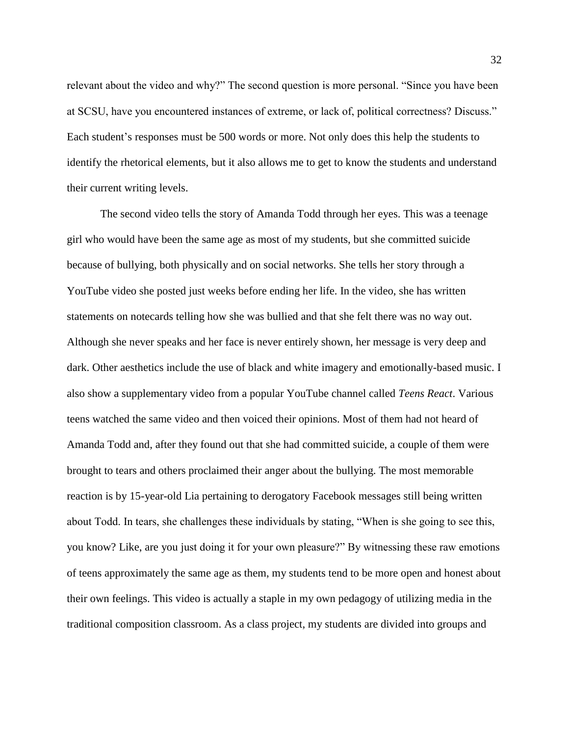relevant about the video and why?" The second question is more personal. "Since you have been at SCSU, have you encountered instances of extreme, or lack of, political correctness? Discuss." Each student's responses must be 500 words or more. Not only does this help the students to identify the rhetorical elements, but it also allows me to get to know the students and understand their current writing levels.

The second video tells the story of Amanda Todd through her eyes. This was a teenage girl who would have been the same age as most of my students, but she committed suicide because of bullying, both physically and on social networks. She tells her story through a YouTube video she posted just weeks before ending her life. In the video, she has written statements on notecards telling how she was bullied and that she felt there was no way out. Although she never speaks and her face is never entirely shown, her message is very deep and dark. Other aesthetics include the use of black and white imagery and emotionally-based music. I also show a supplementary video from a popular YouTube channel called *Teens React*. Various teens watched the same video and then voiced their opinions. Most of them had not heard of Amanda Todd and, after they found out that she had committed suicide, a couple of them were brought to tears and others proclaimed their anger about the bullying. The most memorable reaction is by 15-year-old Lia pertaining to derogatory Facebook messages still being written about Todd. In tears, she challenges these individuals by stating, "When is she going to see this, you know? Like, are you just doing it for your own pleasure?" By witnessing these raw emotions of teens approximately the same age as them, my students tend to be more open and honest about their own feelings. This video is actually a staple in my own pedagogy of utilizing media in the traditional composition classroom. As a class project, my students are divided into groups and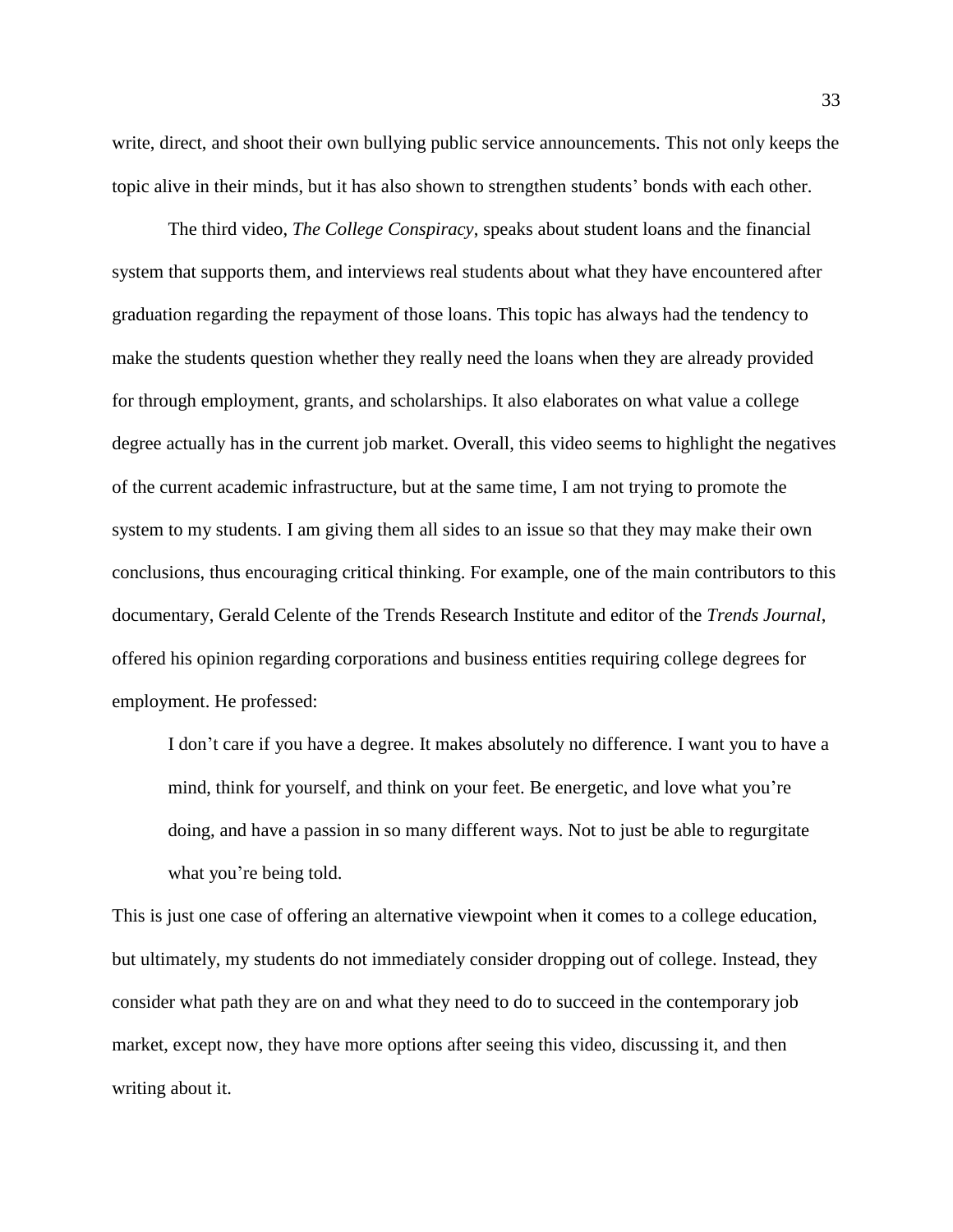write, direct, and shoot their own bullying public service announcements. This not only keeps the topic alive in their minds, but it has also shown to strengthen students' bonds with each other.

The third video, *The College Conspiracy*, speaks about student loans and the financial system that supports them, and interviews real students about what they have encountered after graduation regarding the repayment of those loans. This topic has always had the tendency to make the students question whether they really need the loans when they are already provided for through employment, grants, and scholarships. It also elaborates on what value a college degree actually has in the current job market. Overall, this video seems to highlight the negatives of the current academic infrastructure, but at the same time, I am not trying to promote the system to my students. I am giving them all sides to an issue so that they may make their own conclusions, thus encouraging critical thinking. For example, one of the main contributors to this documentary, Gerald Celente of the Trends Research Institute and editor of the *Trends Journal*, offered his opinion regarding corporations and business entities requiring college degrees for employment. He professed:

> I don't care if you have a degree. It makes absolutely no difference. I want you to have a mind, think for yourself, and think on your feet. Be energetic, and love what you're doing, and have a passion in so many different ways. Not to just be able to regurgitate what you're being told.

This is just one case of offering an alternative viewpoint when it comes to a college education, but ultimately, my students do not immediately consider dropping out of college. Instead, they consider what path they are on and what they need to do to succeed in the contemporary job market, except now, they have more options after seeing this video, discussing it, and then writing about it.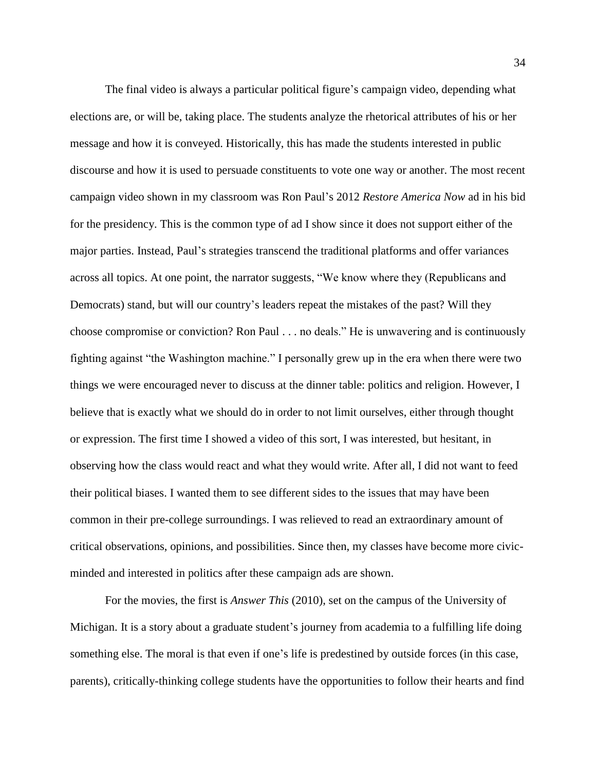The final video is always a particular political figure's campaign video, depending what elections are, or will be, taking place. The students analyze the rhetorical attributes of his or her message and how it is conveyed. Historically, this has made the students interested in public discourse and how it is used to persuade constituents to vote one way or another. The most recent campaign video shown in my classroom was Ron Paul's 2012 *Restore America Now* ad in his bid for the presidency. This is the common type of ad I show since it does not support either of the major parties. Instead, Paul's strategies transcend the traditional platforms and offer variances across all topics. At one point, the narrator suggests, "We know where they (Republicans and Democrats) stand, but will our country's leaders repeat the mistakes of the past? Will they choose compromise or conviction? Ron Paul . . . no deals." He is unwavering and is continuously fighting against "the Washington machine." I personally grew up in the era when there were two things we were encouraged never to discuss at the dinner table: politics and religion. However, I believe that is exactly what we should do in order to not limit ourselves, either through thought or expression. The first time I showed a video of this sort, I was interested, but hesitant, in observing how the class would react and what they would write. After all, I did not want to feed their political biases. I wanted them to see different sides to the issues that may have been common in their pre-college surroundings. I was relieved to read an extraordinary amount of critical observations, opinions, and possibilities. Since then, my classes have become more civic-minded and interested in politics after these campaign ads are shown.

For the movies, the first is *Answer This* (2010), set on the campus of the University of Michigan. It is a story about a graduate student's journey from academia to a fulfilling life doing something else. The moral is that even if one's life is predestined by outside forces (in this case, parents), critically-thinking college students have the opportunities to follow their hearts and find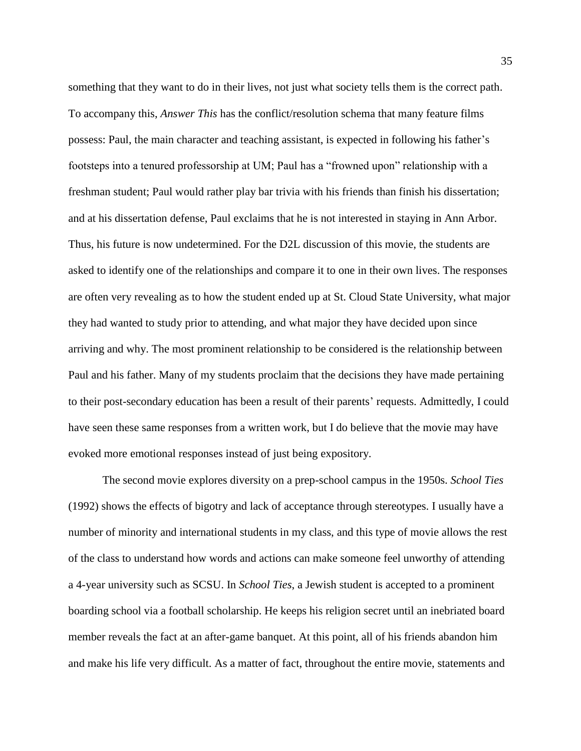something that they want to do in their lives, not just what society tells them is the correct path. To accompany this, *Answer This* has the conflict/resolution schema that many feature films possess: Paul, the main character and teaching assistant, is expected in following his father's footsteps into a tenured professorship at UM; Paul has a "frowned upon" relationship with a freshman student; Paul would rather play bar trivia with his friends than finish his dissertation; and at his dissertation defense, Paul exclaims that he is not interested in staying in Ann Arbor. Thus, his future is now undetermined. For the D2L discussion of this movie, the students are asked to identify one of the relationships and compare it to one in their own lives. The responses are often very revealing as to how the student ended up at St. Cloud State University, what major they had wanted to study prior to attending, and what major they have decided upon since arriving and why. The most prominent relationship to be considered is the relationship between Paul and his father. Many of my students proclaim that the decisions they have made pertaining to their post-secondary education has been a result of their parents' requests. Admittedly, I could have seen these same responses from a written work, but I do believe that the movie may have evoked more emotional responses instead of just being expository.

The second movie explores diversity on a prep-school campus in the 1950s. *School Ties* (1992) shows the effects of bigotry and lack of acceptance through stereotypes. I usually have a number of minority and international students in my class, and this type of movie allows the rest of the class to understand how words and actions can make someone feel unworthy of attending a 4-year university such as SCSU. In *School Ties*, a Jewish student is accepted to a prominent boarding school via a football scholarship. He keeps his religion secret until an inebriated board member reveals the fact at an after-game banquet. At this point, all of his friends abandon him and make his life very difficult. As a matter of fact, throughout the entire movie, statements and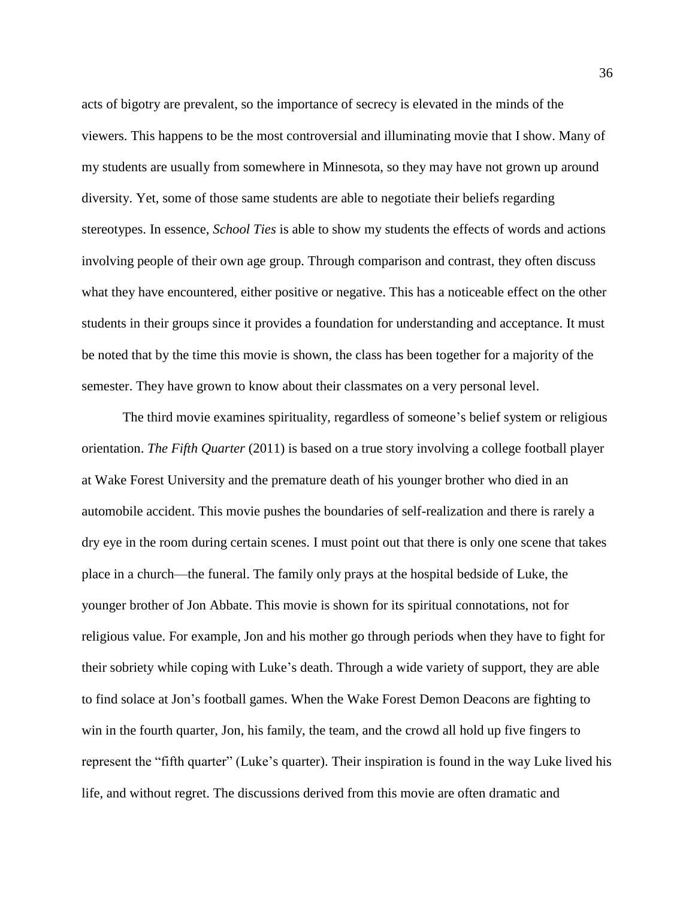acts of bigotry are prevalent, so the importance of secrecy is elevated in the minds of the viewers. This happens to be the most controversial and illuminating movie that I show. Many of my students are usually from somewhere in Minnesota, so they may have not grown up around diversity. Yet, some of those same students are able to negotiate their beliefs regarding stereotypes. In essence, *School Ties* is able to show my students the effects of words and actions involving people of their own age group. Through comparison and contrast, they often discuss what they have encountered, either positive or negative. This has a noticeable effect on the other students in their groups since it provides a foundation for understanding and acceptance. It must be noted that by the time this movie is shown, the class has been together for a majority of the semester. They have grown to know about their classmates on a very personal level.

The third movie examines spirituality, regardless of someone's belief system or religious orientation. *The Fifth Quarter* (2011) is based on a true story involving a college football player at Wake Forest University and the premature death of his younger brother who died in an automobile accident. This movie pushes the boundaries of self-realization and there is rarely a dry eye in the room during certain scenes. I must point out that there is only one scene that takes place in a church—the funeral. The family only prays at the hospital bedside of Luke, the younger brother of Jon Abbate. This movie is shown for its spiritual connotations, not for religious value. For example, Jon and his mother go through periods when they have to fight for their sobriety while coping with Luke's death. Through a wide variety of support, they are able to find solace at Jon's football games. When the Wake Forest Demon Deacons are fighting to win in the fourth quarter, Jon, his family, the team, and the crowd all hold up five fingers to represent the "fifth quarter" (Luke's quarter). Their inspiration is found in the way Luke lived his life, and without regret. The discussions derived from this movie are often dramatic and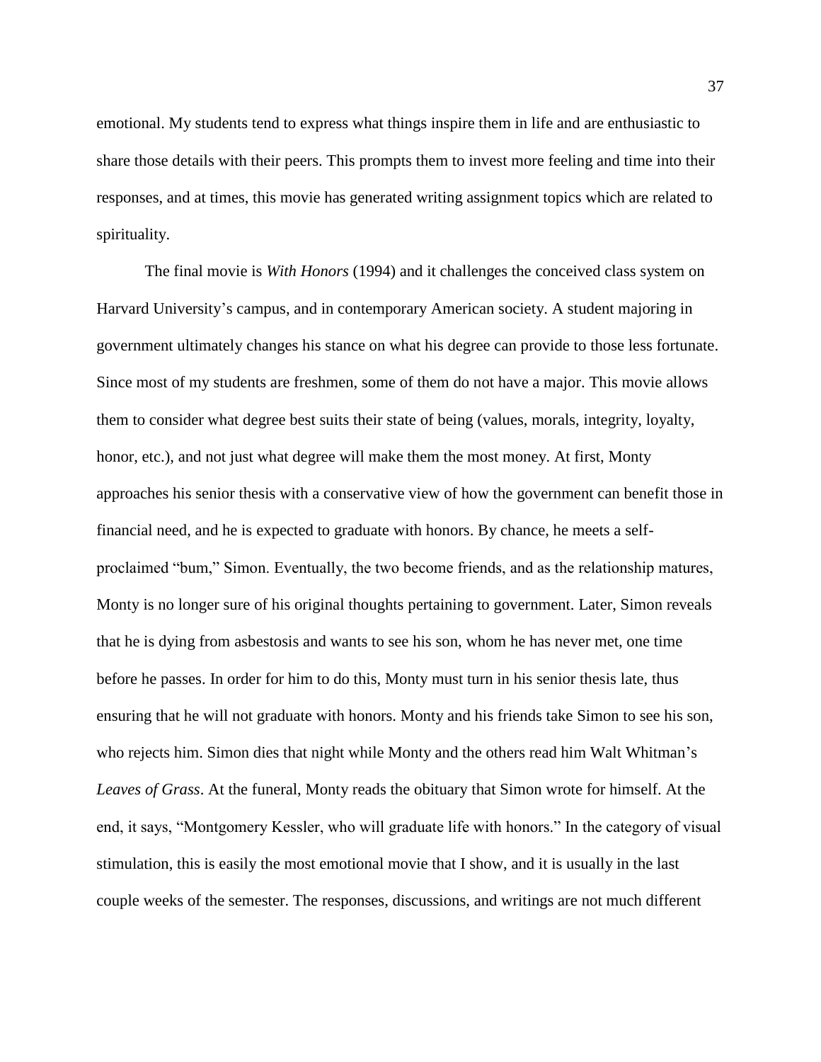emotional. My students tend to express what things inspire them in life and are enthusiastic to share those details with their peers. This prompts them to invest more feeling and time into their responses, and at times, this movie has generated writing assignment topics which are related to spirituality.

The final movie is *With Honors* (1994) and it challenges the conceived class system on Harvard University's campus, and in contemporary American society. A student majoring in government ultimately changes his stance on what his degree can provide to those less fortunate. Since most of my students are freshmen, some of them do not have a major. This movie allows them to consider what degree best suits their state of being (values, morals, integrity, loyalty, honor, etc.), and not just what degree will make them the most money. At first, Monty approaches his senior thesis with a conservative view of how the government can benefit those in financial need, and he is expected to graduate with honors. By chance, he meets a self-proclaimed "bum," Simon. Eventually, the two become friends, and as the relationship matures, Monty is no longer sure of his original thoughts pertaining to government. Later, Simon reveals that he is dying from asbestosis and wants to see his son, whom he has never met, one time before he passes. In order for him to do this, Monty must turn in his senior thesis late, thus ensuring that he will not graduate with honors. Monty and his friends take Simon to see his son, who rejects him. Simon dies that night while Monty and the others read him Walt Whitman's *Leaves of Grass*. At the funeral, Monty reads the obituary that Simon wrote for himself. At the end, it says, "Montgomery Kessler, who will graduate life with honors." In the category of visual stimulation, this is easily the most emotional movie that I show, and it is usually in the last couple weeks of the semester. The responses, discussions, and writings are not much different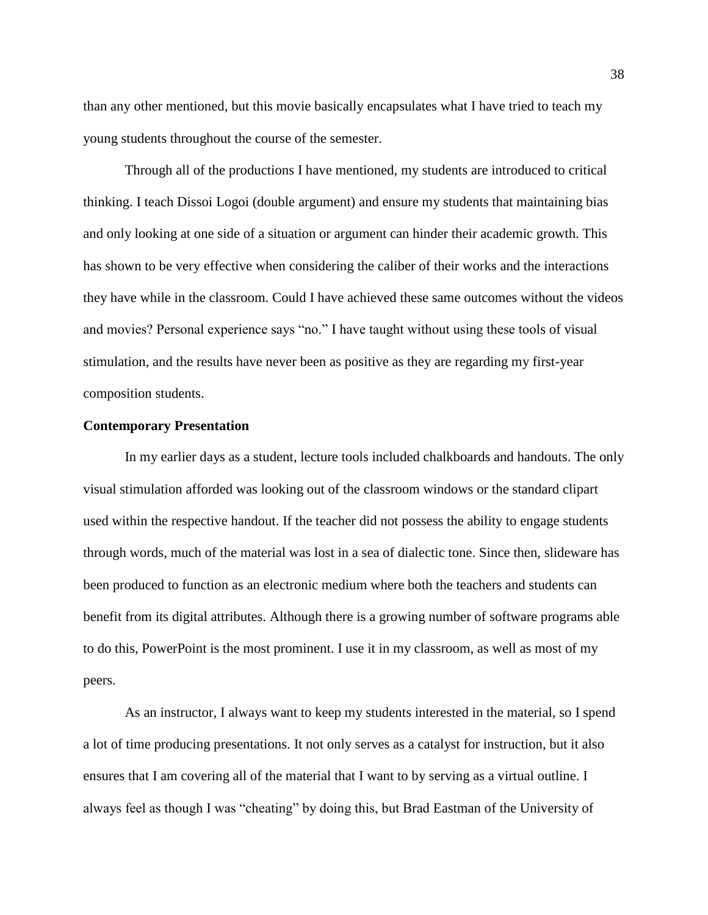than any other mentioned, but this movie basically encapsulates what I have tried to teach my young students throughout the course of the semester.

Through all of the productions I have mentioned, my students are introduced to critical thinking. I teach Dissoi Logoi (double argument) and ensure my students that maintaining bias and only looking at one side of a situation or argument can hinder their academic growth. This has shown to be very effective when considering the caliber of their works and the interactions they have while in the classroom. Could I have achieved these same outcomes without the videos and movies? Personal experience says "no." I have taught without using these tools of visual stimulation, and the results have never been as positive as they are regarding my first-year composition students.

**Contemporary Presentation**

In my earlier days as a student, lecture tools included chalkboards and handouts. The only visual stimulation afforded was looking out of the classroom windows or the standard clipart used within the respective handout. If the teacher did not possess the ability to engage students through words, much of the material was lost in a sea of dialectic tone. Since then, slideware has been produced to function as an electronic medium where both the teachers and students can benefit from its digital attributes. Although there is a growing number of software programs able to do this, PowerPoint is the most prominent. I use it in my classroom, as well as most of my peers.

As an instructor, I always want to keep my students interested in the material, so I spend a lot of time producing presentations. It not only serves as a catalyst for instruction, but it also ensures that I am covering all of the material that I want to by serving as a virtual outline. I always feel as though I was "cheating" by doing this, but Brad Eastman of the University of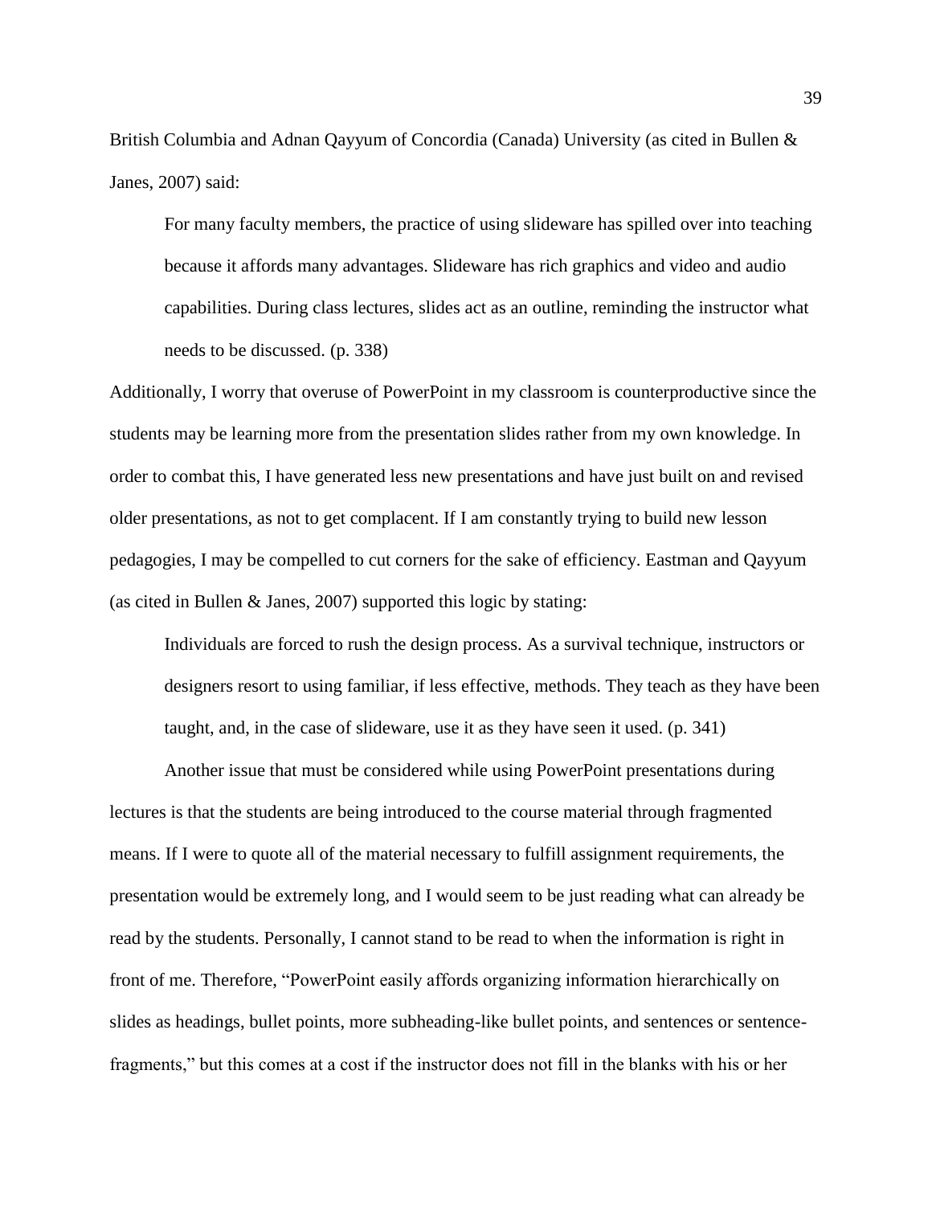British Columbia and Adnan Qayyum of Concordia (Canada) University (as cited in Bullen & Janes, 2007) said:

> For many faculty members, the practice of using slideware has spilled over into teaching because it affords many advantages. Slideware has rich graphics and video and audio capabilities. During class lectures, slides act as an outline, reminding the instructor what needs to be discussed. (p. 338)

Additionally, I worry that overuse of PowerPoint in my classroom is counterproductive since the students may be learning more from the presentation slides rather from my own knowledge. In order to combat this, I have generated less new presentations and have just built on and revised older presentations, as not to get complacent. If I am constantly trying to build new lesson pedagogies, I may be compelled to cut corners for the sake of efficiency. Eastman and Qayyum (as cited in Bullen & Janes, 2007) supported this logic by stating:

> Individuals are forced to rush the design process. As a survival technique, instructors or designers resort to using familiar, if less effective, methods. They teach as they have been taught, and, in the case of slideware, use it as they have seen it used. (p. 341)

Another issue that must be considered while using PowerPoint presentations during lectures is that the students are being introduced to the course material through fragmented means. If I were to quote all of the material necessary to fulfill assignment requirements, the presentation would be extremely long, and I would seem to be just reading what can already be read by the students. Personally, I cannot stand to be read to when the information is right in front of me. Therefore, "PowerPoint easily affords organizing information hierarchically on slides as headings, bullet points, more subheading-like bullet points, and sentences or sentence-fragments," but this comes at a cost if the instructor does not fill in the blanks with his or her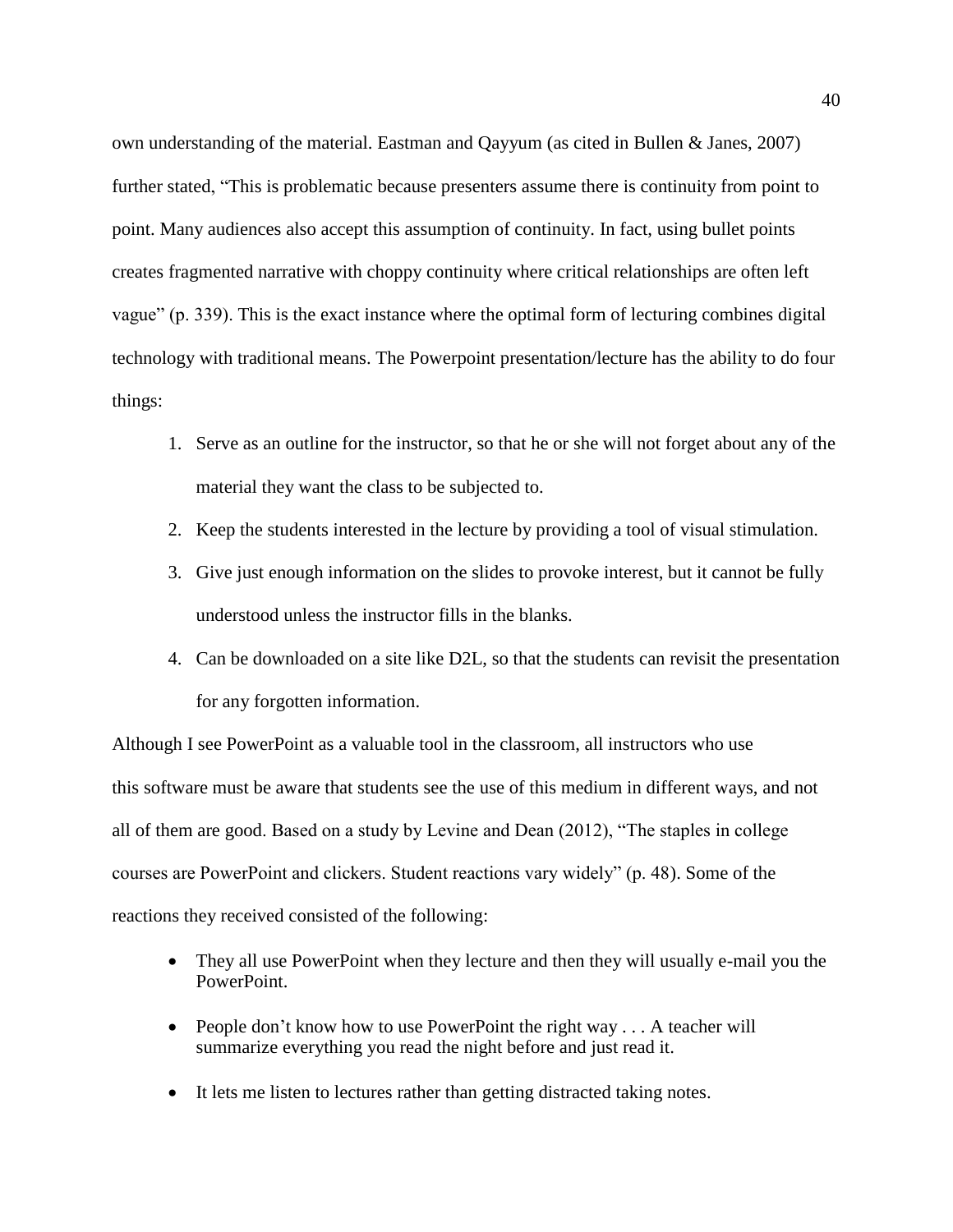own understanding of the material. Eastman and Qayyum (as cited in Bullen & Janes, 2007) further stated, "This is problematic because presenters assume there is continuity from point to point. Many audiences also accept this assumption of continuity. In fact, using bullet points creates fragmented narrative with choppy continuity where critical relationships are often left vague" (p. 339). This is the exact instance where the optimal form of lecturing combines digital technology with traditional means. The Powerpoint presentation/lecture has the ability to do four things:

1. Serve as an outline for the instructor, so that he or she will not forget about any of the material they want the class to be subjected to.
2. Keep the students interested in the lecture by providing a tool of visual stimulation.
3. Give just enough information on the slides to provoke interest, but it cannot be fully understood unless the instructor fills in the blanks.
4. Can be downloaded on a site like D2L, so that the students can revisit the presentation for any forgotten information.

Although I see PowerPoint as a valuable tool in the classroom, all instructors who use this software must be aware that students see the use of this medium in different ways, and not all of them are good. Based on a study by Levine and Dean (2012), "The staples in college courses are PowerPoint and clickers. Student reactions vary widely" (p. 48). Some of the reactions they received consisted of the following:

- They all use PowerPoint when they lecture and then they will usually e-mail you the PowerPoint.
- People don't know how to use PowerPoint the right way . . . A teacher will summarize everything you read the night before and just read it.
- It lets me listen to lectures rather than getting distracted taking notes.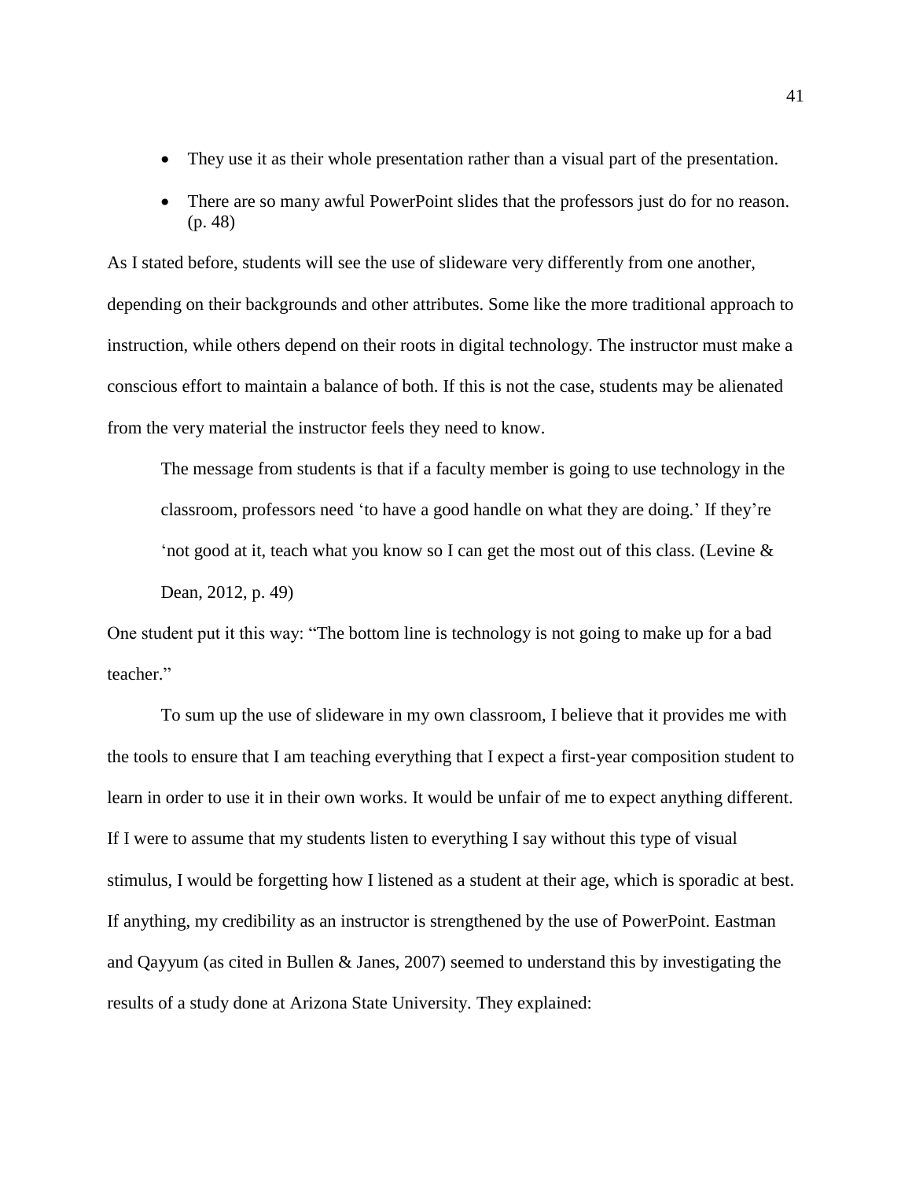- They use it as their whole presentation rather than a visual part of the presentation.
- There are so many awful PowerPoint slides that the professors just do for no reason. (p. 48)

As I stated before, students will see the use of slideware very differently from one another, depending on their backgrounds and other attributes. Some like the more traditional approach to instruction, while others depend on their roots in digital technology. The instructor must make a conscious effort to maintain a balance of both. If this is not the case, students may be alienated from the very material the instructor feels they need to know.

> The message from students is that if a faculty member is going to use technology in the classroom, professors need 'to have a good handle on what they are doing.' If they're 'not good at it, teach what you know so I can get the most out of this class. (Levine & Dean, 2012, p. 49)

One student put it this way: "The bottom line is technology is not going to make up for a bad teacher."

To sum up the use of slideware in my own classroom, I believe that it provides me with the tools to ensure that I am teaching everything that I expect a first-year composition student to learn in order to use it in their own works. It would be unfair of me to expect anything different. If I were to assume that my students listen to everything I say without this type of visual stimulus, I would be forgetting how I listened as a student at their age, which is sporadic at best. If anything, my credibility as an instructor is strengthened by the use of PowerPoint. Eastman and Qayyum (as cited in Bullen & Janes, 2007) seemed to understand this by investigating the results of a study done at Arizona State University. They explained: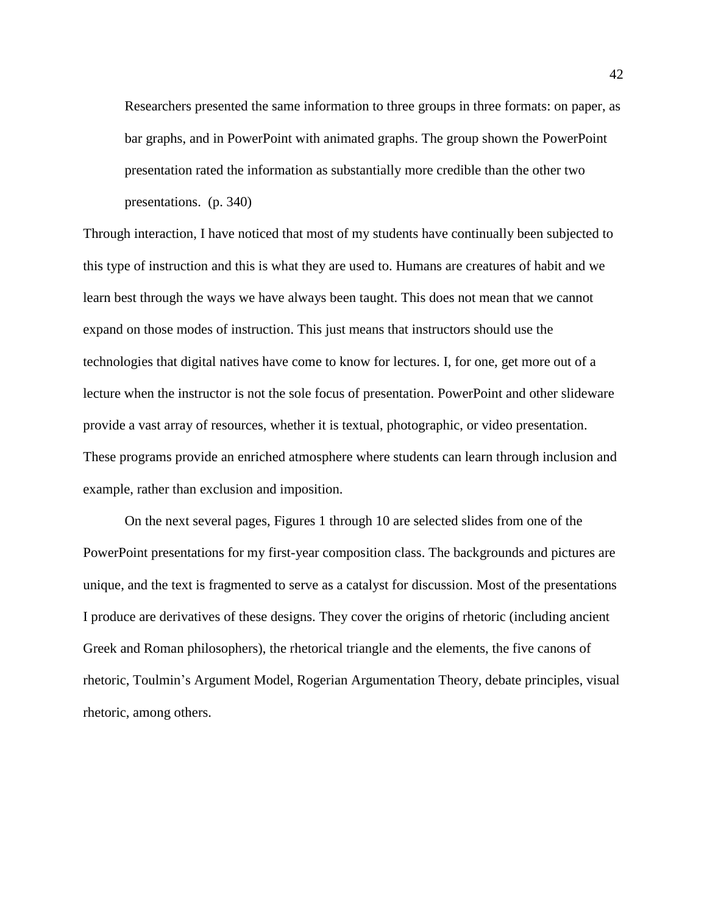> Researchers presented the same information to three groups in three formats: on paper, as bar graphs, and in PowerPoint with animated graphs. The group shown the PowerPoint presentation rated the information as substantially more credible than the other two presentations. (p. 340)

Through interaction, I have noticed that most of my students have continually been subjected to this type of instruction and this is what they are used to. Humans are creatures of habit and we learn best through the ways we have always been taught. This does not mean that we cannot expand on those modes of instruction. This just means that instructors should use the technologies that digital natives have come to know for lectures. I, for one, get more out of a lecture when the instructor is not the sole focus of presentation. PowerPoint and other slideware provide a vast array of resources, whether it is textual, photographic, or video presentation. These programs provide an enriched atmosphere where students can learn through inclusion and example, rather than exclusion and imposition.

On the next several pages, Figures 1 through 10 are selected slides from one of the PowerPoint presentations for my first-year composition class. The backgrounds and pictures are unique, and the text is fragmented to serve as a catalyst for discussion. Most of the presentations I produce are derivatives of these designs. They cover the origins of rhetoric (including ancient Greek and Roman philosophers), the rhetorical triangle and the elements, the five canons of rhetoric, Toulmin's Argument Model, Rogerian Argumentation Theory, debate principles, visual rhetoric, among others.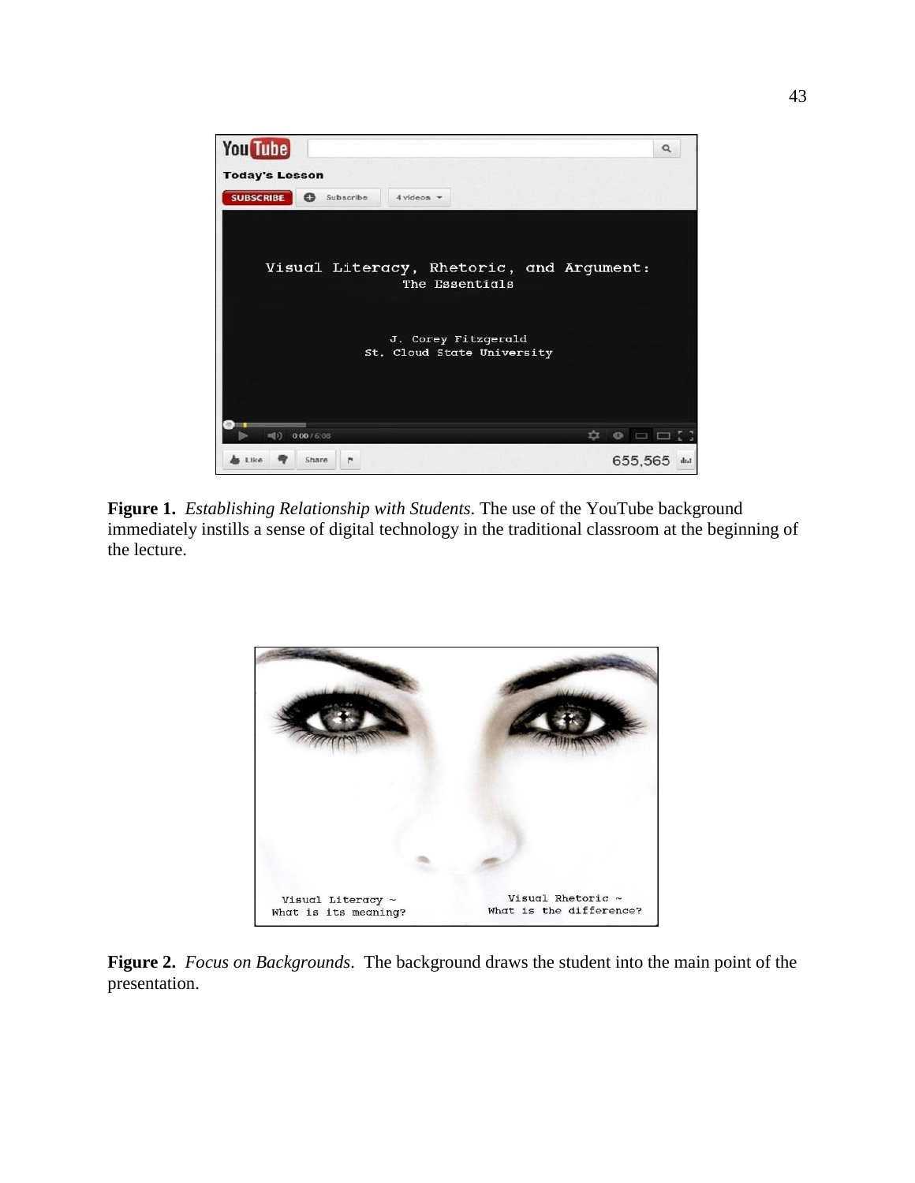**Figure 1.** *Establishing Relationship with Students*. The use of the YouTube background immediately instills a sense of digital technology in the traditional classroom at the beginning of the lecture.

**Figure 2.** *Focus on Backgrounds*. The background draws the student into the main point of the presentation.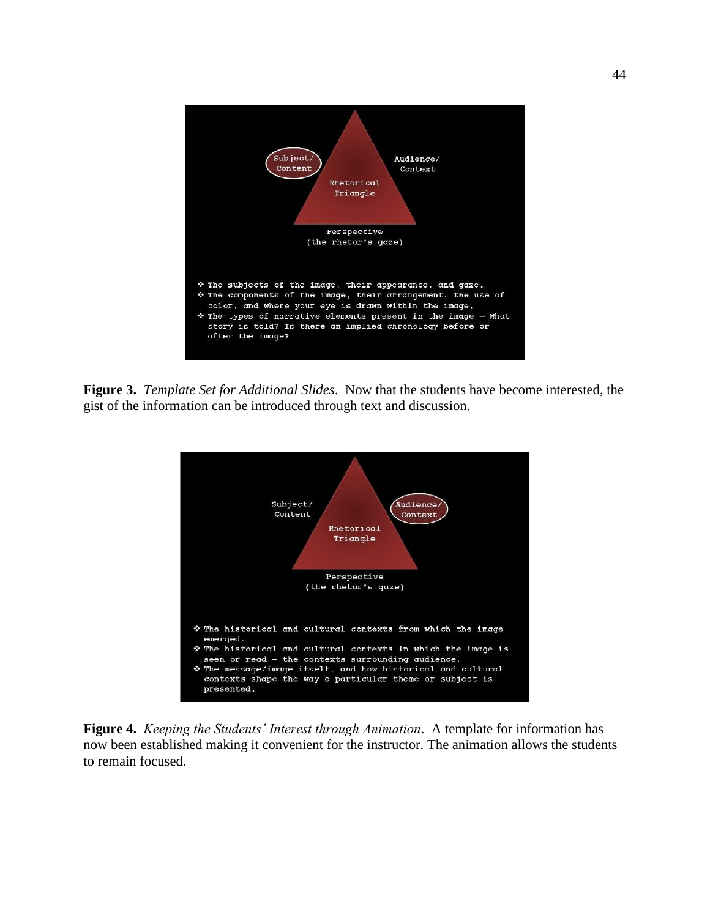Subject/
Content

Audience/
Context

Rhetorical
Triangle

Perspective
(the rhetor's gaze)

- The subjects of the image, their appearance, and gaze.
- The components of the image, their arrangement, the use of color, and where your eye is drawn within the image.
- The types of narrative elements present in the image – What story is told? Is there an implied chronology before or after the image?

**Figure 3.** *Template Set for Additional Slides*. Now that the students have become interested, the gist of the information can be introduced through text and discussion.

Subject/
Content

Audience/
Context

Rhetorical
Triangle

Perspective
(the rhetor's gaze)

- The historical and cultural contexts from which the image emerged.
- The historical and cultural contexts in which the image is seen or read – the contexts surrounding audience.
- The message/image itself, and how historical and cultural contexts shape the way a particular theme or subject is presented.

**Figure 4.** *Keeping the Students' Interest through Animation*. A template for information has now been established making it convenient for the instructor. The animation allows the students to remain focused.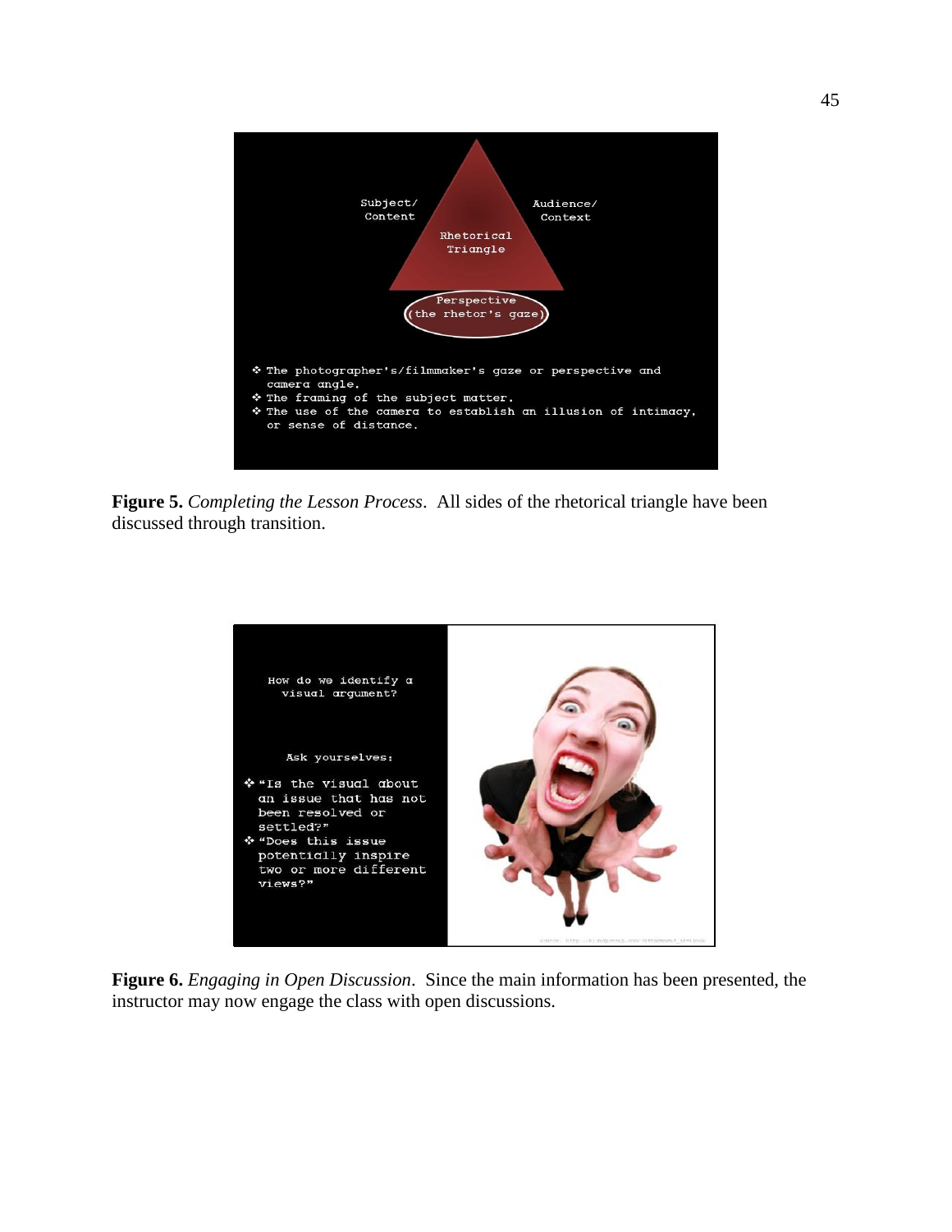Subject/ Content

Audience/ Context

Rhetorical Triangle

Perspective (the rhetor's gaze)

- The photographer's/filmmaker's gaze or perspective and camera angle.
- The framing of the subject matter.
- The use of the camera to establish an illusion of intimacy, or sense of distance.

**Figure 5.** *Completing the Lesson Process*. All sides of the rhetorical triangle have been discussed through transition.

How do we identify a visual argument?

Ask yourselves:

- "Is the visual about an issue that has not been resolved or settled?"
- "Does this issue potentially inspire two or more different views?"

**Figure 6.** *Engaging in Open Discussion*. Since the main information has been presented, the instructor may now engage the class with open discussions.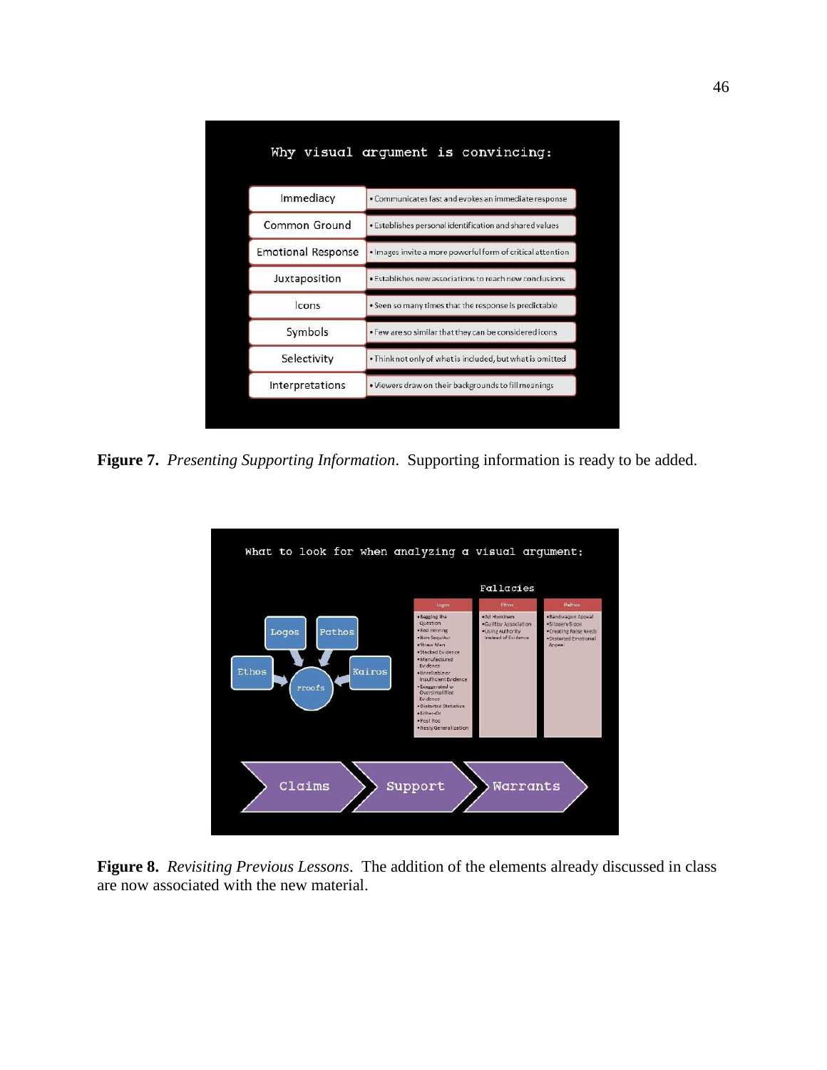| Why visual argument is convincing: | |
| --- | --- |
| Immediacy | • Communicates fast and evokes an immediate response |
| Common Ground | • Establishes personal identification and shared values |
| Emotional Response | • Images invite a more powerful form of critical attention |
| Juxtaposition | • Establishes new associations to reach new conclusions |
| Icons | • Seen so many times that the response is predictable |
| Symbols | • Few are so similar that they can be considered icons |
| Selectivity | • Think not only of what is included, but what is omitted |
| Interpretations | • Viewers draw on their backgrounds to fill meanings |

**Figure 7.** *Presenting Supporting Information*. Supporting information is ready to be added.

What to look for when analyzing a visual argument:

Logos, Pathos, Ethos, Kairos → Proofs

Fallacies

| Logos | Ethos | Pathos |
| --- | --- | --- |
| • Begging the Question<br>• Red Herring<br>• Non Sequitur<br>• Straw Man<br>• Stacked Evidence<br>• Manufactured Evidence<br>• Unreliable or Insufficient Evidence<br>• Exaggerated or Oversimplified Evidence<br>• Distorted Statistics<br>• Either-Or<br>• Post Hoc<br>• Hasty Generalization | • Ad Hominem<br>• Guilt by Association<br>• Using Authority Instead of Evidence | • Bandwagon Appeal<br>• Slippery Slope<br>• Creating False Needs<br>• Distorted Emotional Appeal |

Claims → Support → Warrants

**Figure 8.** *Revisiting Previous Lessons*. The addition of the elements already discussed in class are now associated with the new material.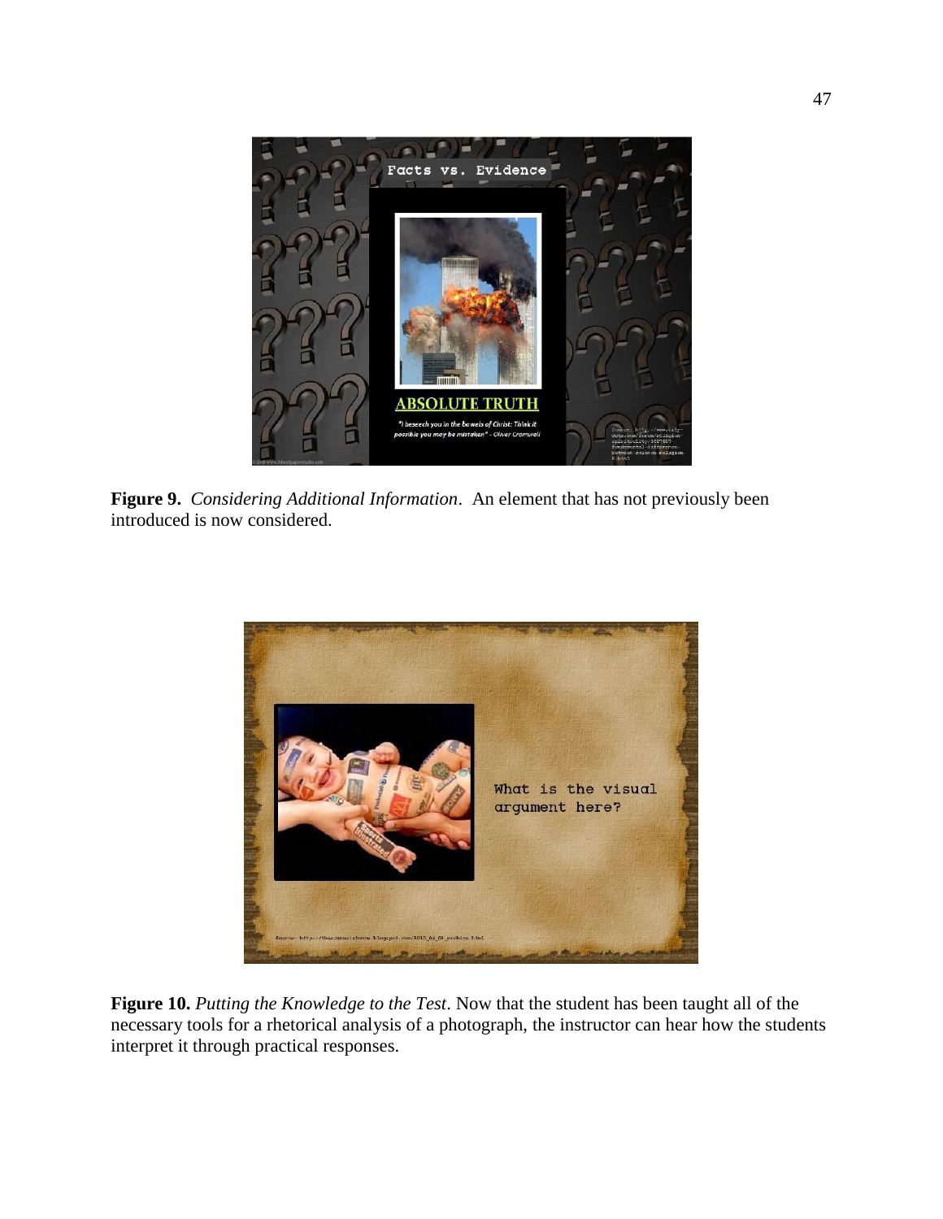**Figure 9.** *Considering Additional Information*. An element that has not previously been introduced is now considered.

**Figure 10.** *Putting the Knowledge to the Test*. Now that the student has been taught all of the necessary tools for a rhetorical analysis of a photograph, the instructor can hear how the students interpret it through practical responses.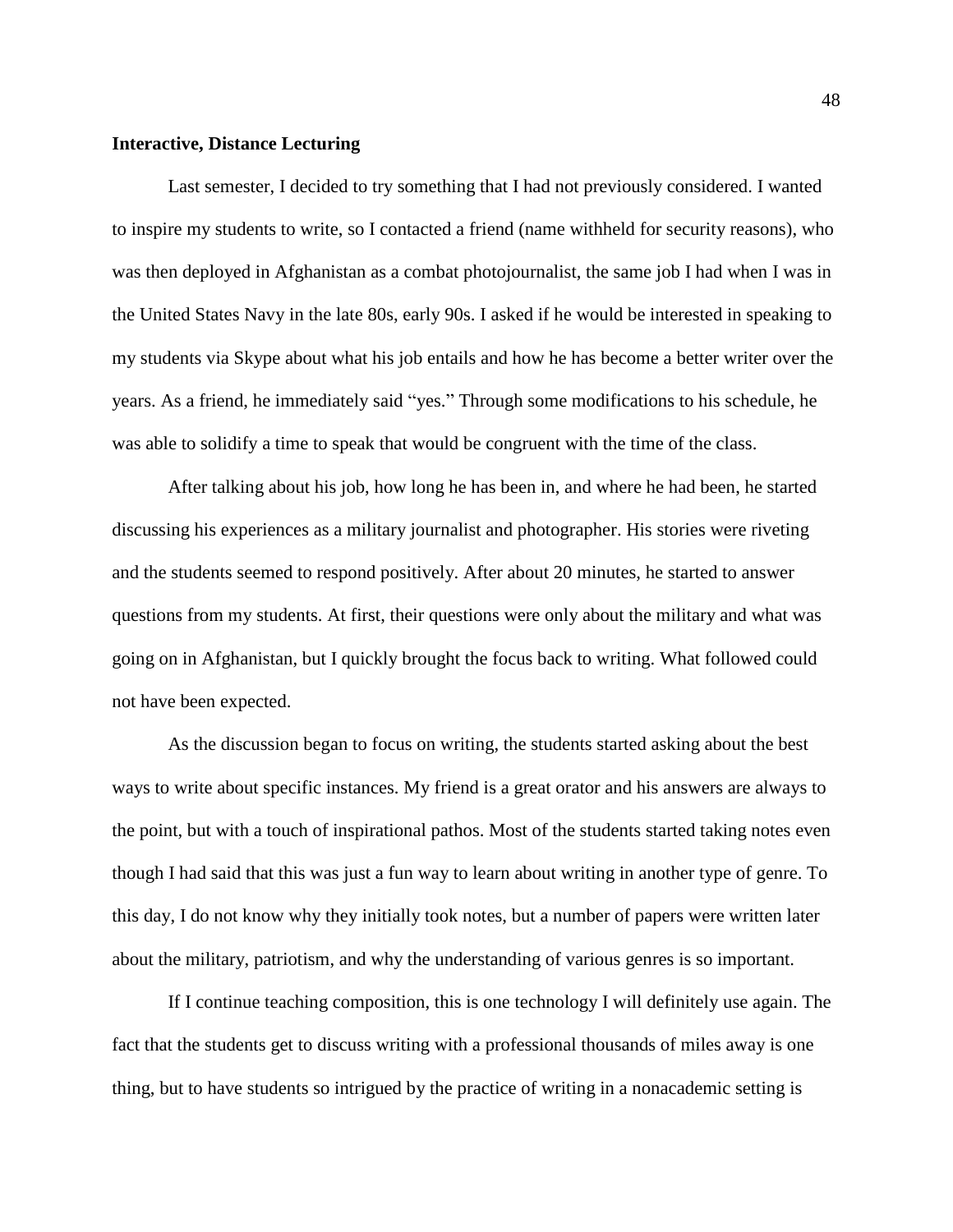**Interactive, Distance Lecturing**

Last semester, I decided to try something that I had not previously considered. I wanted to inspire my students to write, so I contacted a friend (name withheld for security reasons), who was then deployed in Afghanistan as a combat photojournalist, the same job I had when I was in the United States Navy in the late 80s, early 90s. I asked if he would be interested in speaking to my students via Skype about what his job entails and how he has become a better writer over the years. As a friend, he immediately said "yes." Through some modifications to his schedule, he was able to solidify a time to speak that would be congruent with the time of the class.

After talking about his job, how long he has been in, and where he had been, he started discussing his experiences as a military journalist and photographer. His stories were riveting and the students seemed to respond positively. After about 20 minutes, he started to answer questions from my students. At first, their questions were only about the military and what was going on in Afghanistan, but I quickly brought the focus back to writing. What followed could not have been expected.

As the discussion began to focus on writing, the students started asking about the best ways to write about specific instances. My friend is a great orator and his answers are always to the point, but with a touch of inspirational pathos. Most of the students started taking notes even though I had said that this was just a fun way to learn about writing in another type of genre. To this day, I do not know why they initially took notes, but a number of papers were written later about the military, patriotism, and why the understanding of various genres is so important.

If I continue teaching composition, this is one technology I will definitely use again. The fact that the students get to discuss writing with a professional thousands of miles away is one thing, but to have students so intrigued by the practice of writing in a nonacademic setting is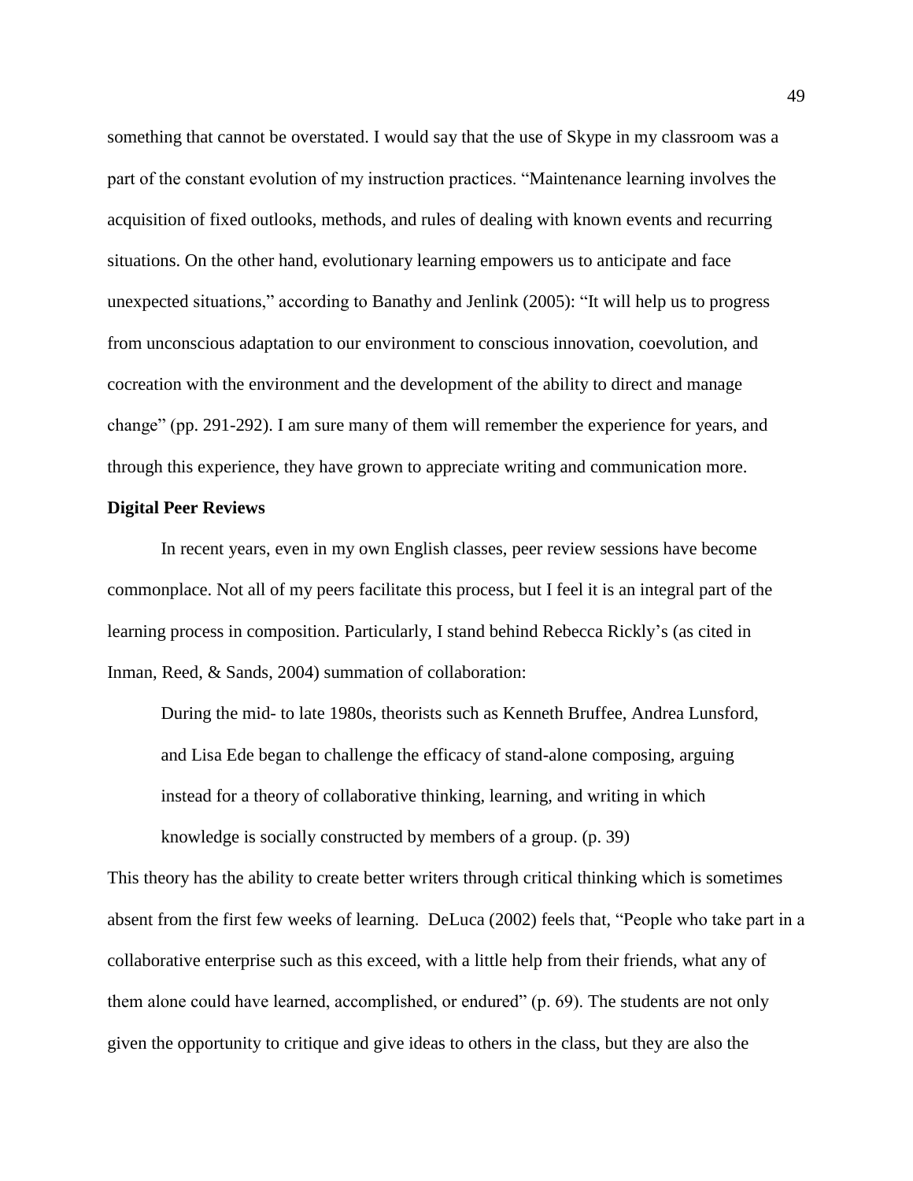something that cannot be overstated. I would say that the use of Skype in my classroom was a part of the constant evolution of my instruction practices. "Maintenance learning involves the acquisition of fixed outlooks, methods, and rules of dealing with known events and recurring situations. On the other hand, evolutionary learning empowers us to anticipate and face unexpected situations," according to Banathy and Jenlink (2005): "It will help us to progress from unconscious adaptation to our environment to conscious innovation, coevolution, and cocreation with the environment and the development of the ability to direct and manage change" (pp. 291-292). I am sure many of them will remember the experience for years, and through this experience, they have grown to appreciate writing and communication more.

**Digital Peer Reviews**

In recent years, even in my own English classes, peer review sessions have become commonplace. Not all of my peers facilitate this process, but I feel it is an integral part of the learning process in composition. Particularly, I stand behind Rebecca Rickly's (as cited in Inman, Reed, & Sands, 2004) summation of collaboration:

> During the mid- to late 1980s, theorists such as Kenneth Bruffee, Andrea Lunsford, and Lisa Ede began to challenge the efficacy of stand-alone composing, arguing instead for a theory of collaborative thinking, learning, and writing in which knowledge is socially constructed by members of a group. (p. 39)

This theory has the ability to create better writers through critical thinking which is sometimes absent from the first few weeks of learning. DeLuca (2002) feels that, "People who take part in a collaborative enterprise such as this exceed, with a little help from their friends, what any of them alone could have learned, accomplished, or endured" (p. 69). The students are not only given the opportunity to critique and give ideas to others in the class, but they are also the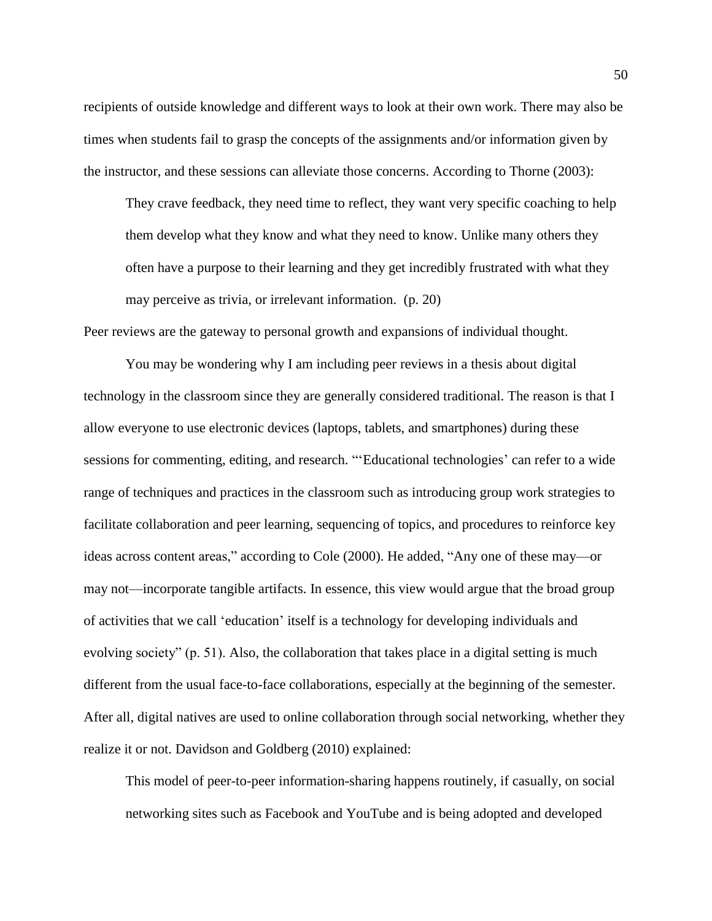recipients of outside knowledge and different ways to look at their own work. There may also be times when students fail to grasp the concepts of the assignments and/or information given by the instructor, and these sessions can alleviate those concerns. According to Thorne (2003):

> They crave feedback, they need time to reflect, they want very specific coaching to help them develop what they know and what they need to know. Unlike many others they often have a purpose to their learning and they get incredibly frustrated with what they may perceive as trivia, or irrelevant information. (p. 20)

Peer reviews are the gateway to personal growth and expansions of individual thought.

You may be wondering why I am including peer reviews in a thesis about digital technology in the classroom since they are generally considered traditional. The reason is that I allow everyone to use electronic devices (laptops, tablets, and smartphones) during these sessions for commenting, editing, and research. "'Educational technologies' can refer to a wide range of techniques and practices in the classroom such as introducing group work strategies to facilitate collaboration and peer learning, sequencing of topics, and procedures to reinforce key ideas across content areas," according to Cole (2000). He added, "Any one of these may—or may not—incorporate tangible artifacts. In essence, this view would argue that the broad group of activities that we call 'education' itself is a technology for developing individuals and evolving society" (p. 51). Also, the collaboration that takes place in a digital setting is much different from the usual face-to-face collaborations, especially at the beginning of the semester. After all, digital natives are used to online collaboration through social networking, whether they realize it or not. Davidson and Goldberg (2010) explained:

> This model of peer-to-peer information-sharing happens routinely, if casually, on social networking sites such as Facebook and YouTube and is being adopted and developed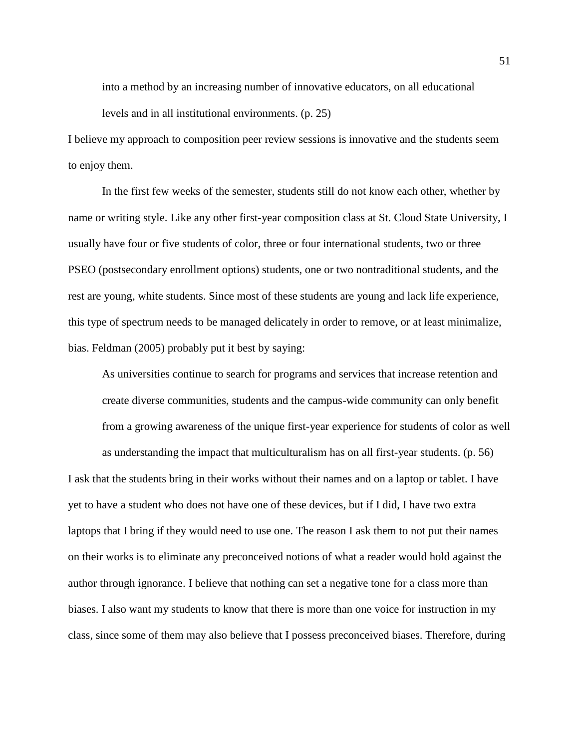> into a method by an increasing number of innovative educators, on all educational levels and in all institutional environments. (p. 25)

I believe my approach to composition peer review sessions is innovative and the students seem to enjoy them.

In the first few weeks of the semester, students still do not know each other, whether by name or writing style. Like any other first-year composition class at St. Cloud State University, I usually have four or five students of color, three or four international students, two or three PSEO (postsecondary enrollment options) students, one or two nontraditional students, and the rest are young, white students. Since most of these students are young and lack life experience, this type of spectrum needs to be managed delicately in order to remove, or at least minimalize, bias. Feldman (2005) probably put it best by saying:

> As universities continue to search for programs and services that increase retention and create diverse communities, students and the campus-wide community can only benefit from a growing awareness of the unique first-year experience for students of color as well as understanding the impact that multiculturalism has on all first-year students. (p. 56)

I ask that the students bring in their works without their names and on a laptop or tablet. I have yet to have a student who does not have one of these devices, but if I did, I have two extra laptops that I bring if they would need to use one. The reason I ask them to not put their names on their works is to eliminate any preconceived notions of what a reader would hold against the author through ignorance. I believe that nothing can set a negative tone for a class more than biases. I also want my students to know that there is more than one voice for instruction in my class, since some of them may also believe that I possess preconceived biases. Therefore, during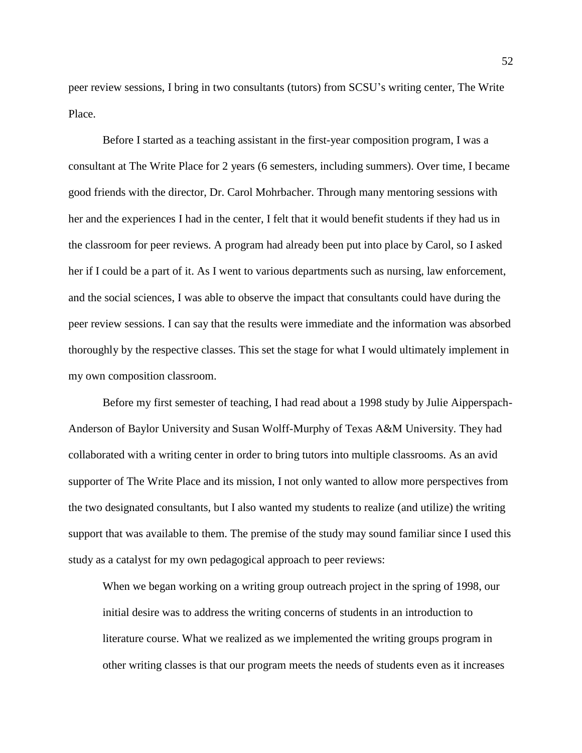peer review sessions, I bring in two consultants (tutors) from SCSU's writing center, The Write Place.

Before I started as a teaching assistant in the first-year composition program, I was a consultant at The Write Place for 2 years (6 semesters, including summers). Over time, I became good friends with the director, Dr. Carol Mohrbacher. Through many mentoring sessions with her and the experiences I had in the center, I felt that it would benefit students if they had us in the classroom for peer reviews. A program had already been put into place by Carol, so I asked her if I could be a part of it. As I went to various departments such as nursing, law enforcement, and the social sciences, I was able to observe the impact that consultants could have during the peer review sessions. I can say that the results were immediate and the information was absorbed thoroughly by the respective classes. This set the stage for what I would ultimately implement in my own composition classroom.

Before my first semester of teaching, I had read about a 1998 study by Julie Aipperspach-Anderson of Baylor University and Susan Wolff-Murphy of Texas A&M University. They had collaborated with a writing center in order to bring tutors into multiple classrooms. As an avid supporter of The Write Place and its mission, I not only wanted to allow more perspectives from the two designated consultants, but I also wanted my students to realize (and utilize) the writing support that was available to them. The premise of the study may sound familiar since I used this study as a catalyst for my own pedagogical approach to peer reviews:

> When we began working on a writing group outreach project in the spring of 1998, our initial desire was to address the writing concerns of students in an introduction to literature course. What we realized as we implemented the writing groups program in other writing classes is that our program meets the needs of students even as it increases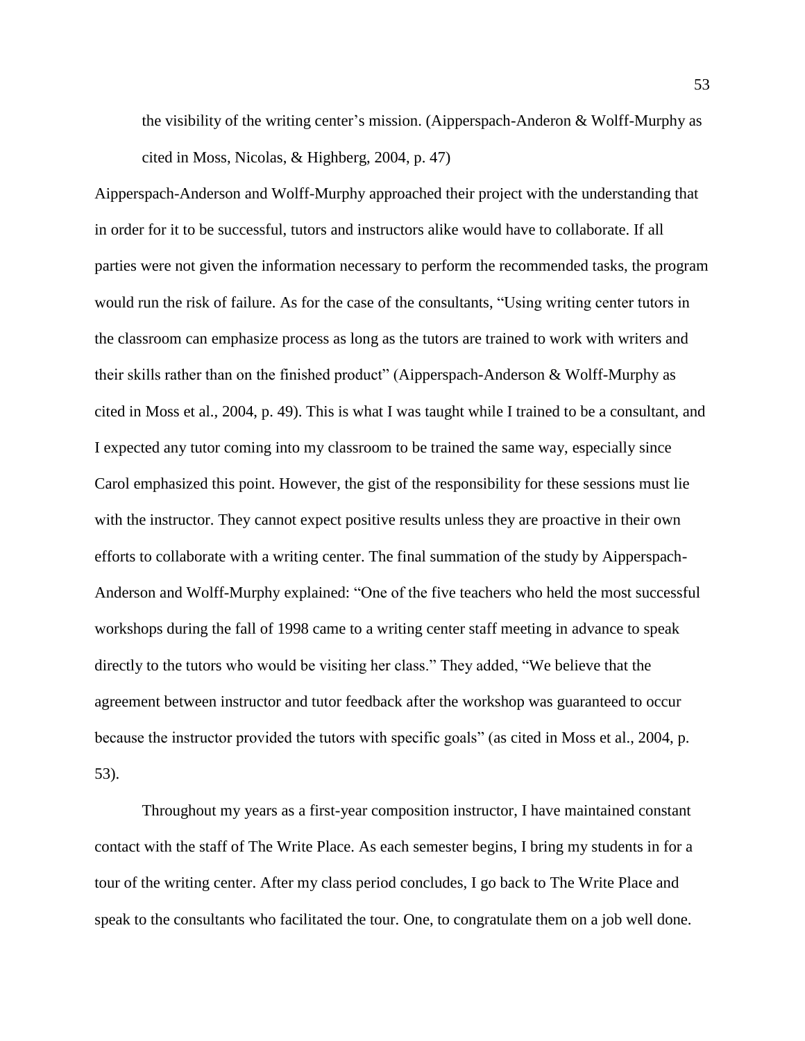> the visibility of the writing center's mission. (Aipperspach-Anderon & Wolff-Murphy as cited in Moss, Nicolas, & Highberg, 2004, p. 47)

Aipperspach-Anderson and Wolff-Murphy approached their project with the understanding that in order for it to be successful, tutors and instructors alike would have to collaborate. If all parties were not given the information necessary to perform the recommended tasks, the program would run the risk of failure. As for the case of the consultants, "Using writing center tutors in the classroom can emphasize process as long as the tutors are trained to work with writers and their skills rather than on the finished product" (Aipperspach-Anderson & Wolff-Murphy as cited in Moss et al., 2004, p. 49). This is what I was taught while I trained to be a consultant, and I expected any tutor coming into my classroom to be trained the same way, especially since Carol emphasized this point. However, the gist of the responsibility for these sessions must lie with the instructor. They cannot expect positive results unless they are proactive in their own efforts to collaborate with a writing center. The final summation of the study by Aipperspach-Anderson and Wolff-Murphy explained: "One of the five teachers who held the most successful workshops during the fall of 1998 came to a writing center staff meeting in advance to speak directly to the tutors who would be visiting her class." They added, "We believe that the agreement between instructor and tutor feedback after the workshop was guaranteed to occur because the instructor provided the tutors with specific goals" (as cited in Moss et al., 2004, p. 53).

Throughout my years as a first-year composition instructor, I have maintained constant contact with the staff of The Write Place. As each semester begins, I bring my students in for a tour of the writing center. After my class period concludes, I go back to The Write Place and speak to the consultants who facilitated the tour. One, to congratulate them on a job well done.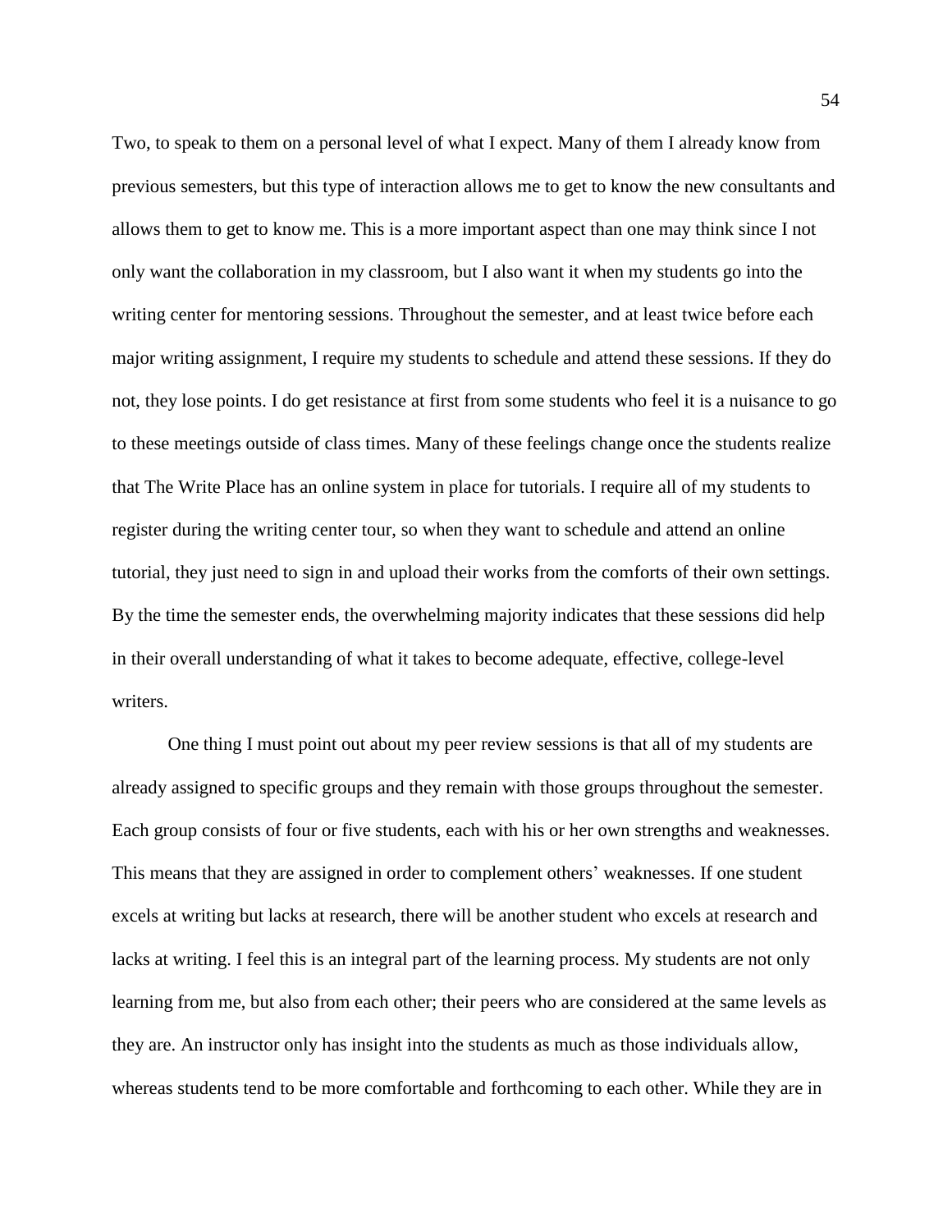Two, to speak to them on a personal level of what I expect. Many of them I already know from previous semesters, but this type of interaction allows me to get to know the new consultants and allows them to get to know me. This is a more important aspect than one may think since I not only want the collaboration in my classroom, but I also want it when my students go into the writing center for mentoring sessions. Throughout the semester, and at least twice before each major writing assignment, I require my students to schedule and attend these sessions. If they do not, they lose points. I do get resistance at first from some students who feel it is a nuisance to go to these meetings outside of class times. Many of these feelings change once the students realize that The Write Place has an online system in place for tutorials. I require all of my students to register during the writing center tour, so when they want to schedule and attend an online tutorial, they just need to sign in and upload their works from the comforts of their own settings. By the time the semester ends, the overwhelming majority indicates that these sessions did help in their overall understanding of what it takes to become adequate, effective, college-level writers.

One thing I must point out about my peer review sessions is that all of my students are already assigned to specific groups and they remain with those groups throughout the semester. Each group consists of four or five students, each with his or her own strengths and weaknesses. This means that they are assigned in order to complement others' weaknesses. If one student excels at writing but lacks at research, there will be another student who excels at research and lacks at writing. I feel this is an integral part of the learning process. My students are not only learning from me, but also from each other; their peers who are considered at the same levels as they are. An instructor only has insight into the students as much as those individuals allow, whereas students tend to be more comfortable and forthcoming to each other. While they are in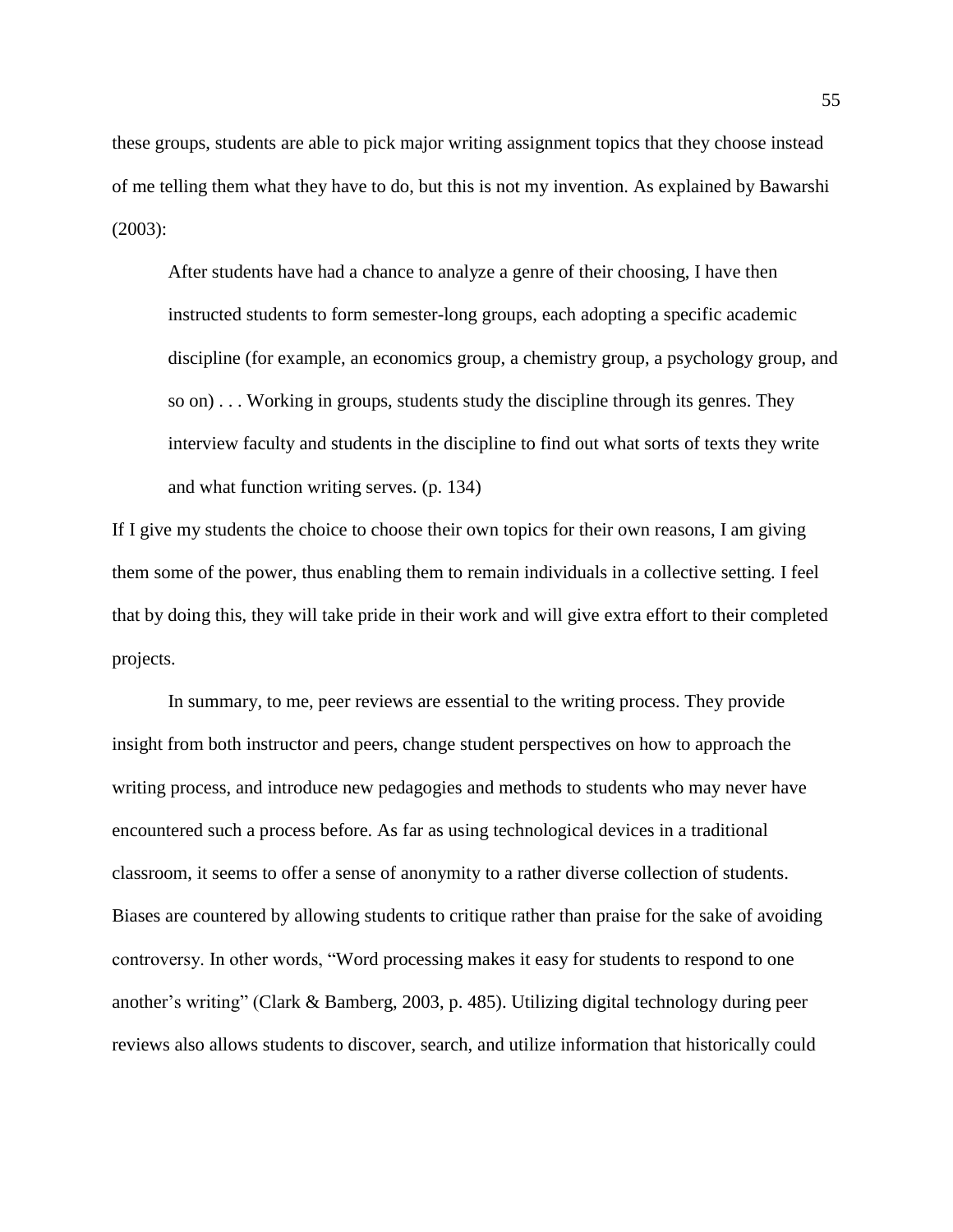these groups, students are able to pick major writing assignment topics that they choose instead of me telling them what they have to do, but this is not my invention. As explained by Bawarshi (2003):

> After students have had a chance to analyze a genre of their choosing, I have then instructed students to form semester-long groups, each adopting a specific academic discipline (for example, an economics group, a chemistry group, a psychology group, and so on) . . . Working in groups, students study the discipline through its genres. They interview faculty and students in the discipline to find out what sorts of texts they write and what function writing serves. (p. 134)

If I give my students the choice to choose their own topics for their own reasons, I am giving them some of the power, thus enabling them to remain individuals in a collective setting. I feel that by doing this, they will take pride in their work and will give extra effort to their completed projects.

In summary, to me, peer reviews are essential to the writing process. They provide insight from both instructor and peers, change student perspectives on how to approach the writing process, and introduce new pedagogies and methods to students who may never have encountered such a process before. As far as using technological devices in a traditional classroom, it seems to offer a sense of anonymity to a rather diverse collection of students. Biases are countered by allowing students to critique rather than praise for the sake of avoiding controversy. In other words, "Word processing makes it easy for students to respond to one another's writing" (Clark & Bamberg, 2003, p. 485). Utilizing digital technology during peer reviews also allows students to discover, search, and utilize information that historically could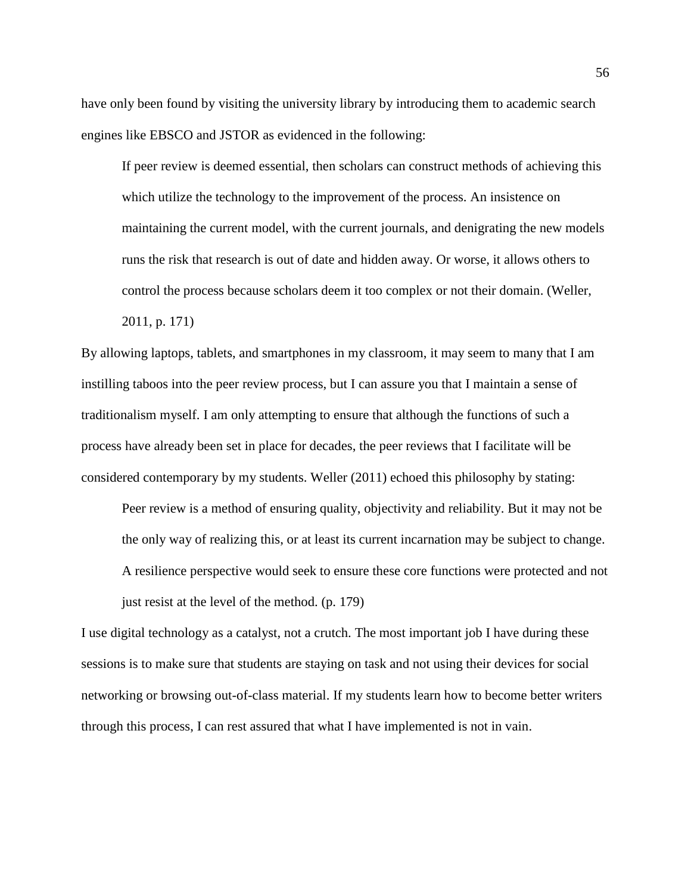have only been found by visiting the university library by introducing them to academic search engines like EBSCO and JSTOR as evidenced in the following:

> If peer review is deemed essential, then scholars can construct methods of achieving this which utilize the technology to the improvement of the process. An insistence on maintaining the current model, with the current journals, and denigrating the new models runs the risk that research is out of date and hidden away. Or worse, it allows others to control the process because scholars deem it too complex or not their domain. (Weller, 2011, p. 171)

By allowing laptops, tablets, and smartphones in my classroom, it may seem to many that I am instilling taboos into the peer review process, but I can assure you that I maintain a sense of traditionalism myself. I am only attempting to ensure that although the functions of such a process have already been set in place for decades, the peer reviews that I facilitate will be considered contemporary by my students. Weller (2011) echoed this philosophy by stating:

> Peer review is a method of ensuring quality, objectivity and reliability. But it may not be the only way of realizing this, or at least its current incarnation may be subject to change. A resilience perspective would seek to ensure these core functions were protected and not just resist at the level of the method. (p. 179)

I use digital technology as a catalyst, not a crutch. The most important job I have during these sessions is to make sure that students are staying on task and not using their devices for social networking or browsing out-of-class material. If my students learn how to become better writers through this process, I can rest assured that what I have implemented is not in vain.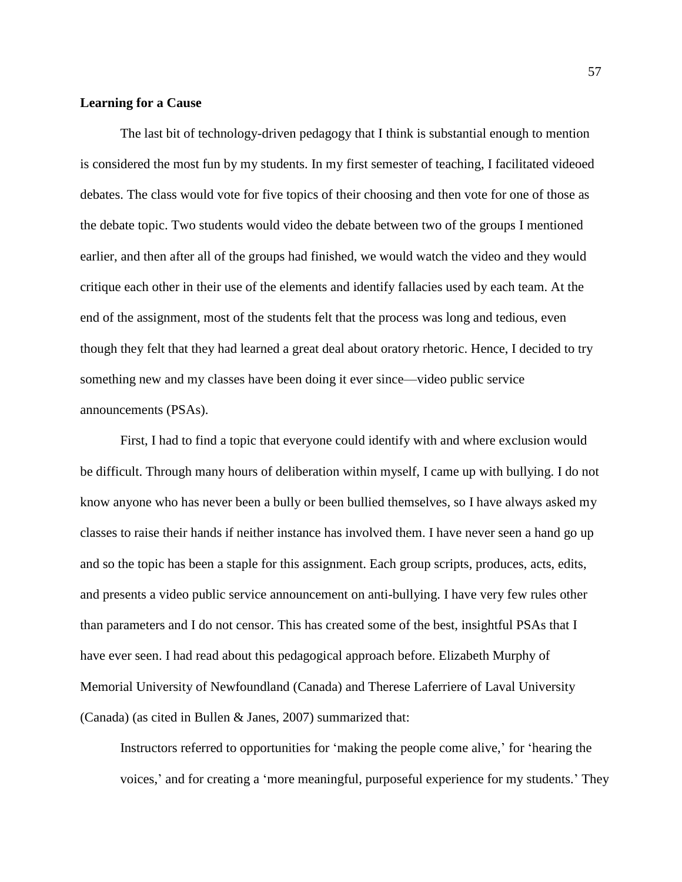**Learning for a Cause**

The last bit of technology-driven pedagogy that I think is substantial enough to mention is considered the most fun by my students. In my first semester of teaching, I facilitated videoed debates. The class would vote for five topics of their choosing and then vote for one of those as the debate topic. Two students would video the debate between two of the groups I mentioned earlier, and then after all of the groups had finished, we would watch the video and they would critique each other in their use of the elements and identify fallacies used by each team. At the end of the assignment, most of the students felt that the process was long and tedious, even though they felt that they had learned a great deal about oratory rhetoric. Hence, I decided to try something new and my classes have been doing it ever since—video public service announcements (PSAs).

First, I had to find a topic that everyone could identify with and where exclusion would be difficult. Through many hours of deliberation within myself, I came up with bullying. I do not know anyone who has never been a bully or been bullied themselves, so I have always asked my classes to raise their hands if neither instance has involved them. I have never seen a hand go up and so the topic has been a staple for this assignment. Each group scripts, produces, acts, edits, and presents a video public service announcement on anti-bullying. I have very few rules other than parameters and I do not censor. This has created some of the best, insightful PSAs that I have ever seen. I had read about this pedagogical approach before. Elizabeth Murphy of Memorial University of Newfoundland (Canada) and Therese Laferriere of Laval University (Canada) (as cited in Bullen & Janes, 2007) summarized that:

> Instructors referred to opportunities for 'making the people come alive,' for 'hearing the voices,' and for creating a 'more meaningful, purposeful experience for my students.' They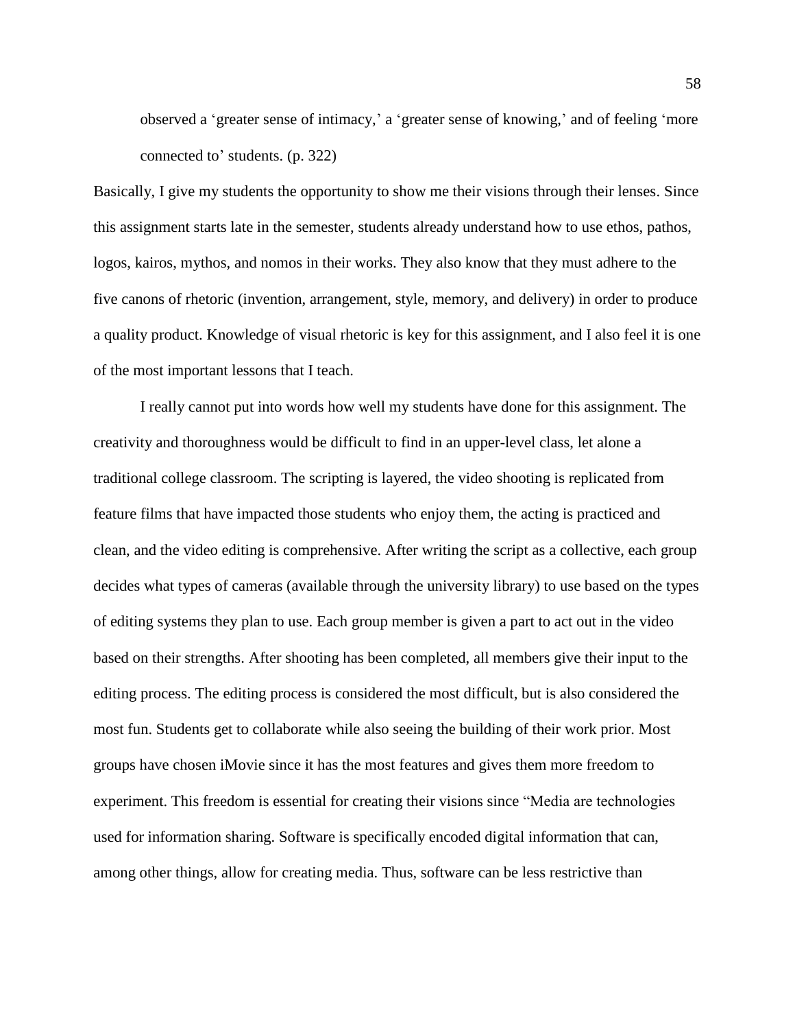> observed a 'greater sense of intimacy,' a 'greater sense of knowing,' and of feeling 'more connected to' students. (p. 322)

Basically, I give my students the opportunity to show me their visions through their lenses. Since this assignment starts late in the semester, students already understand how to use ethos, pathos, logos, kairos, mythos, and nomos in their works. They also know that they must adhere to the five canons of rhetoric (invention, arrangement, style, memory, and delivery) in order to produce a quality product. Knowledge of visual rhetoric is key for this assignment, and I also feel it is one of the most important lessons that I teach.

I really cannot put into words how well my students have done for this assignment. The creativity and thoroughness would be difficult to find in an upper-level class, let alone a traditional college classroom. The scripting is layered, the video shooting is replicated from feature films that have impacted those students who enjoy them, the acting is practiced and clean, and the video editing is comprehensive. After writing the script as a collective, each group decides what types of cameras (available through the university library) to use based on the types of editing systems they plan to use. Each group member is given a part to act out in the video based on their strengths. After shooting has been completed, all members give their input to the editing process. The editing process is considered the most difficult, but is also considered the most fun. Students get to collaborate while also seeing the building of their work prior. Most groups have chosen iMovie since it has the most features and gives them more freedom to experiment. This freedom is essential for creating their visions since "Media are technologies used for information sharing. Software is specifically encoded digital information that can, among other things, allow for creating media. Thus, software can be less restrictive than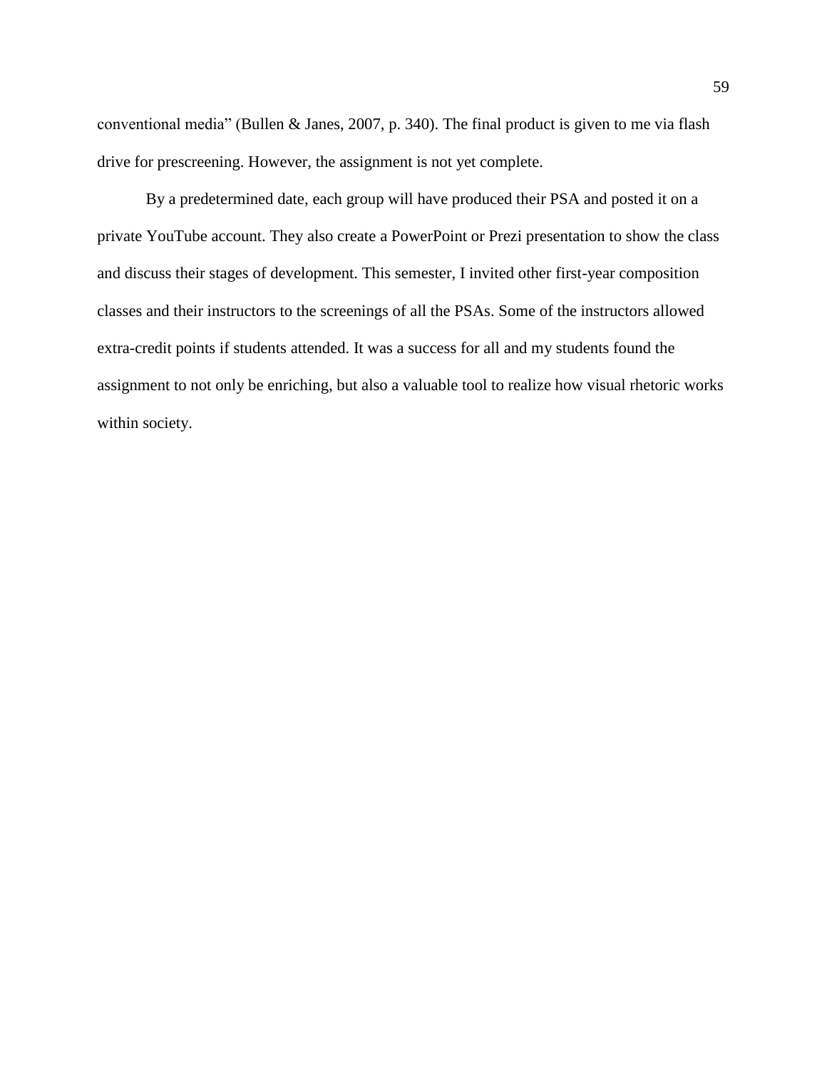conventional media" (Bullen & Janes, 2007, p. 340). The final product is given to me via flash drive for prescreening. However, the assignment is not yet complete.

By a predetermined date, each group will have produced their PSA and posted it on a private YouTube account. They also create a PowerPoint or Prezi presentation to show the class and discuss their stages of development. This semester, I invited other first-year composition classes and their instructors to the screenings of all the PSAs. Some of the instructors allowed extra-credit points if students attended. It was a success for all and my students found the assignment to not only be enriching, but also a valuable tool to realize how visual rhetoric works within society.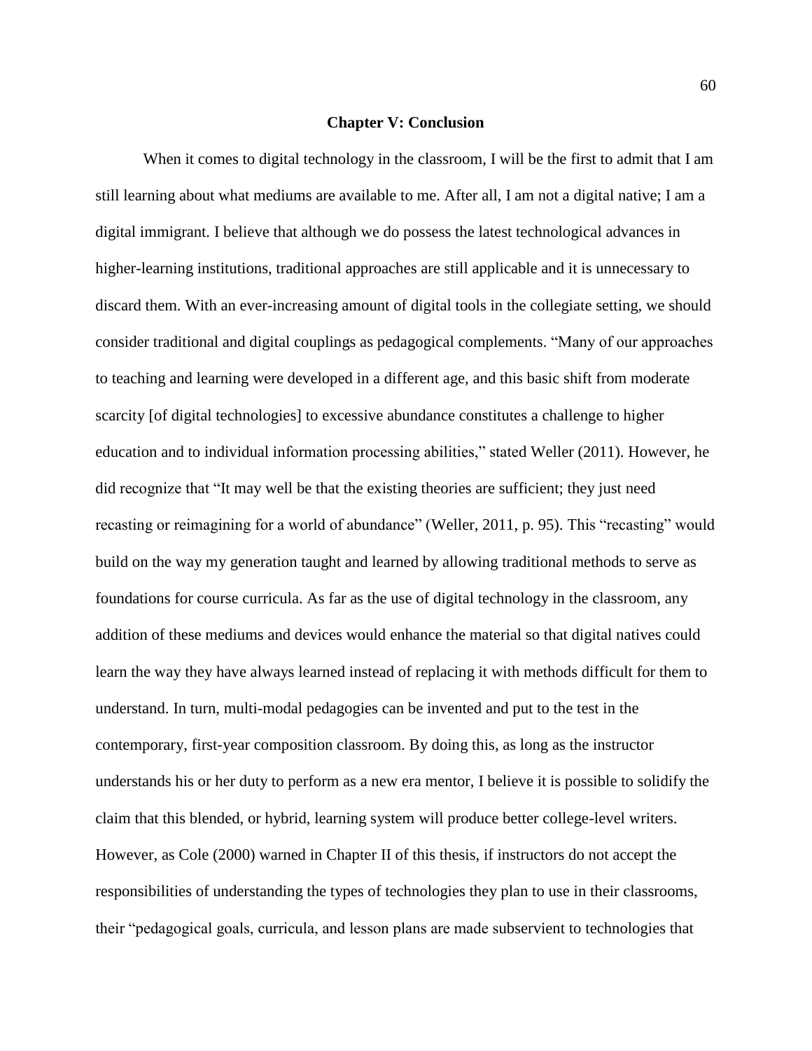# Chapter V: Conclusion

When it comes to digital technology in the classroom, I will be the first to admit that I am still learning about what mediums are available to me. After all, I am not a digital native; I am a digital immigrant. I believe that although we do possess the latest technological advances in higher-learning institutions, traditional approaches are still applicable and it is unnecessary to discard them. With an ever-increasing amount of digital tools in the collegiate setting, we should consider traditional and digital couplings as pedagogical complements. "Many of our approaches to teaching and learning were developed in a different age, and this basic shift from moderate scarcity [of digital technologies] to excessive abundance constitutes a challenge to higher education and to individual information processing abilities," stated Weller (2011). However, he did recognize that "It may well be that the existing theories are sufficient; they just need recasting or reimagining for a world of abundance" (Weller, 2011, p. 95). This "recasting" would build on the way my generation taught and learned by allowing traditional methods to serve as foundations for course curricula. As far as the use of digital technology in the classroom, any addition of these mediums and devices would enhance the material so that digital natives could learn the way they have always learned instead of replacing it with methods difficult for them to understand. In turn, multi-modal pedagogies can be invented and put to the test in the contemporary, first-year composition classroom. By doing this, as long as the instructor understands his or her duty to perform as a new era mentor, I believe it is possible to solidify the claim that this blended, or hybrid, learning system will produce better college-level writers. However, as Cole (2000) warned in Chapter II of this thesis, if instructors do not accept the responsibilities of understanding the types of technologies they plan to use in their classrooms, their "pedagogical goals, curricula, and lesson plans are made subservient to technologies that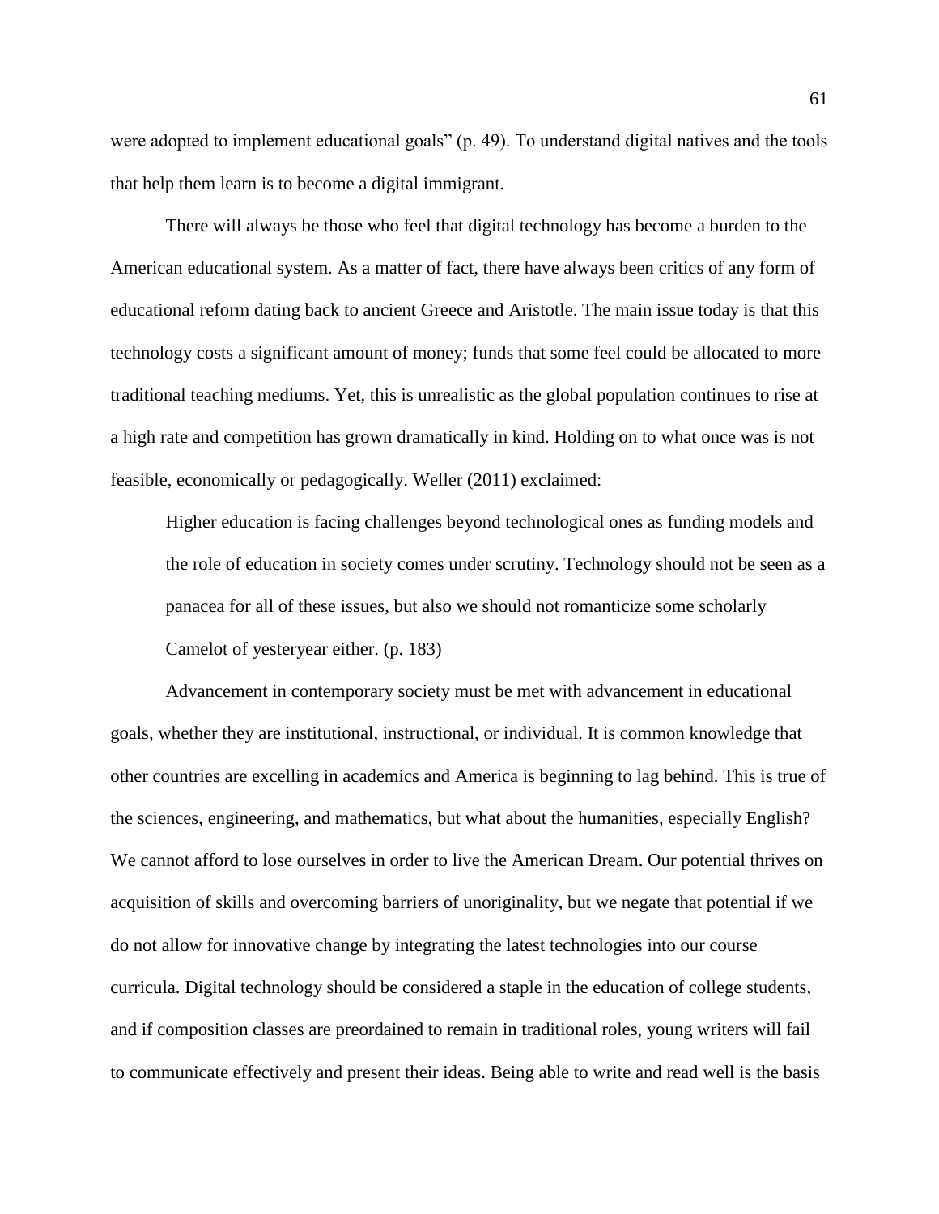were adopted to implement educational goals" (p. 49). To understand digital natives and the tools that help them learn is to become a digital immigrant.

There will always be those who feel that digital technology has become a burden to the American educational system. As a matter of fact, there have always been critics of any form of educational reform dating back to ancient Greece and Aristotle. The main issue today is that this technology costs a significant amount of money; funds that some feel could be allocated to more traditional teaching mediums. Yet, this is unrealistic as the global population continues to rise at a high rate and competition has grown dramatically in kind. Holding on to what once was is not feasible, economically or pedagogically. Weller (2011) exclaimed:

> Higher education is facing challenges beyond technological ones as funding models and the role of education in society comes under scrutiny. Technology should not be seen as a panacea for all of these issues, but also we should not romanticize some scholarly Camelot of yesteryear either. (p. 183)

Advancement in contemporary society must be met with advancement in educational goals, whether they are institutional, instructional, or individual. It is common knowledge that other countries are excelling in academics and America is beginning to lag behind. This is true of the sciences, engineering, and mathematics, but what about the humanities, especially English? We cannot afford to lose ourselves in order to live the American Dream. Our potential thrives on acquisition of skills and overcoming barriers of unoriginality, but we negate that potential if we do not allow for innovative change by integrating the latest technologies into our course curricula. Digital technology should be considered a staple in the education of college students, and if composition classes are preordained to remain in traditional roles, young writers will fail to communicate effectively and present their ideas. Being able to write and read well is the basis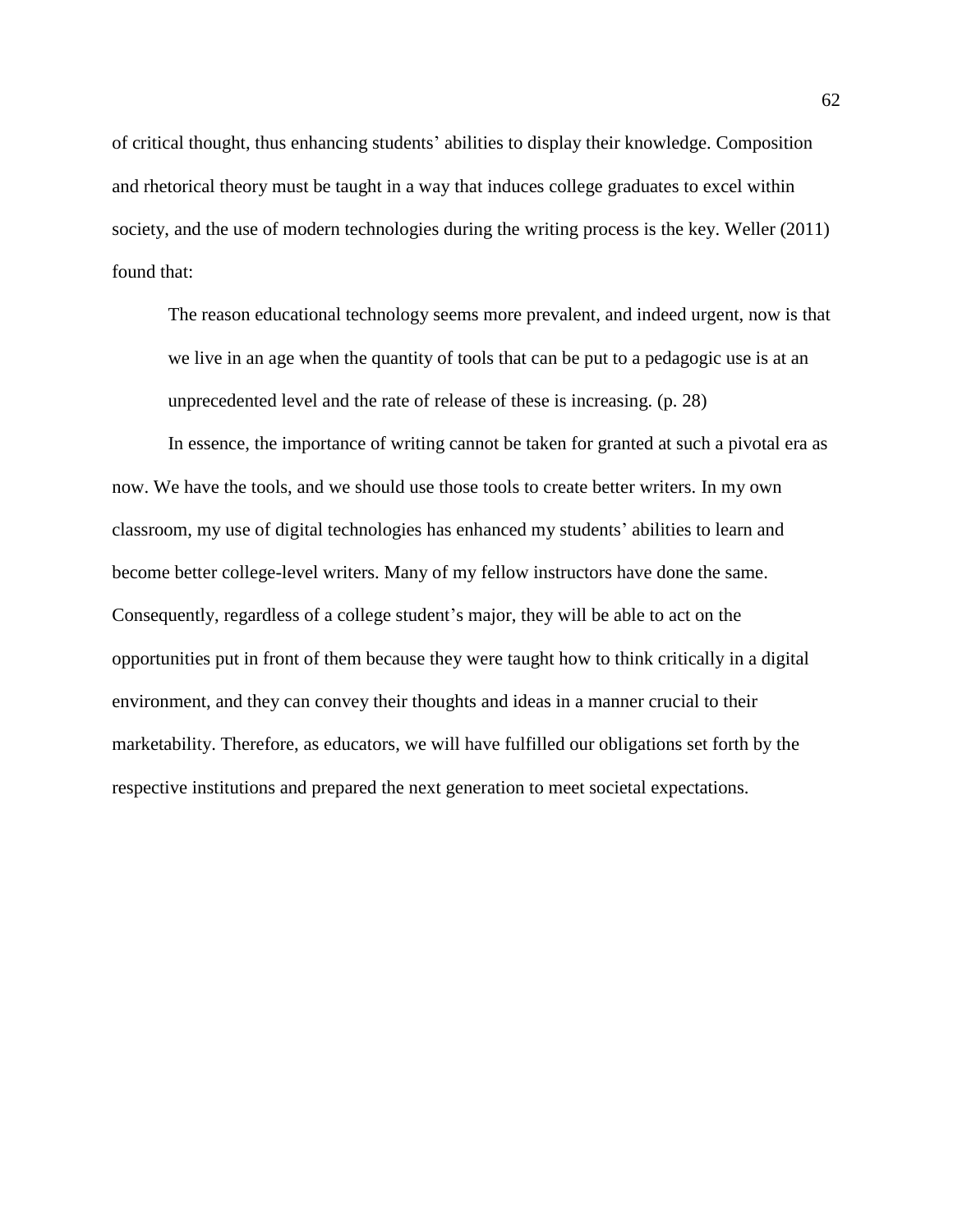of critical thought, thus enhancing students' abilities to display their knowledge. Composition and rhetorical theory must be taught in a way that induces college graduates to excel within society, and the use of modern technologies during the writing process is the key. Weller (2011) found that:

> The reason educational technology seems more prevalent, and indeed urgent, now is that we live in an age when the quantity of tools that can be put to a pedagogic use is at an unprecedented level and the rate of release of these is increasing. (p. 28)

In essence, the importance of writing cannot be taken for granted at such a pivotal era as now. We have the tools, and we should use those tools to create better writers. In my own classroom, my use of digital technologies has enhanced my students' abilities to learn and become better college-level writers. Many of my fellow instructors have done the same. Consequently, regardless of a college student's major, they will be able to act on the opportunities put in front of them because they were taught how to think critically in a digital environment, and they can convey their thoughts and ideas in a manner crucial to their marketability. Therefore, as educators, we will have fulfilled our obligations set forth by the respective institutions and prepared the next generation to meet societal expectations.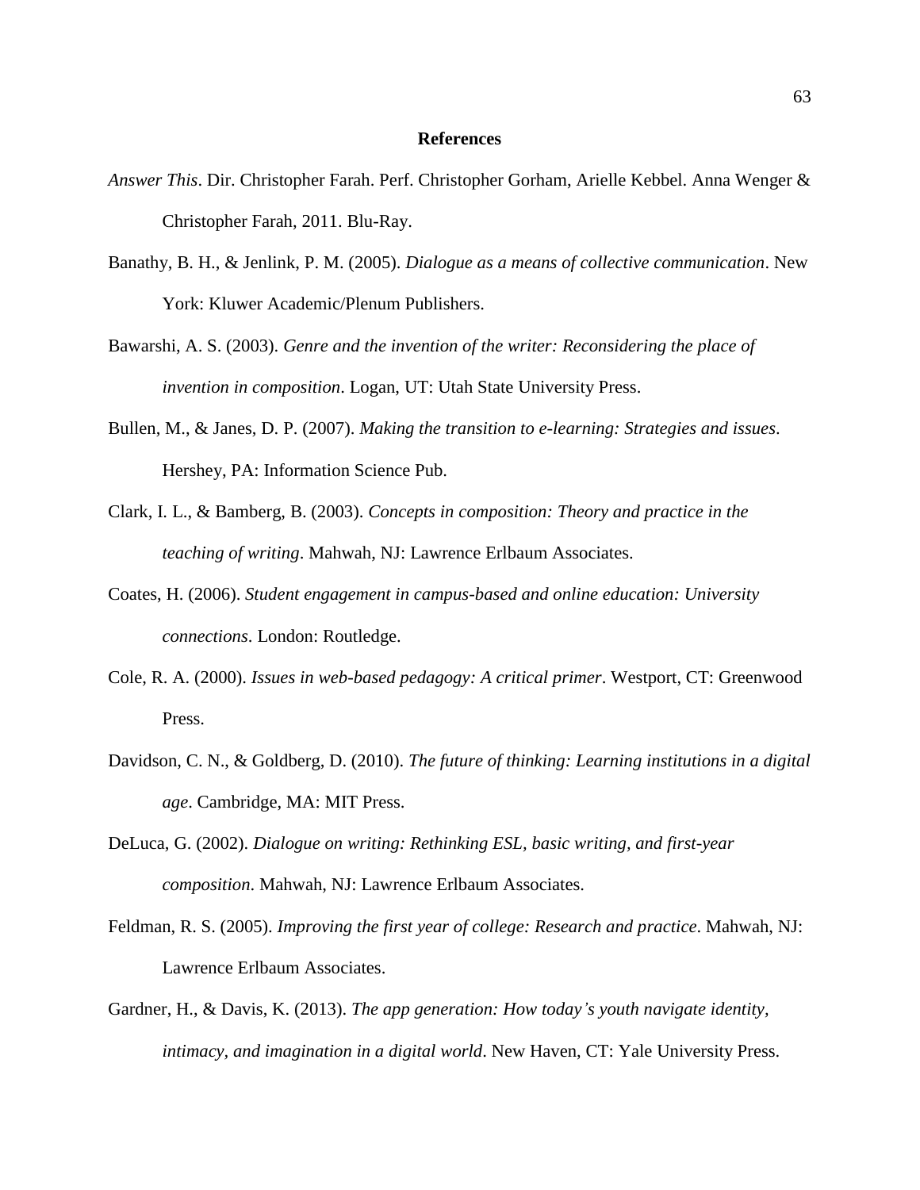# References

*Answer This*. Dir. Christopher Farah. Perf. Christopher Gorham, Arielle Kebbel. Anna Wenger & Christopher Farah, 2011. Blu-Ray.

Banathy, B. H., & Jenlink, P. M. (2005). *Dialogue as a means of collective communication*. New York: Kluwer Academic/Plenum Publishers.

Bawarshi, A. S. (2003). *Genre and the invention of the writer: Reconsidering the place of invention in composition*. Logan, UT: Utah State University Press.

Bullen, M., & Janes, D. P. (2007). *Making the transition to e-learning: Strategies and issues*. Hershey, PA: Information Science Pub.

Clark, I. L., & Bamberg, B. (2003). *Concepts in composition: Theory and practice in the teaching of writing*. Mahwah, NJ: Lawrence Erlbaum Associates.

Coates, H. (2006). *Student engagement in campus-based and online education: University connections*. London: Routledge.

Cole, R. A. (2000). *Issues in web-based pedagogy: A critical primer*. Westport, CT: Greenwood Press.

Davidson, C. N., & Goldberg, D. (2010). *The future of thinking: Learning institutions in a digital age*. Cambridge, MA: MIT Press.

DeLuca, G. (2002). *Dialogue on writing: Rethinking ESL, basic writing, and first-year composition*. Mahwah, NJ: Lawrence Erlbaum Associates.

Feldman, R. S. (2005). *Improving the first year of college: Research and practice*. Mahwah, NJ: Lawrence Erlbaum Associates.

Gardner, H., & Davis, K. (2013). *The app generation: How today's youth navigate identity, intimacy, and imagination in a digital world*. New Haven, CT: Yale University Press.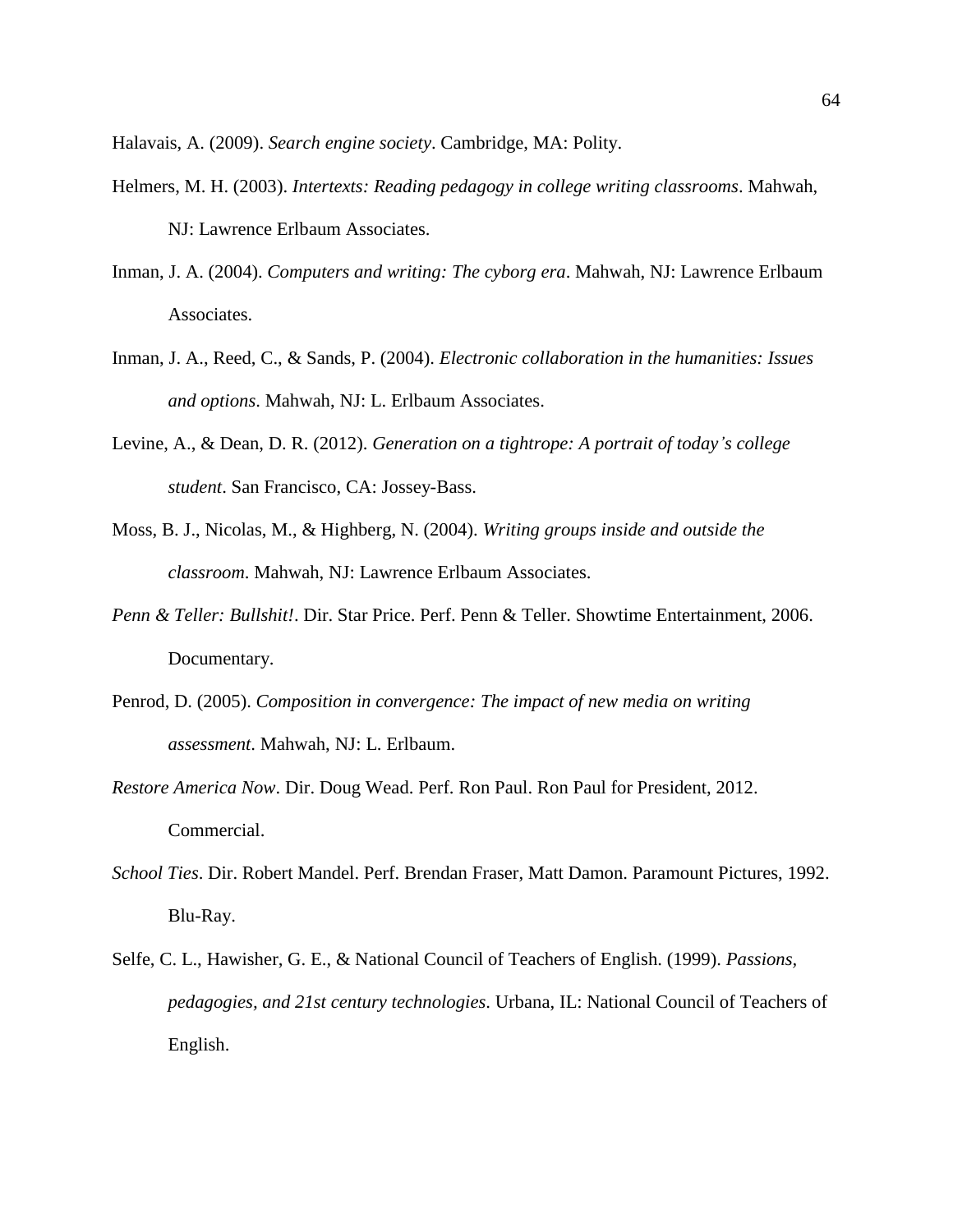Halavais, A. (2009). *Search engine society*. Cambridge, MA: Polity.

Helmers, M. H. (2003). *Intertexts: Reading pedagogy in college writing classrooms*. Mahwah, NJ: Lawrence Erlbaum Associates.

Inman, J. A. (2004). *Computers and writing: The cyborg era*. Mahwah, NJ: Lawrence Erlbaum Associates.

Inman, J. A., Reed, C., & Sands, P. (2004). *Electronic collaboration in the humanities: Issues and options*. Mahwah, NJ: L. Erlbaum Associates.

Levine, A., & Dean, D. R. (2012). *Generation on a tightrope: A portrait of today's college student*. San Francisco, CA: Jossey-Bass.

Moss, B. J., Nicolas, M., & Highberg, N. (2004). *Writing groups inside and outside the classroom*. Mahwah, NJ: Lawrence Erlbaum Associates.

*Penn & Teller: Bullshit!*. Dir. Star Price. Perf. Penn & Teller. Showtime Entertainment, 2006. Documentary.

Penrod, D. (2005). *Composition in convergence: The impact of new media on writing assessment*. Mahwah, NJ: L. Erlbaum.

*Restore America Now*. Dir. Doug Wead. Perf. Ron Paul. Ron Paul for President, 2012. Commercial.

*School Ties*. Dir. Robert Mandel. Perf. Brendan Fraser, Matt Damon. Paramount Pictures, 1992. Blu-Ray.

Selfe, C. L., Hawisher, G. E., & National Council of Teachers of English. (1999). *Passions, pedagogies, and 21st century technologies*. Urbana, IL: National Council of Teachers of English.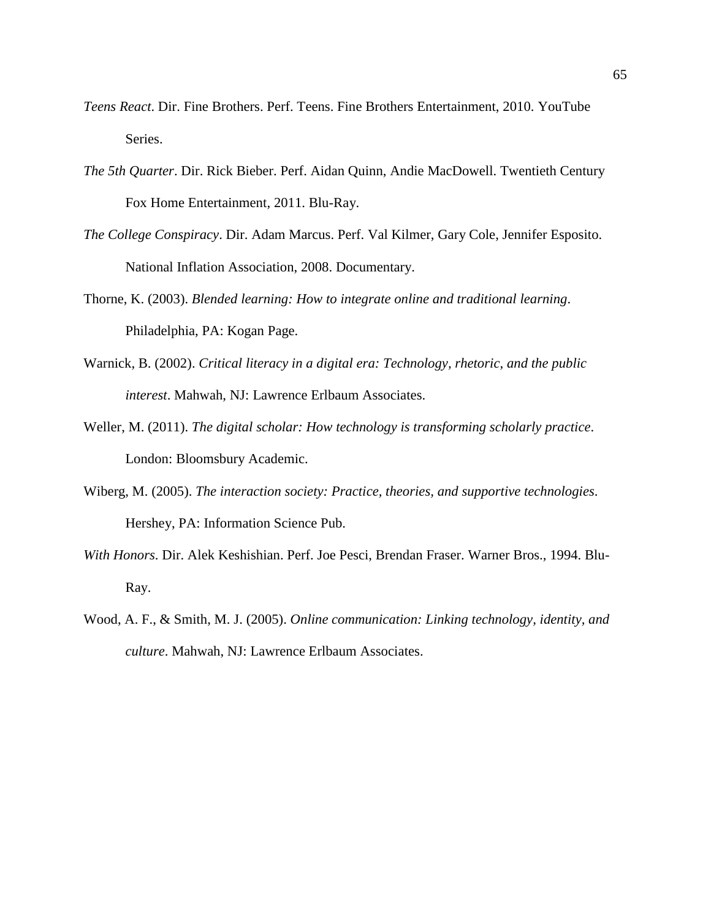*Teens React*. Dir. Fine Brothers. Perf. Teens. Fine Brothers Entertainment, 2010. YouTube Series.

*The 5th Quarter*. Dir. Rick Bieber. Perf. Aidan Quinn, Andie MacDowell. Twentieth Century Fox Home Entertainment, 2011. Blu-Ray.

*The College Conspiracy*. Dir. Adam Marcus. Perf. Val Kilmer, Gary Cole, Jennifer Esposito. National Inflation Association, 2008. Documentary.

Thorne, K. (2003). *Blended learning: How to integrate online and traditional learning*. Philadelphia, PA: Kogan Page.

Warnick, B. (2002). *Critical literacy in a digital era: Technology, rhetoric, and the public interest*. Mahwah, NJ: Lawrence Erlbaum Associates.

Weller, M. (2011). *The digital scholar: How technology is transforming scholarly practice*. London: Bloomsbury Academic.

Wiberg, M. (2005). *The interaction society: Practice, theories, and supportive technologies*. Hershey, PA: Information Science Pub.

*With Honors*. Dir. Alek Keshishian. Perf. Joe Pesci, Brendan Fraser. Warner Bros., 1994. Blu-Ray.

Wood, A. F., & Smith, M. J. (2005). *Online communication: Linking technology, identity, and culture*. Mahwah, NJ: Lawrence Erlbaum Associates.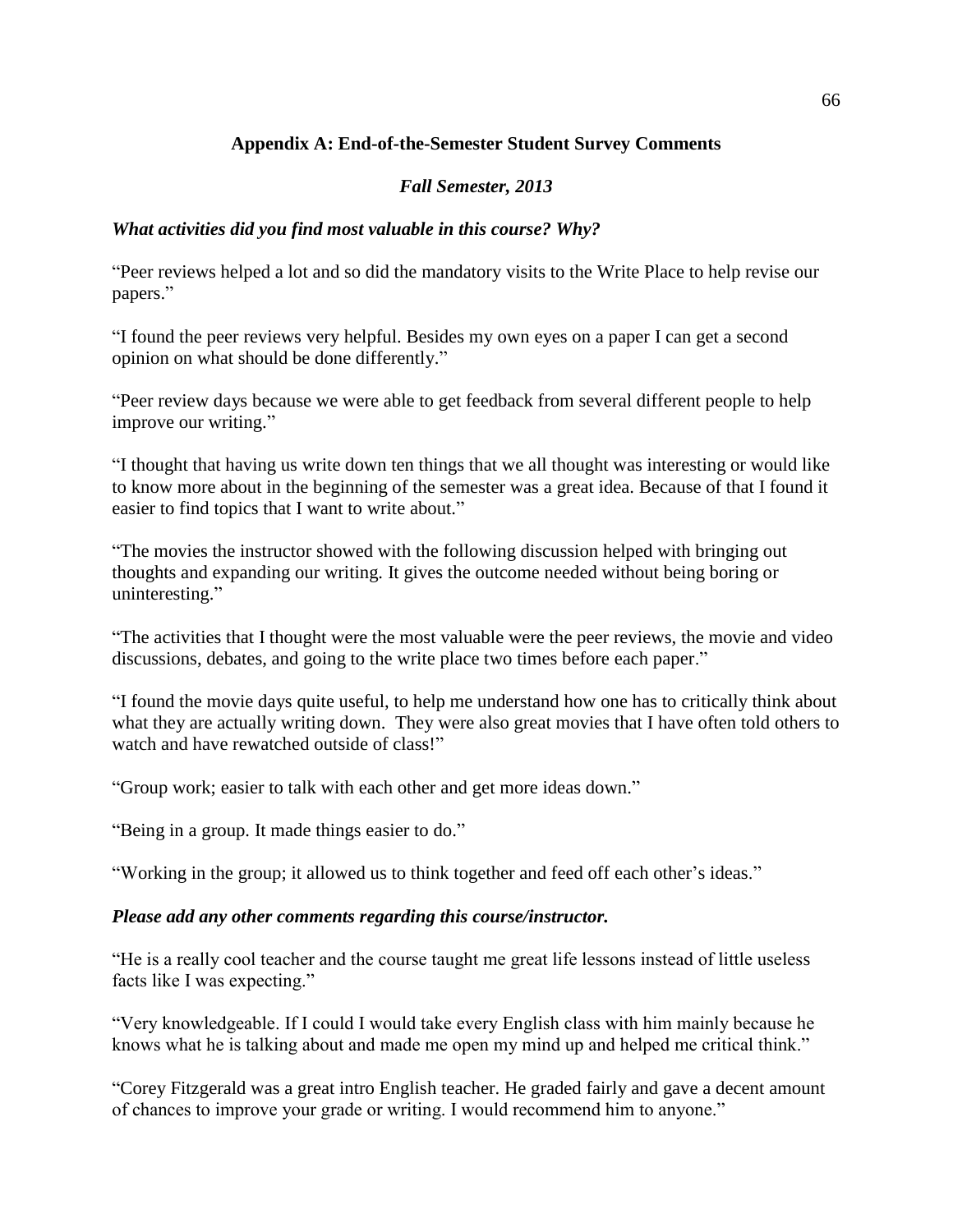## Appendix A: End-of-the-Semester Student Survey Comments

### *Fall Semester, 2013*

***What activities did you find most valuable in this course? Why?***

"Peer reviews helped a lot and so did the mandatory visits to the Write Place to help revise our papers."

"I found the peer reviews very helpful. Besides my own eyes on a paper I can get a second opinion on what should be done differently."

"Peer review days because we were able to get feedback from several different people to help improve our writing."

"I thought that having us write down ten things that we all thought was interesting or would like to know more about in the beginning of the semester was a great idea. Because of that I found it easier to find topics that I want to write about."

"The movies the instructor showed with the following discussion helped with bringing out thoughts and expanding our writing. It gives the outcome needed without being boring or uninteresting."

"The activities that I thought were the most valuable were the peer reviews, the movie and video discussions, debates, and going to the write place two times before each paper."

"I found the movie days quite useful, to help me understand how one has to critically think about what they are actually writing down. They were also great movies that I have often told others to watch and have rewatched outside of class!"

"Group work; easier to talk with each other and get more ideas down."

"Being in a group. It made things easier to do."

"Working in the group; it allowed us to think together and feed off each other's ideas."

***Please add any other comments regarding this course/instructor.***

"He is a really cool teacher and the course taught me great life lessons instead of little useless facts like I was expecting."

"Very knowledgeable. If I could I would take every English class with him mainly because he knows what he is talking about and made me open my mind up and helped me critical think."

"Corey Fitzgerald was a great intro English teacher. He graded fairly and gave a decent amount of chances to improve your grade or writing. I would recommend him to anyone."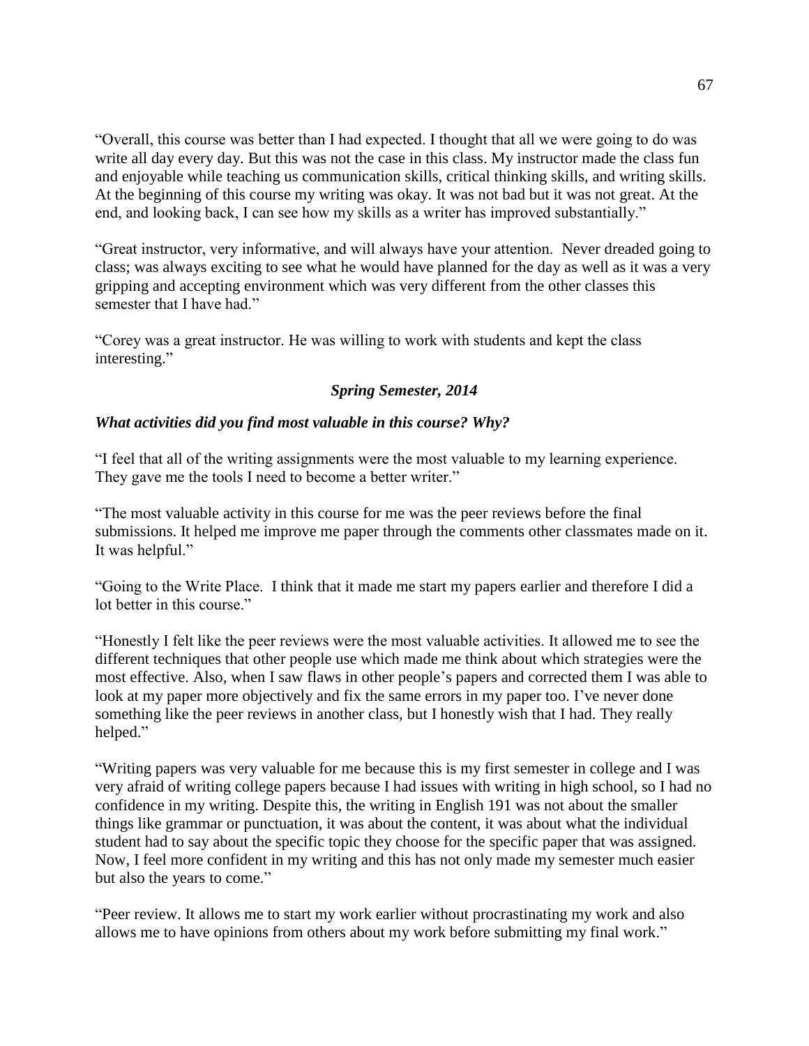"Overall, this course was better than I had expected. I thought that all we were going to do was write all day every day. But this was not the case in this class. My instructor made the class fun and enjoyable while teaching us communication skills, critical thinking skills, and writing skills. At the beginning of this course my writing was okay. It was not bad but it was not great. At the end, and looking back, I can see how my skills as a writer has improved substantially."

"Great instructor, very informative, and will always have your attention. Never dreaded going to class; was always exciting to see what he would have planned for the day as well as it was a very gripping and accepting environment which was very different from the other classes this semester that I have had."

"Corey was a great instructor. He was willing to work with students and kept the class interesting."

***Spring Semester, 2014***

***What activities did you find most valuable in this course? Why?***

"I feel that all of the writing assignments were the most valuable to my learning experience. They gave me the tools I need to become a better writer."

"The most valuable activity in this course for me was the peer reviews before the final submissions. It helped me improve me paper through the comments other classmates made on it. It was helpful."

"Going to the Write Place. I think that it made me start my papers earlier and therefore I did a lot better in this course."

"Honestly I felt like the peer reviews were the most valuable activities. It allowed me to see the different techniques that other people use which made me think about which strategies were the most effective. Also, when I saw flaws in other people's papers and corrected them I was able to look at my paper more objectively and fix the same errors in my paper too. I've never done something like the peer reviews in another class, but I honestly wish that I had. They really helped."

"Writing papers was very valuable for me because this is my first semester in college and I was very afraid of writing college papers because I had issues with writing in high school, so I had no confidence in my writing. Despite this, the writing in English 191 was not about the smaller things like grammar or punctuation, it was about the content, it was about what the individual student had to say about the specific topic they choose for the specific paper that was assigned. Now, I feel more confident in my writing and this has not only made my semester much easier but also the years to come."

"Peer review. It allows me to start my work earlier without procrastinating my work and also allows me to have opinions from others about my work before submitting my final work."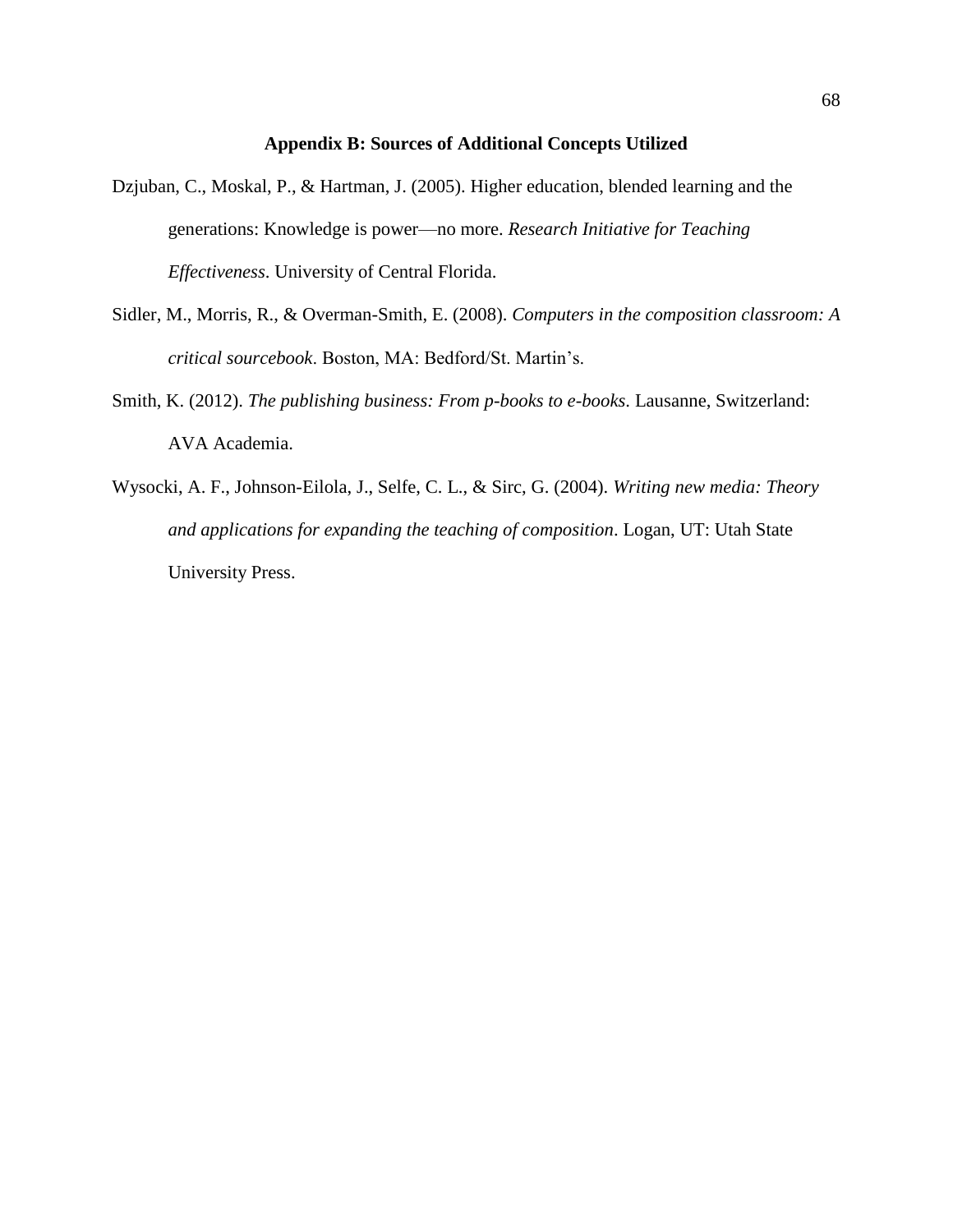## Appendix B: Sources of Additional Concepts Utilized

Dzjuban, C., Moskal, P., & Hartman, J. (2005). Higher education, blended learning and the generations: Knowledge is power—no more. *Research Initiative for Teaching Effectiveness*. University of Central Florida.

Sidler, M., Morris, R., & Overman-Smith, E. (2008). *Computers in the composition classroom: A critical sourcebook*. Boston, MA: Bedford/St. Martin's.

Smith, K. (2012). *The publishing business: From p-books to e-books*. Lausanne, Switzerland: AVA Academia.

Wysocki, A. F., Johnson-Eilola, J., Selfe, C. L., & Sirc, G. (2004). *Writing new media: Theory and applications for expanding the teaching of composition*. Logan, UT: Utah State University Press.